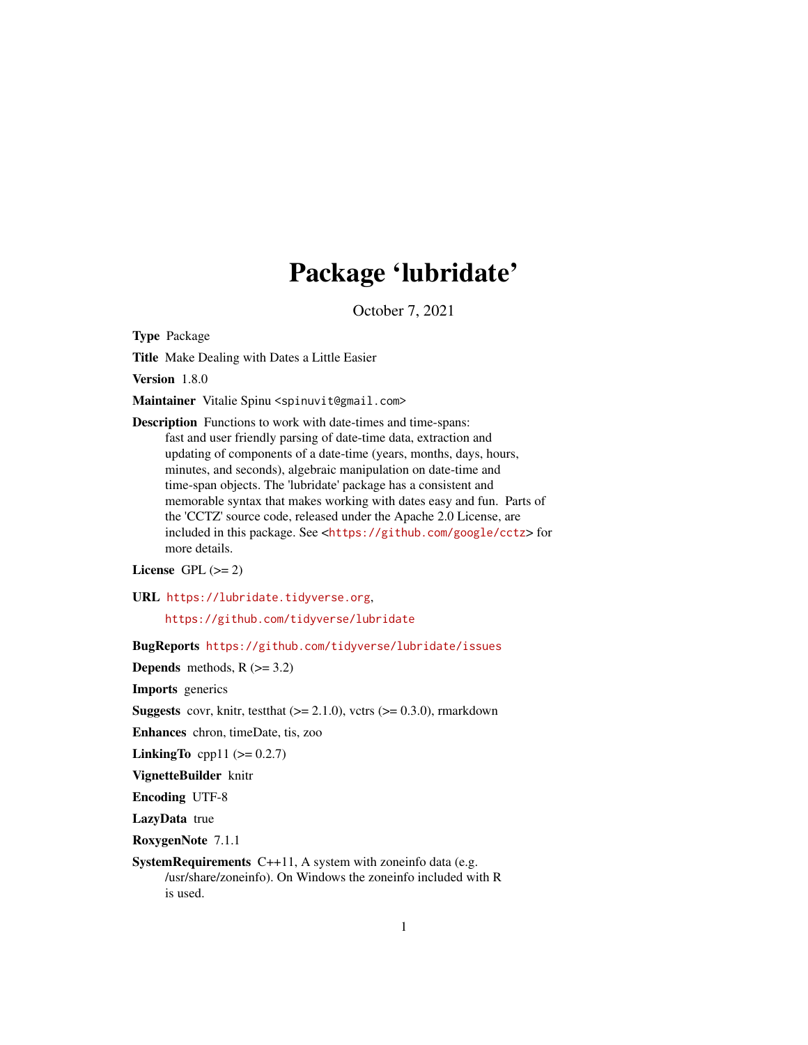# Package 'lubridate'

October 7, 2021

**Type** Package

**Title** Make Dealing with Dates a Little Easier

**Version** 1.8.0

**Maintainer** Vitalie Spinu <spinuvit@gmail.com>

**Description** Functions to work with date-times and time-spans:
fast and user friendly parsing of date-time data, extraction and
updating of components of a date-time (years, months, days, hours,
minutes, and seconds), algebraic manipulation on date-time and
time-span objects. The 'lubridate' package has a consistent and
memorable syntax that makes working with dates easy and fun. Parts of
the 'CCTZ' source code, released under the Apache 2.0 License, are
included in this package. See <https://github.com/google/cctz> for
more details.

**License** GPL (>= 2)

**URL** https://lubridate.tidyverse.org,
https://github.com/tidyverse/lubridate

**BugReports** https://github.com/tidyverse/lubridate/issues

**Depends** methods, R (>= 3.2)

**Imports** generics

**Suggests** covr, knitr, testthat (>= 2.1.0), vctrs (>= 0.3.0), rmarkdown

**Enhances** chron, timeDate, tis, zoo

**LinkingTo** cpp11 (>= 0.2.7)

**VignetteBuilder** knitr

**Encoding** UTF-8

**LazyData** true

**RoxygenNote** 7.1.1

**SystemRequirements** C++11, A system with zoneinfo data (e.g.
/usr/share/zoneinfo). On Windows the zoneinfo included with R
is used.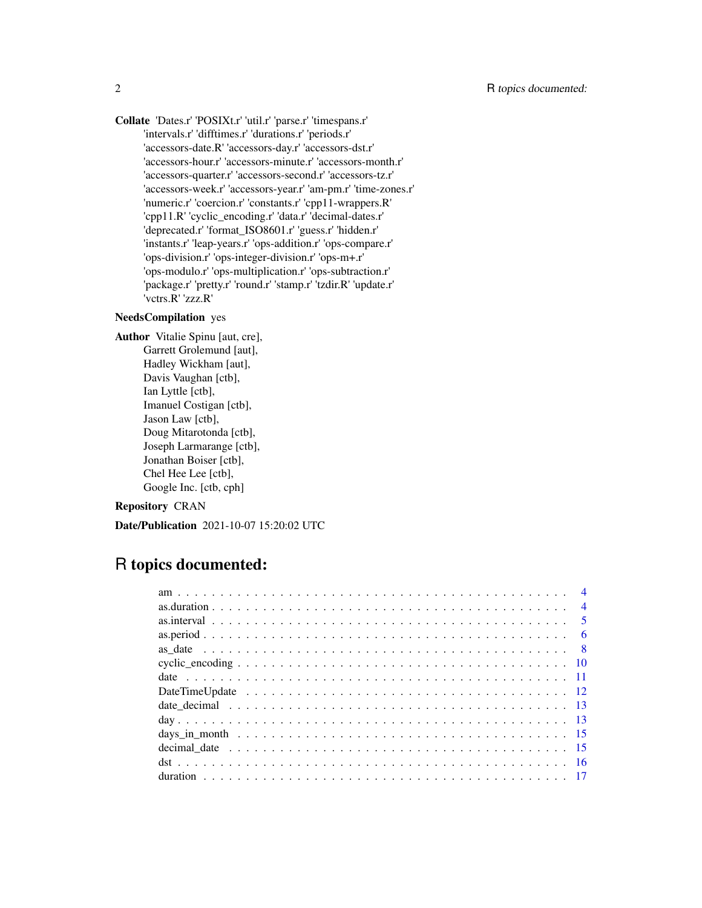**Collate** 'Dates.r' 'POSIXt.r' 'util.r' 'parse.r' 'timespans.r' 'intervals.r' 'difftimes.r' 'durations.r' 'periods.r' 'accessors-date.R' 'accessors-day.r' 'accessors-dst.r' 'accessors-hour.r' 'accessors-minute.r' 'accessors-month.r' 'accessors-quarter.r' 'accessors-second.r' 'accessors-tz.r' 'accessors-week.r' 'accessors-year.r' 'am-pm.r' 'time-zones.r' 'numeric.r' 'coercion.r' 'constants.r' 'cpp11-wrappers.R' 'cpp11.R' 'cyclic_encoding.r' 'data.r' 'decimal-dates.r' 'deprecated.r' 'format_ISO8601.r' 'guess.r' 'hidden.r' 'instants.r' 'leap-years.r' 'ops-addition.r' 'ops-compare.r' 'ops-division.r' 'ops-integer-division.r' 'ops-m+.r' 'ops-modulo.r' 'ops-multiplication.r' 'ops-subtraction.r' 'package.r' 'pretty.r' 'round.r' 'stamp.r' 'tzdir.R' 'update.r' 'vctrs.R' 'zzz.R'

**NeedsCompilation** yes

**Author** Vitalie Spinu [aut, cre],
Garrett Grolemund [aut],
Hadley Wickham [aut],
Davis Vaughan [ctb],
Ian Lyttle [ctb],
Imanuel Costigan [ctb],
Jason Law [ctb],
Doug Mitarotonda [ctb],
Joseph Larmarange [ctb],
Jonathan Boiser [ctb],
Chel Hee Lee [ctb],
Google Inc. [ctb, cph]

**Repository** CRAN

**Date/Publication** 2021-10-07 15:20:02 UTC

# R topics documented:

- am . . . . . . . . . . 4
- as.duration . . . . . . . . . . 4
- as.interval . . . . . . . . . . 5
- as.period . . . . . . . . . . 6
- as_date . . . . . . . . . . 8
- cyclic_encoding . . . . . . . . . . 10
- date . . . . . . . . . . 11
- DateTimeUpdate . . . . . . . . . . 12
- date_decimal . . . . . . . . . . 13
- day . . . . . . . . . . 13
- days_in_month . . . . . . . . . . 15
- decimal_date . . . . . . . . . . 15
- dst . . . . . . . . . . 16
- duration . . . . . . . . . . 17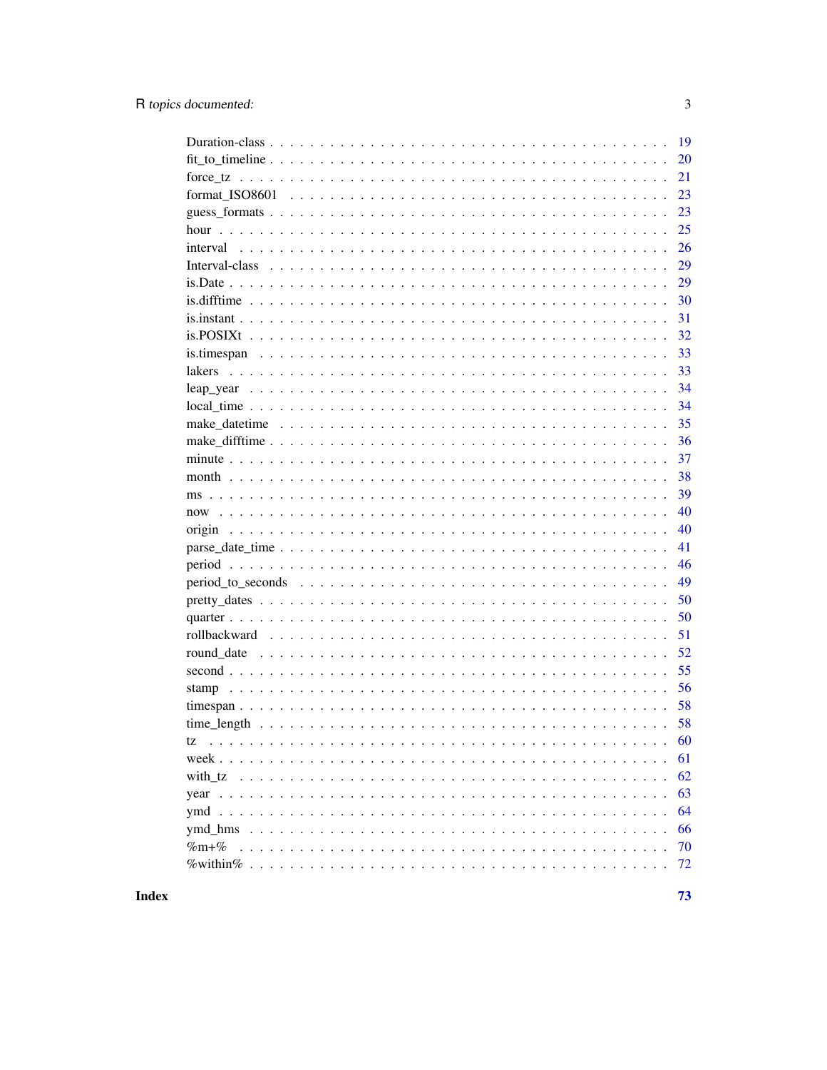| | |
|---|---|
| Duration-class | 19 |
| fit_to_timeline | 20 |
| force_tz | 21 |
| format_ISO8601 | 23 |
| guess_formats | 23 |
| hour | 25 |
| interval | 26 |
| Interval-class | 29 |
| is.Date | 29 |
| is.difftime | 30 |
| is.instant | 31 |
| is.POSIXt | 32 |
| is.timespan | 33 |
| lakers | 33 |
| leap_year | 34 |
| local_time | 34 |
| make_datetime | 35 |
| make_difftime | 36 |
| minute | 37 |
| month | 38 |
| ms | 39 |
| now | 40 |
| origin | 40 |
| parse_date_time | 41 |
| period | 46 |
| period_to_seconds | 49 |
| pretty_dates | 50 |
| quarter | 50 |
| rollbackward | 51 |
| round_date | 52 |
| second | 55 |
| stamp | 56 |
| timespan | 58 |
| time_length | 58 |
| tz | 60 |
| week | 61 |
| with_tz | 62 |
| year | 63 |
| ymd | 64 |
| ymd_hms | 66 |
| %m+% | 70 |
| %within% | 72 |

**Index** **73**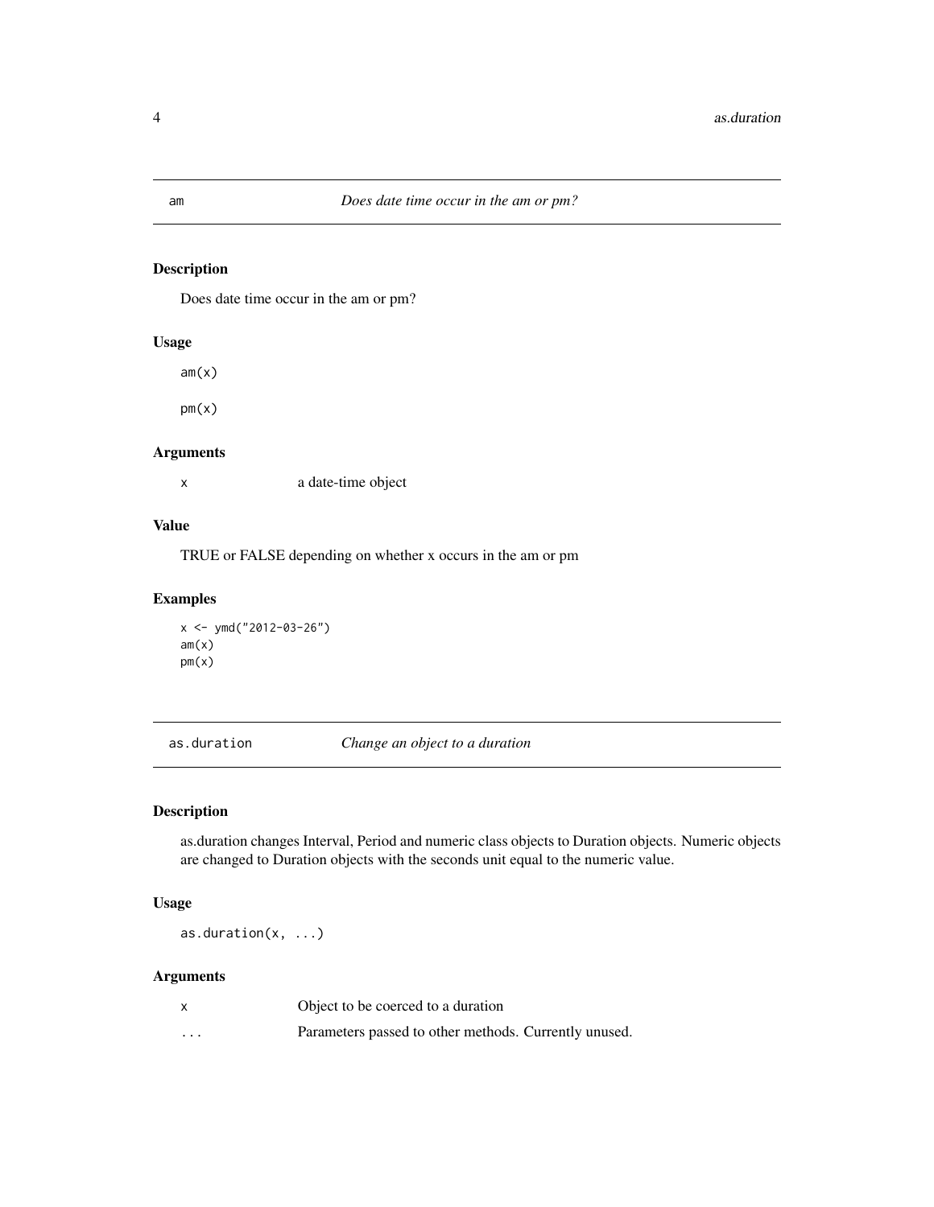## am — *Does date time occur in the am or pm?*

### Description

Does date time occur in the am or pm?

### Usage

```
am(x)

pm(x)
```

### Arguments

| | |
|---|---|
| x | a date-time object |

### Value

TRUE or FALSE depending on whether x occurs in the am or pm

### Examples

```
x <- ymd("2012-03-26")
am(x)
pm(x)
```

## as.duration — *Change an object to a duration*

### Description

as.duration changes Interval, Period and numeric class objects to Duration objects. Numeric objects are changed to Duration objects with the seconds unit equal to the numeric value.

### Usage

```
as.duration(x, ...)
```

### Arguments

| | |
|---|---|
| x | Object to be coerced to a duration |
| ... | Parameters passed to other methods. Currently unused. |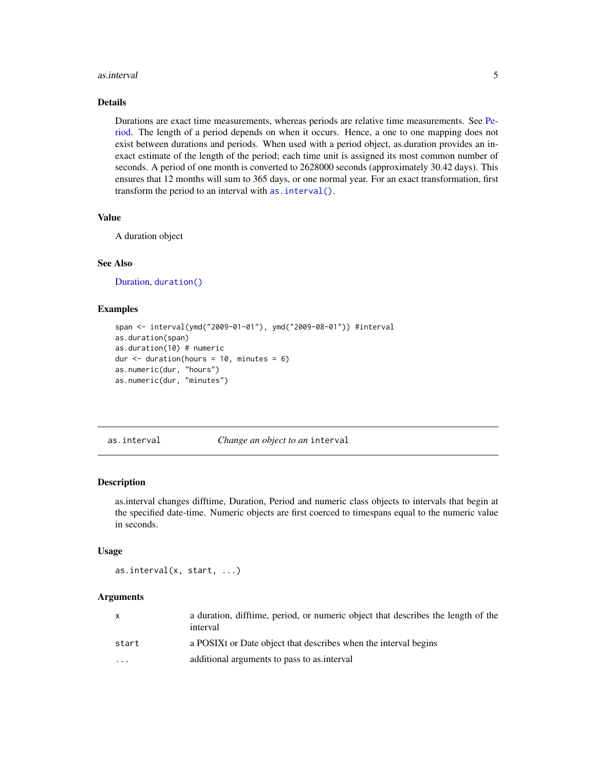### Details

Durations are exact time measurements, whereas periods are relative time measurements. See Period. The length of a period depends on when it occurs. Hence, a one to one mapping does not exist between durations and periods. When used with a period object, as.duration provides an inexact estimate of the length of the period; each time unit is assigned its most common number of seconds. A period of one month is converted to 2628000 seconds (approximately 30.42 days). This ensures that 12 months will sum to 365 days, or one normal year. For an exact transformation, first transform the period to an interval with `as.interval()`.

### Value

A duration object

### See Also

Duration, `duration()`

### Examples

```
span <- interval(ymd("2009-01-01"), ymd("2009-08-01")) #interval
as.duration(span)
as.duration(10) # numeric
dur <- duration(hours = 10, minutes = 6)
as.numeric(dur, "hours")
as.numeric(dur, "minutes")
```

---

## as.interval — *Change an object to an* `interval`

### Description

as.interval changes difftime, Duration, Period and numeric class objects to intervals that begin at the specified date-time. Numeric objects are first coerced to timespans equal to the numeric value in seconds.

### Usage

```
as.interval(x, start, ...)
```

### Arguments

| | |
|---|---|
| `x` | a duration, difftime, period, or numeric object that describes the length of the interval |
| `start` | a POSIXt or Date object that describes when the interval begins |
| `...` | additional arguments to pass to as.interval |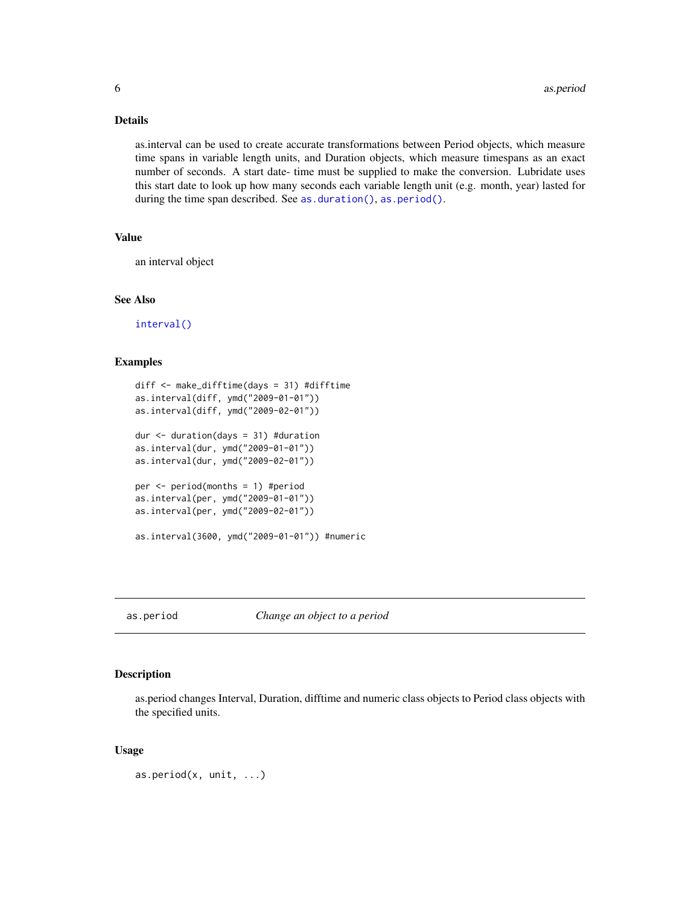### Details

as.interval can be used to create accurate transformations between Period objects, which measure time spans in variable length units, and Duration objects, which measure timespans as an exact number of seconds. A start date- time must be supplied to make the conversion. Lubridate uses this start date to look up how many seconds each variable length unit (e.g. month, year) lasted for during the time span described. See `as.duration()`, `as.period()`.

### Value

an interval object

### See Also

`interval()`

### Examples

```
diff <- make_difftime(days = 31) #difftime
as.interval(diff, ymd("2009-01-01"))
as.interval(diff, ymd("2009-02-01"))

dur <- duration(days = 31) #duration
as.interval(dur, ymd("2009-01-01"))
as.interval(dur, ymd("2009-02-01"))

per <- period(months = 1) #period
as.interval(per, ymd("2009-01-01"))
as.interval(per, ymd("2009-02-01"))

as.interval(3600, ymd("2009-01-01")) #numeric
```

---

## as.period — *Change an object to a period*

### Description

as.period changes Interval, Duration, difftime and numeric class objects to Period class objects with the specified units.

### Usage

```
as.period(x, unit, ...)
```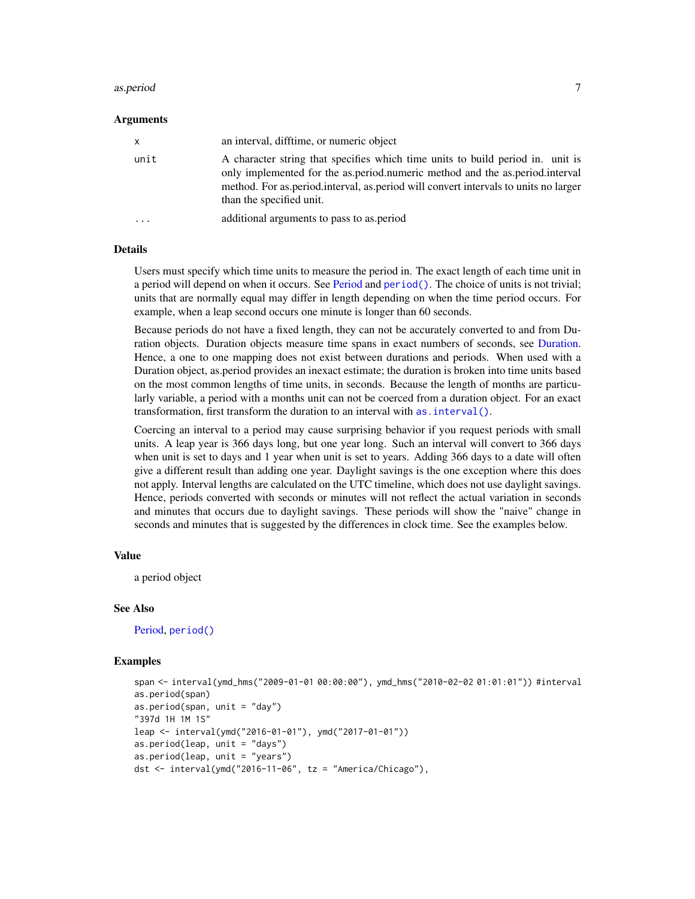### Arguments

| | |
|---|---|
| x | an interval, difftime, or numeric object |
| unit | A character string that specifies which time units to build period in. unit is only implemented for the as.period.numeric method and the as.period.interval method. For as.period.interval, as.period will convert intervals to units no larger than the specified unit. |
| ... | additional arguments to pass to as.period |

### Details

Users must specify which time units to measure the period in. The exact length of each time unit in a period will depend on when it occurs. See Period and `period()`. The choice of units is not trivial; units that are normally equal may differ in length depending on when the time period occurs. For example, when a leap second occurs one minute is longer than 60 seconds.

Because periods do not have a fixed length, they can not be accurately converted to and from Duration objects. Duration objects measure time spans in exact numbers of seconds, see Duration. Hence, a one to one mapping does not exist between durations and periods. When used with a Duration object, as.period provides an inexact estimate; the duration is broken into time units based on the most common lengths of time units, in seconds. Because the length of months are particularly variable, a period with a months unit can not be coerced from a duration object. For an exact transformation, first transform the duration to an interval with `as.interval()`.

Coercing an interval to a period may cause surprising behavior if you request periods with small units. A leap year is 366 days long, but one year long. Such an interval will convert to 366 days when unit is set to days and 1 year when unit is set to years. Adding 366 days to a date will often give a different result than adding one year. Daylight savings is the one exception where this does not apply. Interval lengths are calculated on the UTC timeline, which does not use daylight savings. Hence, periods converted with seconds or minutes will not reflect the actual variation in seconds and minutes that occurs due to daylight savings. These periods will show the "naive" change in seconds and minutes that is suggested by the differences in clock time. See the examples below.

### Value

a period object

### See Also

Period, `period()`

### Examples

```
span <- interval(ymd_hms("2009-01-01 00:00:00"), ymd_hms("2010-02-02 01:01:01")) #interval
as.period(span)
as.period(span, unit = "day")
"397d 1H 1M 1S"
leap <- interval(ymd("2016-01-01"), ymd("2017-01-01"))
as.period(leap, unit = "days")
as.period(leap, unit = "years")
dst <- interval(ymd("2016-11-06", tz = "America/Chicago"),
```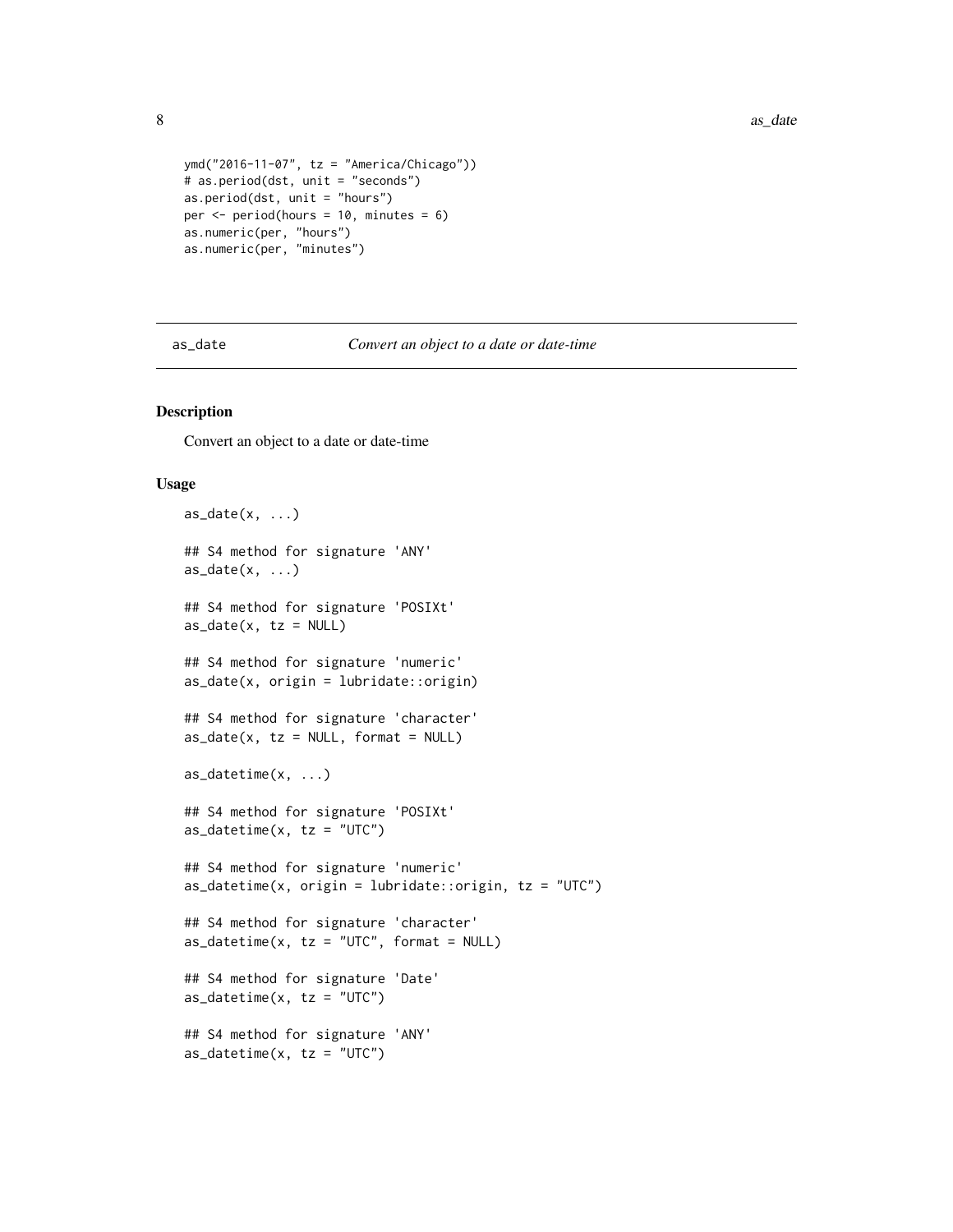```
ymd("2016-11-07", tz = "America/Chicago"))
# as.period(dst, unit = "seconds")
as.period(dst, unit = "hours")
per <- period(hours = 10, minutes = 6)
as.numeric(per, "hours")
as.numeric(per, "minutes")
```

## as_date — *Convert an object to a date or date-time*

### Description

Convert an object to a date or date-time

### Usage

```
as_date(x, ...)

## S4 method for signature 'ANY'
as_date(x, ...)

## S4 method for signature 'POSIXt'
as_date(x, tz = NULL)

## S4 method for signature 'numeric'
as_date(x, origin = lubridate::origin)

## S4 method for signature 'character'
as_date(x, tz = NULL, format = NULL)

as_datetime(x, ...)

## S4 method for signature 'POSIXt'
as_datetime(x, tz = "UTC")

## S4 method for signature 'numeric'
as_datetime(x, origin = lubridate::origin, tz = "UTC")

## S4 method for signature 'character'
as_datetime(x, tz = "UTC", format = NULL)

## S4 method for signature 'Date'
as_datetime(x, tz = "UTC")

## S4 method for signature 'ANY'
as_datetime(x, tz = "UTC")
```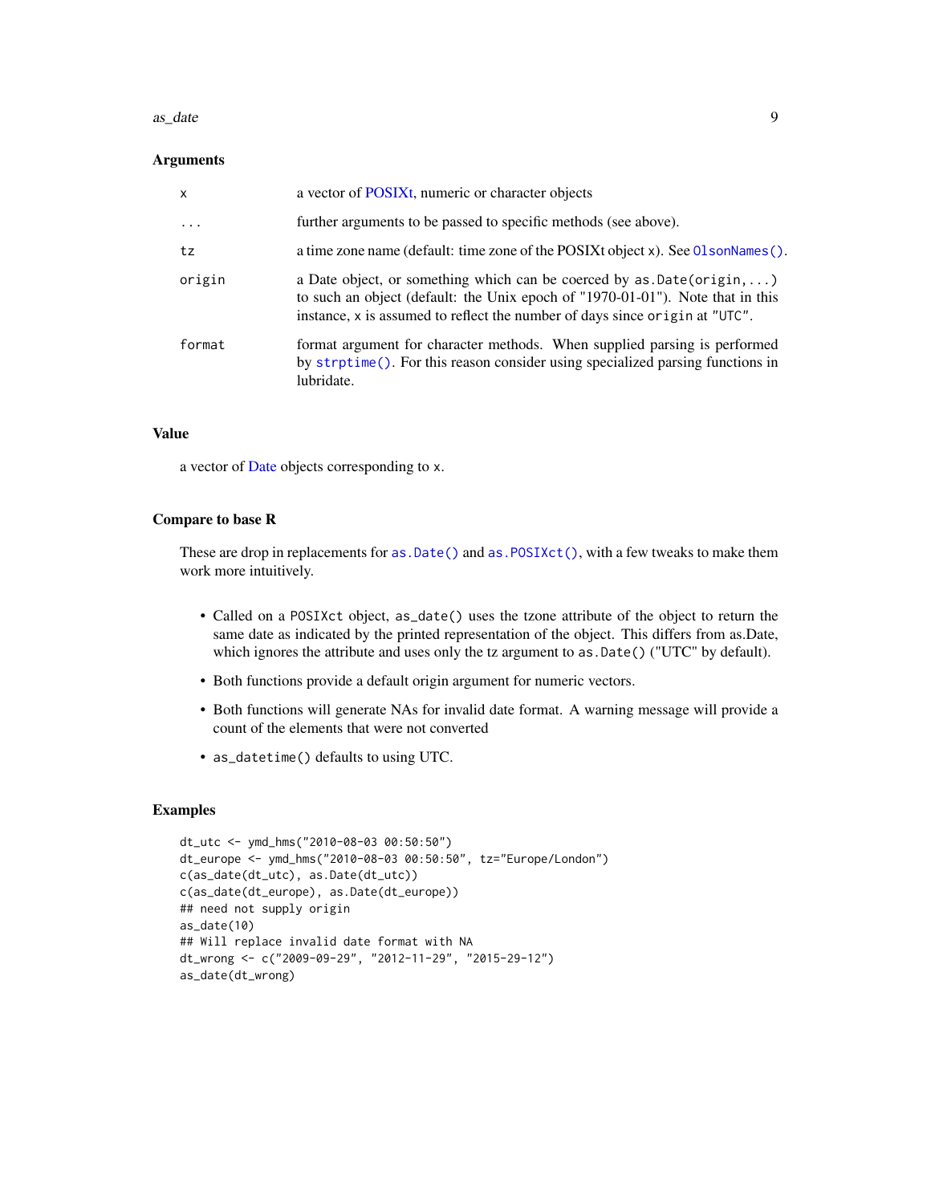### Arguments

| | |
|---|---|
| `x` | a vector of POSIXt, numeric or character objects |
| `...` | further arguments to be passed to specific methods (see above). |
| `tz` | a time zone name (default: time zone of the POSIXt object x). See `OlsonNames()`. |
| `origin` | a Date object, or something which can be coerced by `as.Date(origin,...)` to such an object (default: the Unix epoch of "1970-01-01"). Note that in this instance, x is assumed to reflect the number of days since `origin` at `"UTC"`. |
| `format` | format argument for character methods. When supplied parsing is performed by `strptime()`. For this reason consider using specialized parsing functions in lubridate. |

### Value

a vector of Date objects corresponding to `x`.

### Compare to base R

These are drop in replacements for `as.Date()` and `as.POSIXct()`, with a few tweaks to make them work more intuitively.

- Called on a `POSIXct` object, `as_date()` uses the tzone attribute of the object to return the same date as indicated by the printed representation of the object. This differs from as.Date, which ignores the attribute and uses only the tz argument to `as.Date()` ("UTC" by default).
- Both functions provide a default origin argument for numeric vectors.
- Both functions will generate NAs for invalid date format. A warning message will provide a count of the elements that were not converted
- `as_datetime()` defaults to using UTC.

### Examples

```
dt_utc <- ymd_hms("2010-08-03 00:50:50")
dt_europe <- ymd_hms("2010-08-03 00:50:50", tz="Europe/London")
c(as_date(dt_utc), as.Date(dt_utc))
c(as_date(dt_europe), as.Date(dt_europe))
## need not supply origin
as_date(10)
## Will replace invalid date format with NA
dt_wrong <- c("2009-09-29", "2012-11-29", "2015-29-12")
as_date(dt_wrong)
```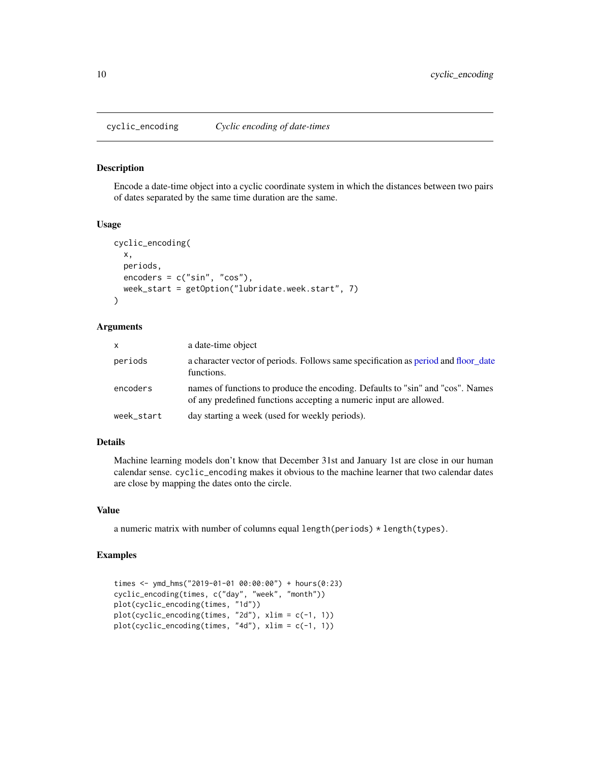## cyclic_encoding — *Cyclic encoding of date-times*

### Description

Encode a date-time object into a cyclic coordinate system in which the distances between two pairs of dates separated by the same time duration are the same.

### Usage

```
cyclic_encoding(
  x,
  periods,
  encoders = c("sin", "cos"),
  week_start = getOption("lubridate.week.start", 7)
)
```

### Arguments

| | |
|---|---|
| `x` | a date-time object |
| `periods` | a character vector of periods. Follows same specification as period and floor_date functions. |
| `encoders` | names of functions to produce the encoding. Defaults to "sin" and "cos". Names of any predefined functions accepting a numeric input are allowed. |
| `week_start` | day starting a week (used for weekly periods). |

### Details

Machine learning models don't know that December 31st and January 1st are close in our human calendar sense. `cyclic_encoding` makes it obvious to the machine learner that two calendar dates are close by mapping the dates onto the circle.

### Value

a numeric matrix with number of columns equal `length(periods) * length(types)`.

### Examples

```
times <- ymd_hms("2019-01-01 00:00:00") + hours(0:23)
cyclic_encoding(times, c("day", "week", "month"))
plot(cyclic_encoding(times, "1d"))
plot(cyclic_encoding(times, "2d"), xlim = c(-1, 1))
plot(cyclic_encoding(times, "4d"), xlim = c(-1, 1))
```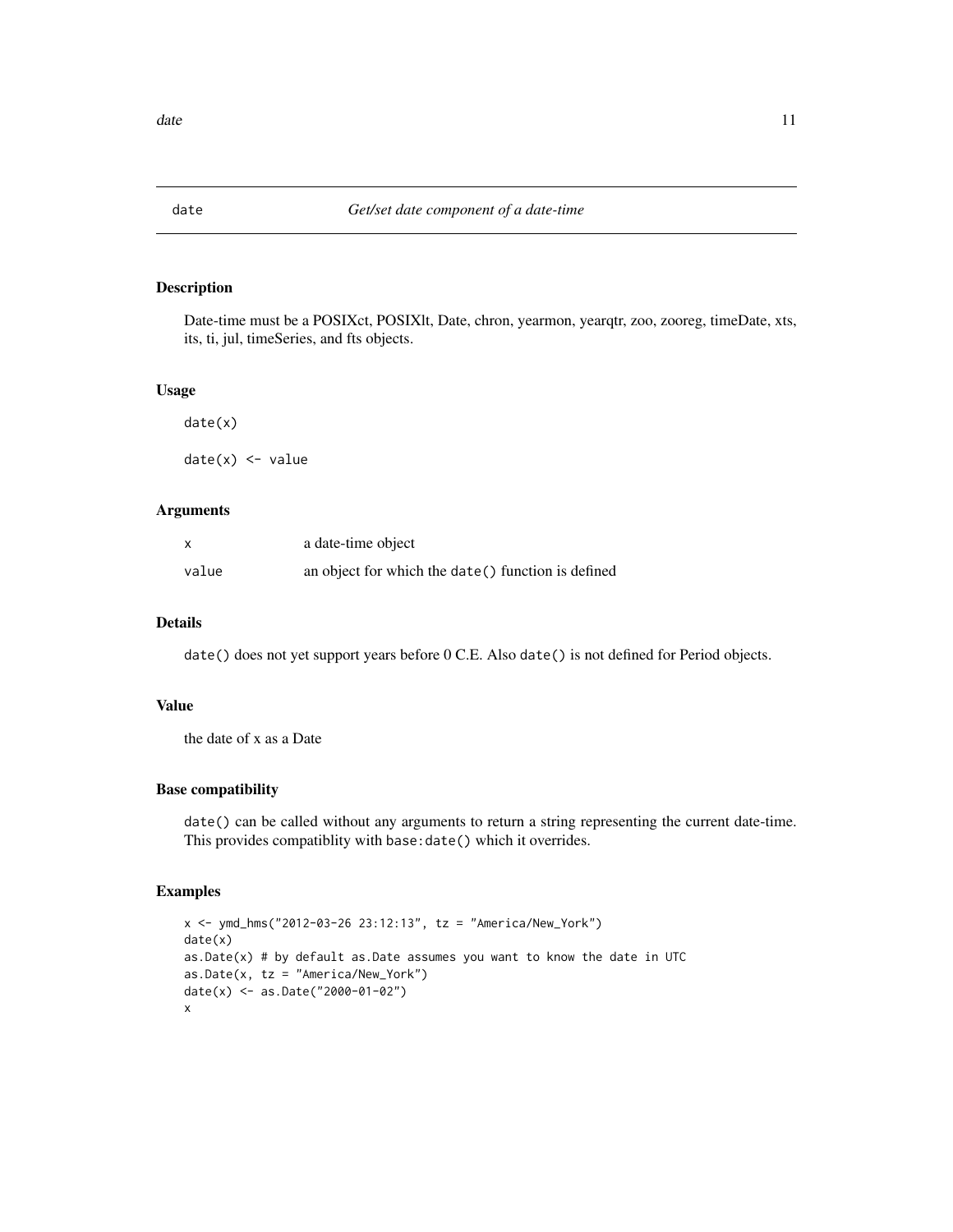## date — *Get/set date component of a date-time*

### Description

Date-time must be a POSIXct, POSIXlt, Date, chron, yearmon, yearqtr, zoo, zooreg, timeDate, xts, its, ti, jul, timeSeries, and fts objects.

### Usage

```
date(x)

date(x) <- value
```

### Arguments

| | |
|---|---|
| x | a date-time object |
| value | an object for which the `date()` function is defined |

### Details

`date()` does not yet support years before 0 C.E. Also `date()` is not defined for Period objects.

### Value

the date of x as a Date

### Base compatibility

`date()` can be called without any arguments to return a string representing the current date-time. This provides compatiblity with `base:date()` which it overrides.

### Examples

```
x <- ymd_hms("2012-03-26 23:12:13", tz = "America/New_York")
date(x)
as.Date(x) # by default as.Date assumes you want to know the date in UTC
as.Date(x, tz = "America/New_York")
date(x) <- as.Date("2000-01-02")
x
```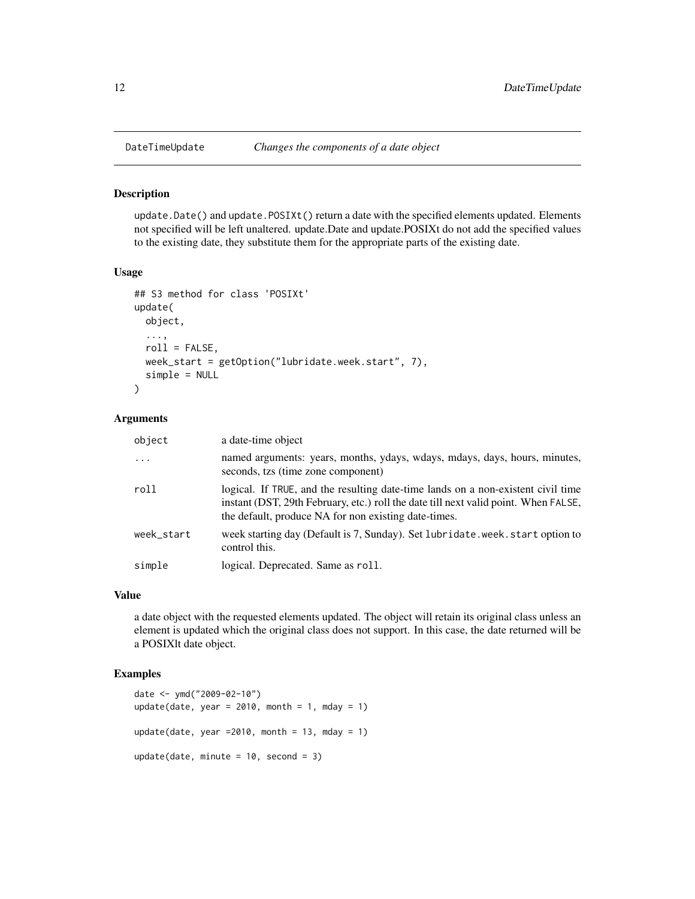DateTimeUpdate        *Changes the components of a date object*

## Description

update.Date() and update.POSIXt() return a date with the specified elements updated. Elements not specified will be left unaltered. update.Date and update.POSIXt do not add the specified values to the existing date, they substitute them for the appropriate parts of the existing date.

## Usage

```
## S3 method for class 'POSIXt'
update(
  object,
  ...,
  roll = FALSE,
  week_start = getOption("lubridate.week.start", 7),
  simple = NULL
)
```

## Arguments

| | |
|---|---|
| object | a date-time object |
| ... | named arguments: years, months, ydays, wdays, mdays, days, hours, minutes, seconds, tzs (time zone component) |
| roll | logical. If TRUE, and the resulting date-time lands on a non-existent civil time instant (DST, 29th February, etc.) roll the date till next valid point. When FALSE, the default, produce NA for non existing date-times. |
| week_start | week starting day (Default is 7, Sunday). Set lubridate.week.start option to control this. |
| simple | logical. Deprecated. Same as roll. |

## Value

a date object with the requested elements updated. The object will retain its original class unless an element is updated which the original class does not support. In this case, the date returned will be a POSIXlt date object.

## Examples

```
date <- ymd("2009-02-10")
update(date, year = 2010, month = 1, mday = 1)

update(date, year =2010, month = 13, mday = 1)

update(date, minute = 10, second = 3)
```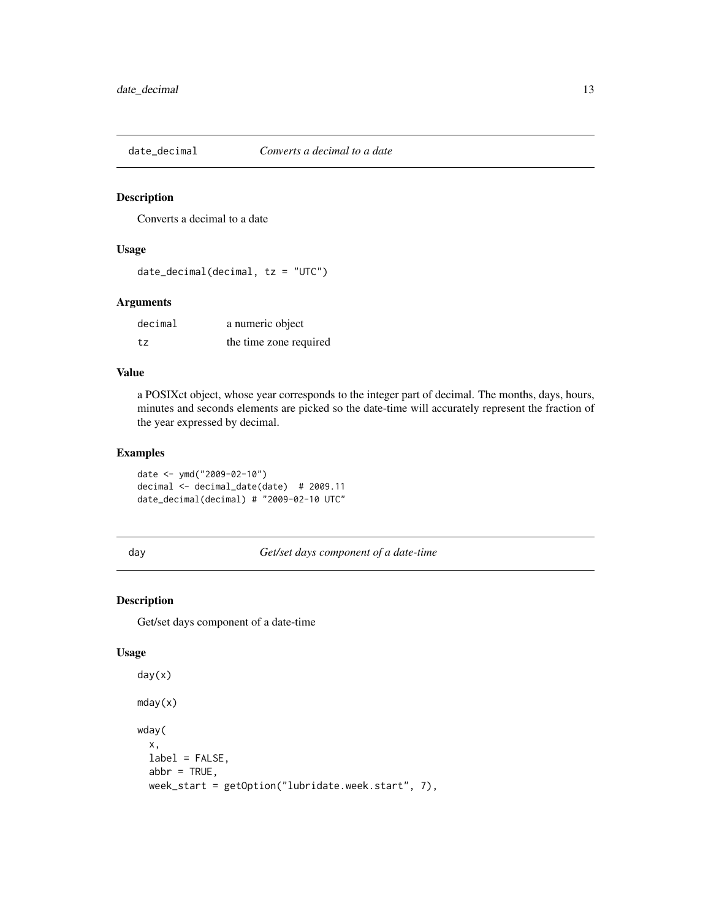## date_decimal — *Converts a decimal to a date*

### Description

Converts a decimal to a date

### Usage

```
date_decimal(decimal, tz = "UTC")
```

### Arguments

| | |
|---|---|
| decimal | a numeric object |
| tz | the time zone required |

### Value

a POSIXct object, whose year corresponds to the integer part of decimal. The months, days, hours, minutes and seconds elements are picked so the date-time will accurately represent the fraction of the year expressed by decimal.

### Examples

```
date <- ymd("2009-02-10")
decimal <- decimal_date(date)  # 2009.11
date_decimal(decimal) # "2009-02-10 UTC"
```

## day — *Get/set days component of a date-time*

### Description

Get/set days component of a date-time

### Usage

```
day(x)

mday(x)

wday(
  x,
  label = FALSE,
  abbr = TRUE,
  week_start = getOption("lubridate.week.start", 7),
```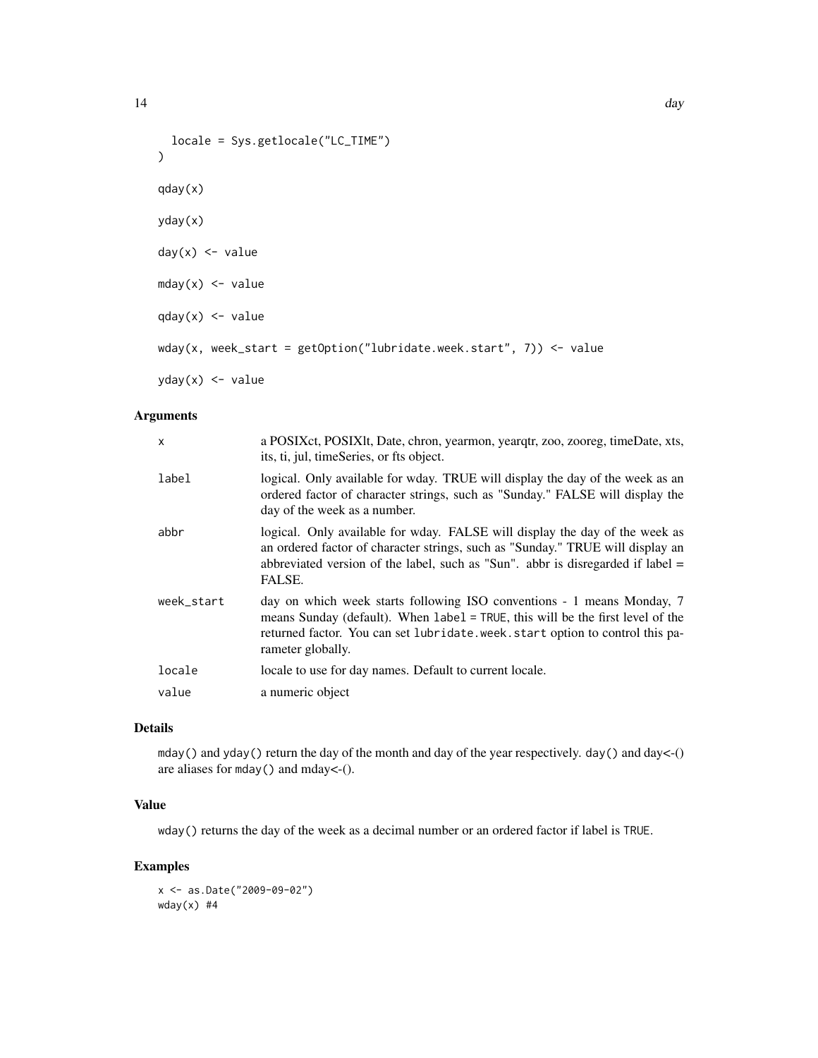```
  locale = Sys.getlocale("LC_TIME")
)

qday(x)

yday(x)

day(x) <- value

mday(x) <- value

qday(x) <- value

wday(x, week_start = getOption("lubridate.week.start", 7)) <- value

yday(x) <- value
```

## Arguments

| | |
|---|---|
| x | a POSIXct, POSIXlt, Date, chron, yearmon, yearqtr, zoo, zooreg, timeDate, xts, its, ti, jul, timeSeries, or fts object. |
| label | logical. Only available for wday. TRUE will display the day of the week as an ordered factor of character strings, such as "Sunday." FALSE will display the day of the week as a number. |
| abbr | logical. Only available for wday. FALSE will display the day of the week as an ordered factor of character strings, such as "Sunday." TRUE will display an abbreviated version of the label, such as "Sun". abbr is disregarded if label = FALSE. |
| week_start | day on which week starts following ISO conventions - 1 means Monday, 7 means Sunday (default). When `label = TRUE`, this will be the first level of the returned factor. You can set `lubridate.week.start` option to control this parameter globally. |
| locale | locale to use for day names. Default to current locale. |
| value | a numeric object |

## Details

`mday()` and `yday()` return the day of the month and day of the year respectively. `day()` and day<-() are aliases for `mday()` and mday<-().

## Value

`wday()` returns the day of the week as a decimal number or an ordered factor if label is `TRUE`.

## Examples

```
x <- as.Date("2009-09-02")
wday(x) #4
```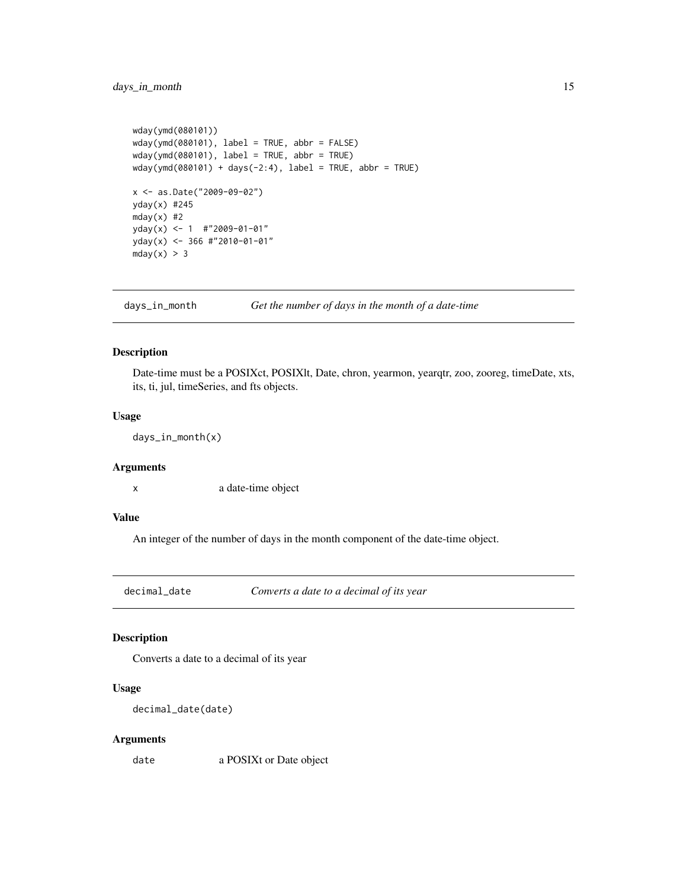```
wday(ymd(080101))
wday(ymd(080101), label = TRUE, abbr = FALSE)
wday(ymd(080101), label = TRUE, abbr = TRUE)
wday(ymd(080101) + days(-2:4), label = TRUE, abbr = TRUE)

x <- as.Date("2009-09-02")
yday(x) #245
mday(x) #2
yday(x) <- 1  #"2009-01-01"
yday(x) <- 366 #"2010-01-01"
mday(x) > 3
```

---

## days_in_month — *Get the number of days in the month of a date-time*

---

### Description

Date-time must be a POSIXct, POSIXlt, Date, chron, yearmon, yearqtr, zoo, zooreg, timeDate, xts, its, ti, jul, timeSeries, and fts objects.

### Usage

```
days_in_month(x)
```

### Arguments

| | |
|---|---|
| x | a date-time object |

### Value

An integer of the number of days in the month component of the date-time object.

---

## decimal_date — *Converts a date to a decimal of its year*

---

### Description

Converts a date to a decimal of its year

### Usage

```
decimal_date(date)
```

### Arguments

| | |
|---|---|
| date | a POSIXt or Date object |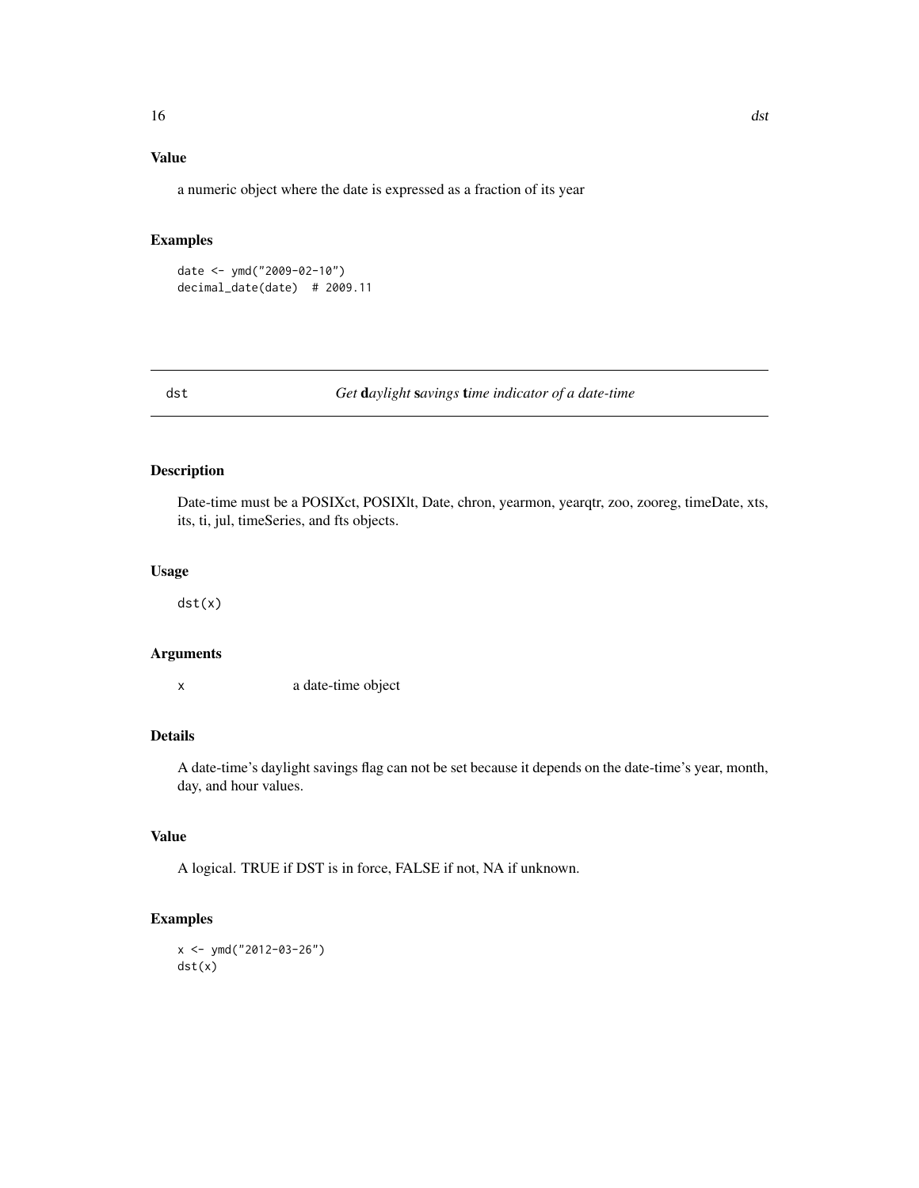### Value

a numeric object where the date is expressed as a fraction of its year

### Examples

```
date <- ymd("2009-02-10")
decimal_date(date)  # 2009.11
```

---

## dst — *Get **d**aylight **s**avings **t**ime indicator of a date-time*

---

### Description

Date-time must be a POSIXct, POSIXlt, Date, chron, yearmon, yearqtr, zoo, zooreg, timeDate, xts, its, ti, jul, timeSeries, and fts objects.

### Usage

```
dst(x)
```

### Arguments

| | |
|---|---|
| x | a date-time object |

### Details

A date-time's daylight savings flag can not be set because it depends on the date-time's year, month, day, and hour values.

### Value

A logical. TRUE if DST is in force, FALSE if not, NA if unknown.

### Examples

```
x <- ymd("2012-03-26")
dst(x)
```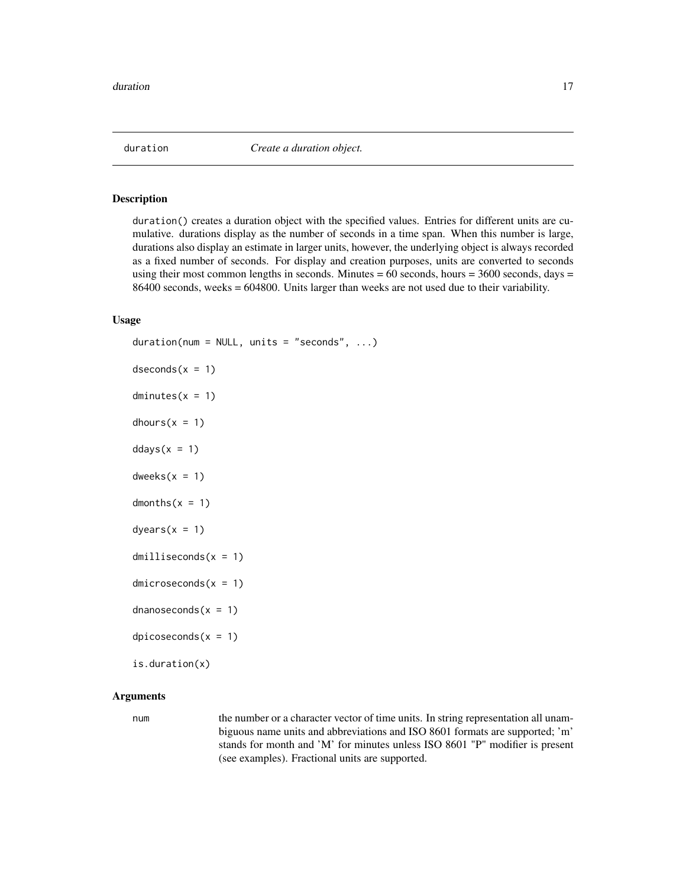# duration — *Create a duration object.*

## Description

`duration()` creates a duration object with the specified values. Entries for different units are cumulative. durations display as the number of seconds in a time span. When this number is large, durations also display an estimate in larger units, however, the underlying object is always recorded as a fixed number of seconds. For display and creation purposes, units are converted to seconds using their most common lengths in seconds. Minutes = 60 seconds, hours = 3600 seconds, days = 86400 seconds, weeks = 604800. Units larger than weeks are not used due to their variability.

## Usage

```
duration(num = NULL, units = "seconds", ...)

dseconds(x = 1)

dminutes(x = 1)

dhours(x = 1)

ddays(x = 1)

dweeks(x = 1)

dmonths(x = 1)

dyears(x = 1)

dmilliseconds(x = 1)

dmicroseconds(x = 1)

dnanoseconds(x = 1)

dpicoseconds(x = 1)

is.duration(x)
```

## Arguments

`num` — the number or a character vector of time units. In string representation all unambiguous name units and abbreviations and ISO 8601 formats are supported; 'm' stands for month and 'M' for minutes unless ISO 8601 "P" modifier is present (see examples). Fractional units are supported.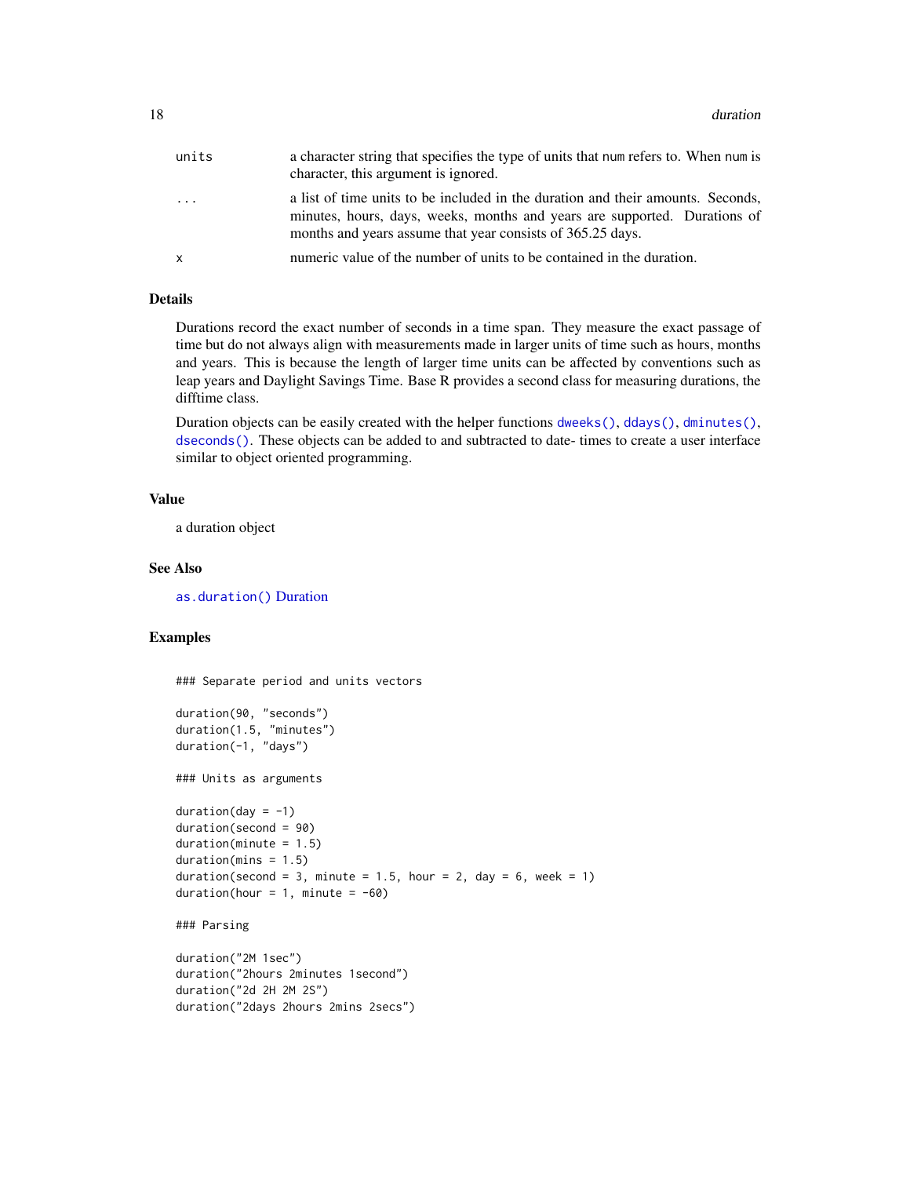| | |
|---|---|
| units | a character string that specifies the type of units that num refers to. When num is character, this argument is ignored. |
| ... | a list of time units to be included in the duration and their amounts. Seconds, minutes, hours, days, weeks, months and years are supported. Durations of months and years assume that year consists of 365.25 days. |
| x | numeric value of the number of units to be contained in the duration. |

## Details

Durations record the exact number of seconds in a time span. They measure the exact passage of time but do not always align with measurements made in larger units of time such as hours, months and years. This is because the length of larger time units can be affected by conventions such as leap years and Daylight Savings Time. Base R provides a second class for measuring durations, the difftime class.

Duration objects can be easily created with the helper functions `dweeks()`, `ddays()`, `dminutes()`, `dseconds()`. These objects can be added to and subtracted to date- times to create a user interface similar to object oriented programming.

## Value

a duration object

## See Also

`as.duration()` Duration

## Examples

```
### Separate period and units vectors

duration(90, "seconds")
duration(1.5, "minutes")
duration(-1, "days")

### Units as arguments

duration(day = -1)
duration(second = 90)
duration(minute = 1.5)
duration(mins = 1.5)
duration(second = 3, minute = 1.5, hour = 2, day = 6, week = 1)
duration(hour = 1, minute = -60)

### Parsing

duration("2M 1sec")
duration("2hours 2minutes 1second")
duration("2d 2H 2M 2S")
duration("2days 2hours 2mins 2secs")
```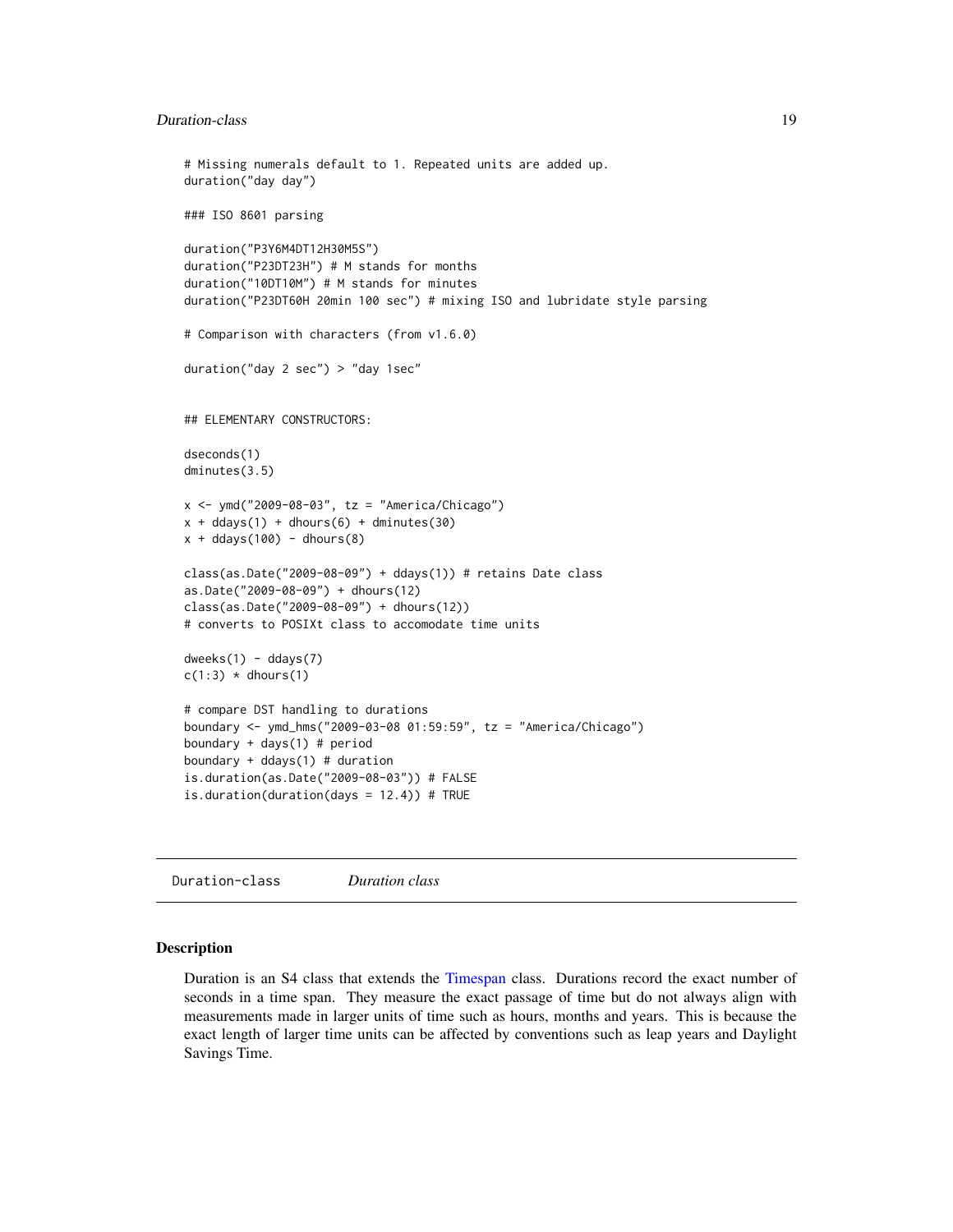```
# Missing numerals default to 1. Repeated units are added up.
duration("day day")

### ISO 8601 parsing

duration("P3Y6M4DT12H30M5S")
duration("P23DT23H") # M stands for months
duration("10DT10M") # M stands for minutes
duration("P23DT60H 20min 100 sec") # mixing ISO and lubridate style parsing

# Comparison with characters (from v1.6.0)

duration("day 2 sec") > "day 1sec"


## ELEMENTARY CONSTRUCTORS:

dseconds(1)
dminutes(3.5)

x <- ymd("2009-08-03", tz = "America/Chicago")
x + ddays(1) + dhours(6) + dminutes(30)
x + ddays(100) - dhours(8)

class(as.Date("2009-08-09") + ddays(1)) # retains Date class
as.Date("2009-08-09") + dhours(12)
class(as.Date("2009-08-09") + dhours(12))
# converts to POSIXt class to accomodate time units

dweeks(1) - ddays(7)
c(1:3) * dhours(1)

# compare DST handling to durations
boundary <- ymd_hms("2009-03-08 01:59:59", tz = "America/Chicago")
boundary + days(1) # period
boundary + ddays(1) # duration
is.duration(as.Date("2009-08-03")) # FALSE
is.duration(duration(days = 12.4)) # TRUE
```

---

## Duration-class &nbsp;&nbsp;&nbsp; *Duration class*

### Description

Duration is an S4 class that extends the Timespan class. Durations record the exact number of seconds in a time span. They measure the exact passage of time but do not always align with measurements made in larger units of time such as hours, months and years. This is because the exact length of larger time units can be affected by conventions such as leap years and Daylight Savings Time.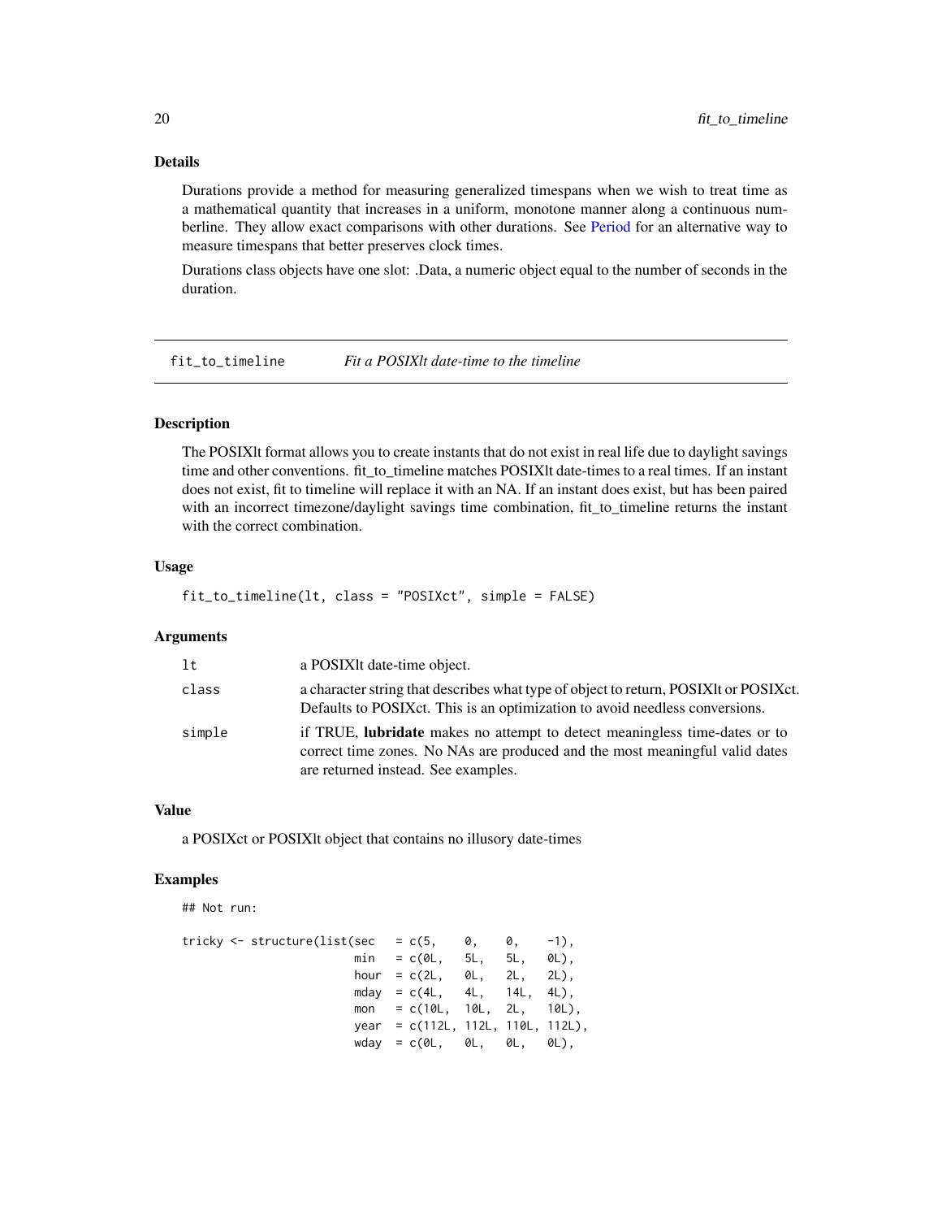### Details

Durations provide a method for measuring generalized timespans when we wish to treat time as a mathematical quantity that increases in a uniform, monotone manner along a continuous numberline. They allow exact comparisons with other durations. See Period for an alternative way to measure timespans that better preserves clock times.

Durations class objects have one slot: .Data, a numeric object equal to the number of seconds in the duration.

---

## fit_to_timeline — *Fit a POSIXlt date-time to the timeline*

### Description

The POSIXlt format allows you to create instants that do not exist in real life due to daylight savings time and other conventions. fit_to_timeline matches POSIXlt date-times to a real times. If an instant does not exist, fit to timeline will replace it with an NA. If an instant does exist, but has been paired with an incorrect timezone/daylight savings time combination, fit_to_timeline returns the instant with the correct combination.

### Usage

```
fit_to_timeline(lt, class = "POSIXct", simple = FALSE)
```

### Arguments

| | |
|---|---|
| `lt` | a POSIXlt date-time object. |
| `class` | a character string that describes what type of object to return, POSIXlt or POSIXct. Defaults to POSIXct. This is an optimization to avoid needless conversions. |
| `simple` | if TRUE, **lubridate** makes no attempt to detect meaningless time-dates or to correct time zones. No NAs are produced and the most meaningful valid dates are returned instead. See examples. |

### Value

a POSIXct or POSIXlt object that contains no illusory date-times

### Examples

```
## Not run:

tricky <- structure(list(sec   = c(5,    0,    0,    -1),
                         min   = c(0L,   5L,   5L,   0L),
                         hour  = c(2L,   0L,   2L,   2L),
                         mday  = c(4L,   4L,   14L,  4L),
                         mon   = c(10L,  10L,  2L,   10L),
                         year  = c(112L, 112L, 110L, 112L),
                         wday  = c(0L,   0L,   0L,   0L),
```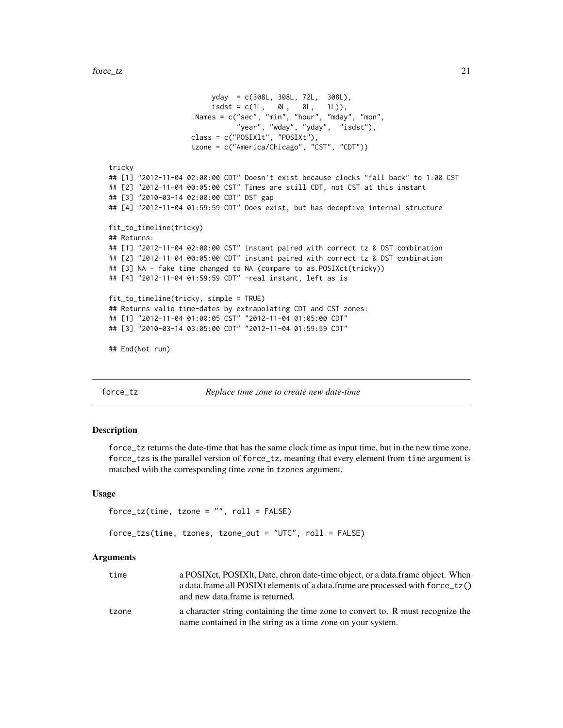```
                        yday  = c(308L, 308L, 72L,  308L),
                        isdst = c(1L,   0L,   0L,   1L)),
                   .Names = c("sec", "min", "hour", "mday", "mon",
                              "year", "wday", "yday",  "isdst"),
                   class = c("POSIXlt", "POSIXt"),
                   tzone = c("America/Chicago", "CST", "CDT"))

tricky
## [1] "2012-11-04 02:00:00 CDT" Doesn't exist because clocks "fall back" to 1:00 CST
## [2] "2012-11-04 00:05:00 CST" Times are still CDT, not CST at this instant
## [3] "2010-03-14 02:00:00 CDT" DST gap
## [4] "2012-11-04 01:59:59 CDT" Does exist, but has deceptive internal structure

fit_to_timeline(tricky)
## Returns:
## [1] "2012-11-04 02:00:00 CST" instant paired with correct tz & DST combination
## [2] "2012-11-04 00:05:00 CDT" instant paired with correct tz & DST combination
## [3] NA - fake time changed to NA (compare to as.POSIXct(tricky))
## [4] "2012-11-04 01:59:59 CDT" -real instant, left as is

fit_to_timeline(tricky, simple = TRUE)
## Returns valid time-dates by extrapolating CDT and CST zones:
## [1] "2012-11-04 01:00:05 CST" "2012-11-04 01:05:00 CDT"
## [3] "2010-03-14 03:05:00 CDT" "2012-11-04 01:59:59 CDT"

## End(Not run)
```

## force_tz — *Replace time zone to create new date-time*

### Description

force_tz returns the date-time that has the same clock time as input time, but in the new time zone. force_tzs is the parallel version of force_tz, meaning that every element from time argument is matched with the corresponding time zone in tzones argument.

### Usage

```
force_tz(time, tzone = "", roll = FALSE)

force_tzs(time, tzones, tzone_out = "UTC", roll = FALSE)
```

### Arguments

| | |
|---|---|
| time | a POSIXct, POSIXlt, Date, chron date-time object, or a data.frame object. When a data.frame all POSIXt elements of a data.frame are processed with force_tz() and new data.frame is returned. |
| tzone | a character string containing the time zone to convert to. R must recognize the name contained in the string as a time zone on your system. |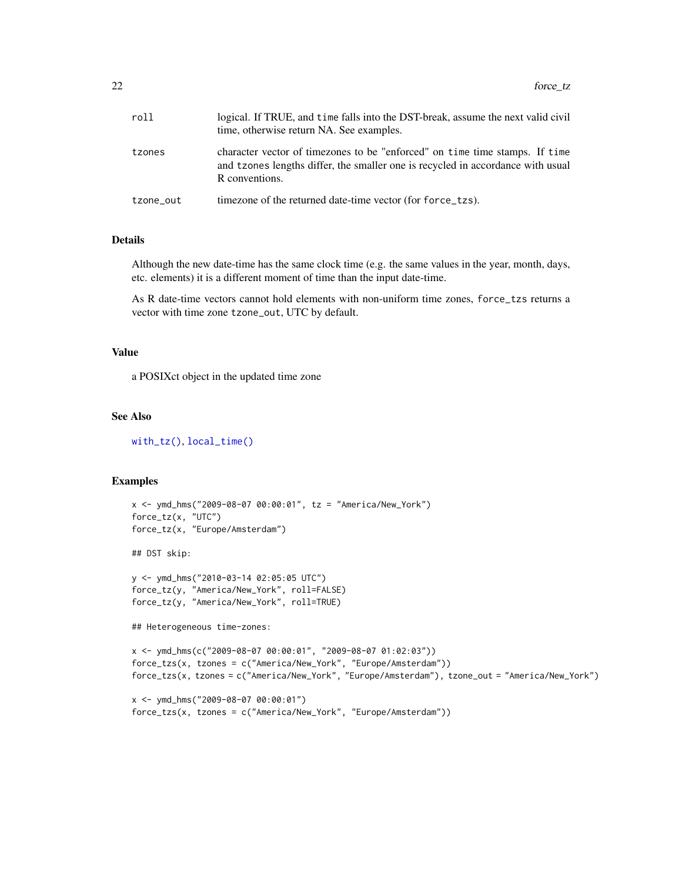| | |
|---|---|
| roll | logical. If TRUE, and time falls into the DST-break, assume the next valid civil time, otherwise return NA. See examples. |
| tzones | character vector of timezones to be "enforced" on time time stamps. If time and tzones lengths differ, the smaller one is recycled in accordance with usual R conventions. |
| tzone_out | timezone of the returned date-time vector (for force_tzs). |

## Details

Although the new date-time has the same clock time (e.g. the same values in the year, month, days, etc. elements) it is a different moment of time than the input date-time.

As R date-time vectors cannot hold elements with non-uniform time zones, force_tzs returns a vector with time zone tzone_out, UTC by default.

## Value

a POSIXct object in the updated time zone

## See Also

with_tz(), local_time()

## Examples

```
x <- ymd_hms("2009-08-07 00:00:01", tz = "America/New_York")
force_tz(x, "UTC")
force_tz(x, "Europe/Amsterdam")

## DST skip:

y <- ymd_hms("2010-03-14 02:05:05 UTC")
force_tz(y, "America/New_York", roll=FALSE)
force_tz(y, "America/New_York", roll=TRUE)

## Heterogeneous time-zones:

x <- ymd_hms(c("2009-08-07 00:00:01", "2009-08-07 01:02:03"))
force_tzs(x, tzones = c("America/New_York", "Europe/Amsterdam"))
force_tzs(x, tzones = c("America/New_York", "Europe/Amsterdam"), tzone_out = "America/New_York")

x <- ymd_hms("2009-08-07 00:00:01")
force_tzs(x, tzones = c("America/New_York", "Europe/Amsterdam"))
```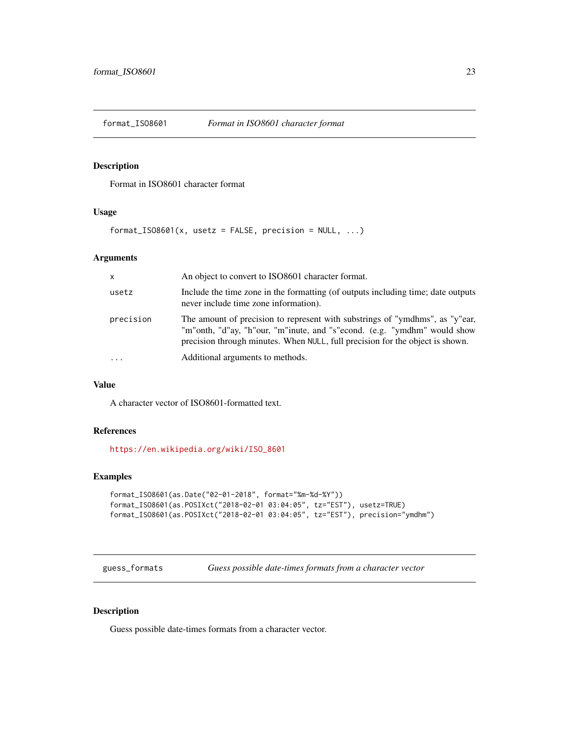## format_ISO8601 — *Format in ISO8601 character format*

### Description

Format in ISO8601 character format

### Usage

```
format_ISO8601(x, usetz = FALSE, precision = NULL, ...)
```

### Arguments

| | |
|---|---|
| x | An object to convert to ISO8601 character format. |
| usetz | Include the time zone in the formatting (of outputs including time; date outputs never include time zone information). |
| precision | The amount of precision to represent with substrings of "ymdhms", as "y"ear, "m"onth, "d"ay, "h"our, "m"inute, and "s"econd. (e.g. "ymdhm" would show precision through minutes. When NULL, full precision for the object is shown. |
| ... | Additional arguments to methods. |

### Value

A character vector of ISO8601-formatted text.

### References

https://en.wikipedia.org/wiki/ISO_8601

### Examples

```
format_ISO8601(as.Date("02-01-2018", format="%m-%d-%Y"))
format_ISO8601(as.POSIXct("2018-02-01 03:04:05", tz="EST"), usetz=TRUE)
format_ISO8601(as.POSIXct("2018-02-01 03:04:05", tz="EST"), precision="ymdhm")
```

## guess_formats — *Guess possible date-times formats from a character vector*

### Description

Guess possible date-times formats from a character vector.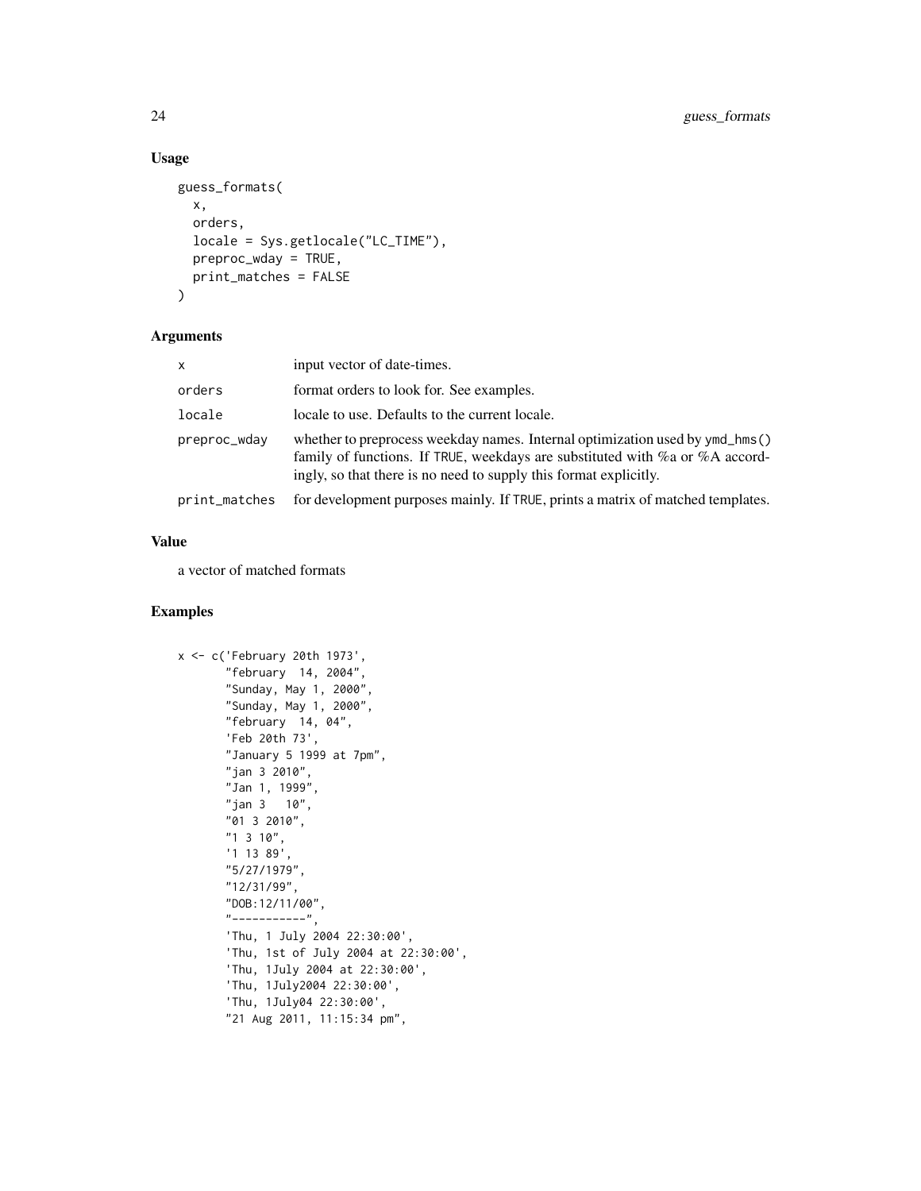### Usage

```
guess_formats(
  x,
  orders,
  locale = Sys.getlocale("LC_TIME"),
  preproc_wday = TRUE,
  print_matches = FALSE
)
```

### Arguments

| | |
|---|---|
| x | input vector of date-times. |
| orders | format orders to look for. See examples. |
| locale | locale to use. Defaults to the current locale. |
| preproc_wday | whether to preprocess weekday names. Internal optimization used by `ymd_hms()` family of functions. If `TRUE`, weekdays are substituted with %a or %A accordingly, so that there is no need to supply this format explicitly. |
| print_matches | for development purposes mainly. If `TRUE`, prints a matrix of matched templates. |

### Value

a vector of matched formats

### Examples

```
x <- c('February 20th 1973',
       "february  14, 2004",
       "Sunday, May 1, 2000",
       "Sunday, May 1, 2000",
       "february  14, 04",
       'Feb 20th 73',
       "January 5 1999 at 7pm",
       "jan 3 2010",
       "Jan 1, 1999",
       "jan 3   10",
       "01 3 2010",
       "1 3 10",
       '1 13 89',
       "5/27/1979",
       "12/31/99",
       "DOB:12/11/00",
       "-----------",
       'Thu, 1 July 2004 22:30:00',
       'Thu, 1st of July 2004 at 22:30:00',
       'Thu, 1July 2004 at 22:30:00',
       'Thu, 1July2004 22:30:00',
       'Thu, 1July04 22:30:00',
       "21 Aug 2011, 11:15:34 pm",
```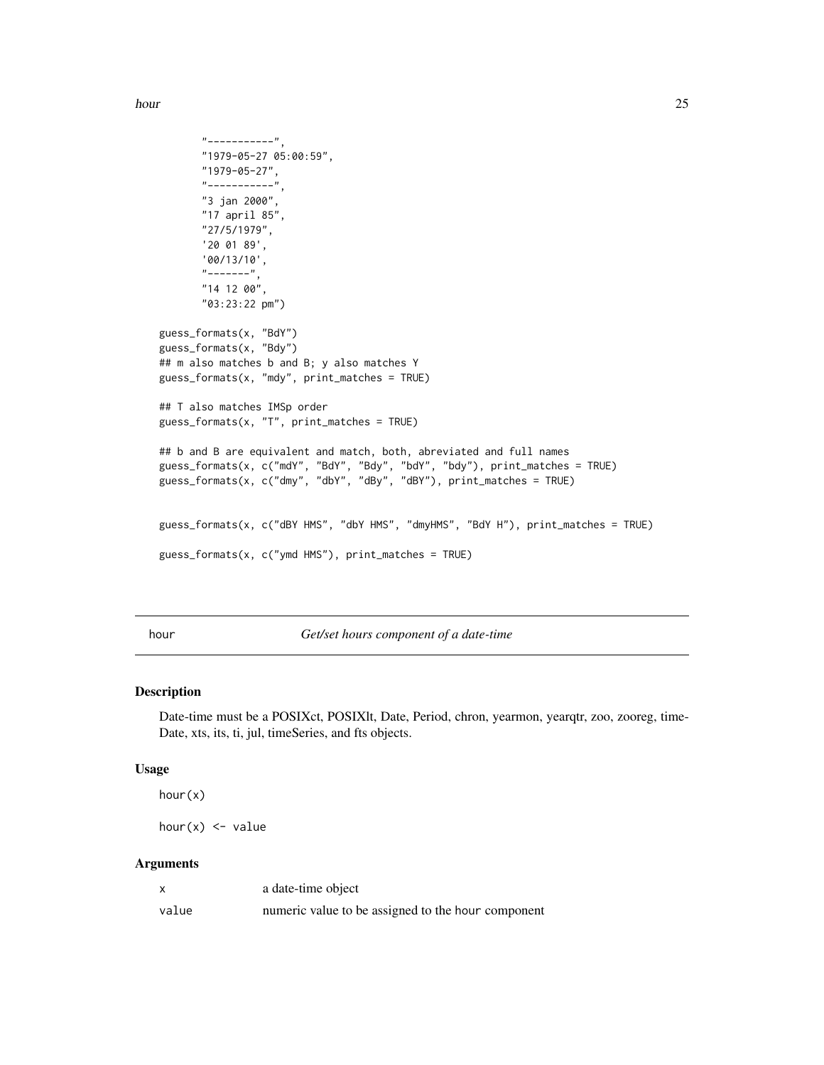```
       "-----------",
       "1979-05-27 05:00:59",
       "1979-05-27",
       "-----------",
       "3 jan 2000",
       "17 april 85",
       "27/5/1979",
       '20 01 89',
       '00/13/10',
       "-------",
       "14 12 00",
       "03:23:22 pm")

guess_formats(x, "BdY")
guess_formats(x, "Bdy")
## m also matches b and B; y also matches Y
guess_formats(x, "mdy", print_matches = TRUE)

## T also matches IMSp order
guess_formats(x, "T", print_matches = TRUE)

## b and B are equivalent and match, both, abreviated and full names
guess_formats(x, c("mdY", "BdY", "Bdy", "bdY", "bdy"), print_matches = TRUE)
guess_formats(x, c("dmy", "dbY", "dBy", "dBY"), print_matches = TRUE)


guess_formats(x, c("dBY HMS", "dbY HMS", "dmyHMS", "BdY H"), print_matches = TRUE)

guess_formats(x, c("ymd HMS"), print_matches = TRUE)
```

## hour — *Get/set hours component of a date-time*

### Description

Date-time must be a POSIXct, POSIXlt, Date, Period, chron, yearmon, yearqtr, zoo, zooreg, timeDate, xts, its, ti, jul, timeSeries, and fts objects.

### Usage

```
hour(x)

hour(x) <- value
```

### Arguments

| | |
|---|---|
| x | a date-time object |
| value | numeric value to be assigned to the hour component |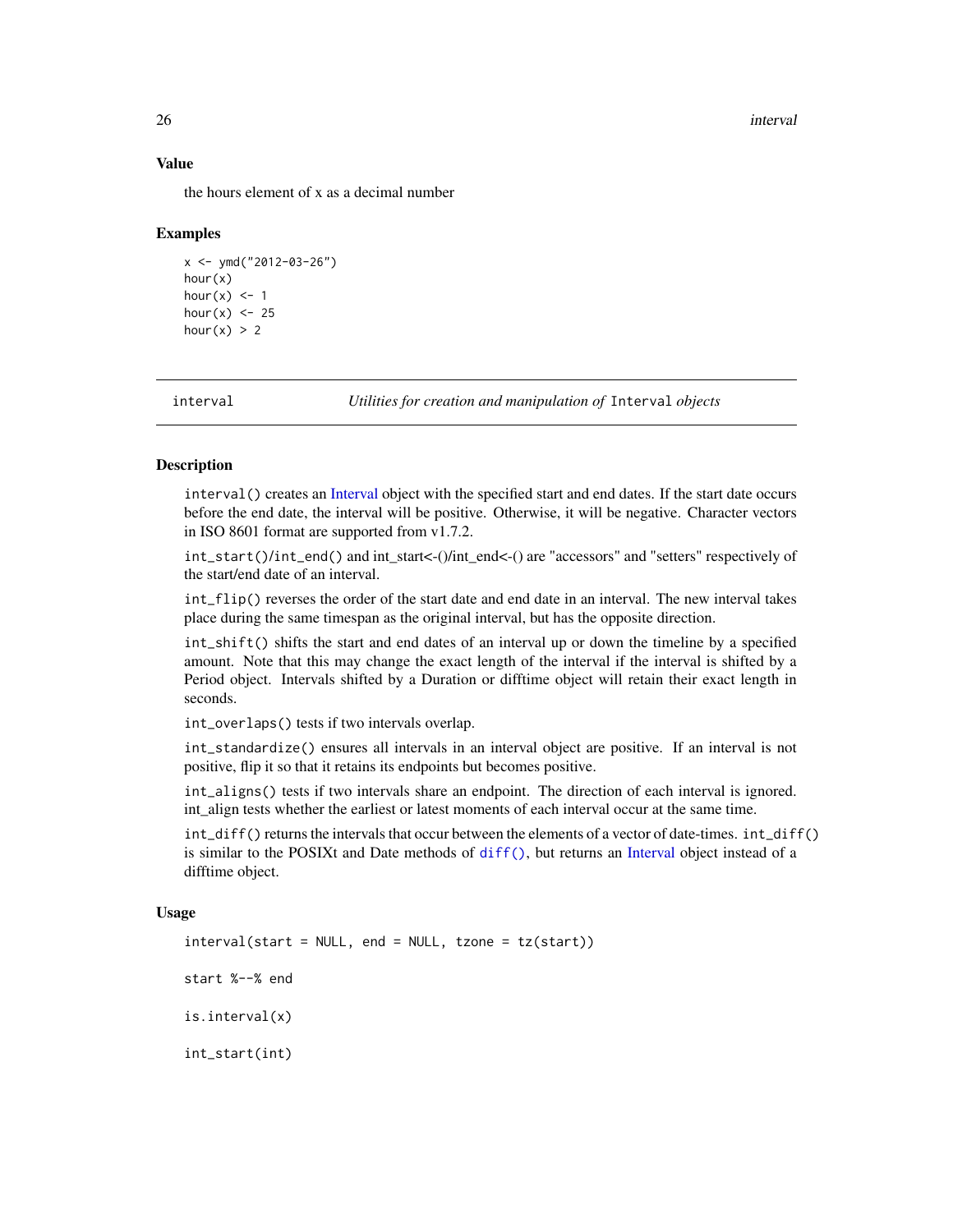### Value

the hours element of x as a decimal number

### Examples

```
x <- ymd("2012-03-26")
hour(x)
hour(x) <- 1
hour(x) <- 25
hour(x) > 2
```

---

## interval — *Utilities for creation and manipulation of `Interval` objects*

---

### Description

`interval()` creates an Interval object with the specified start and end dates. If the start date occurs before the end date, the interval will be positive. Otherwise, it will be negative. Character vectors in ISO 8601 format are supported from v1.7.2.

`int_start()`/`int_end()` and int_start<-()/int_end<-() are "accessors" and "setters" respectively of the start/end date of an interval.

`int_flip()` reverses the order of the start date and end date in an interval. The new interval takes place during the same timespan as the original interval, but has the opposite direction.

`int_shift()` shifts the start and end dates of an interval up or down the timeline by a specified amount. Note that this may change the exact length of the interval if the interval is shifted by a Period object. Intervals shifted by a Duration or difftime object will retain their exact length in seconds.

`int_overlaps()` tests if two intervals overlap.

`int_standardize()` ensures all intervals in an interval object are positive. If an interval is not positive, flip it so that it retains its endpoints but becomes positive.

`int_aligns()` tests if two intervals share an endpoint. The direction of each interval is ignored. int_align tests whether the earliest or latest moments of each interval occur at the same time.

`int_diff()` returns the intervals that occur between the elements of a vector of date-times. `int_diff()` is similar to the POSIXt and Date methods of `diff()`, but returns an Interval object instead of a difftime object.

### Usage

```
interval(start = NULL, end = NULL, tzone = tz(start))

start %--% end

is.interval(x)

int_start(int)
```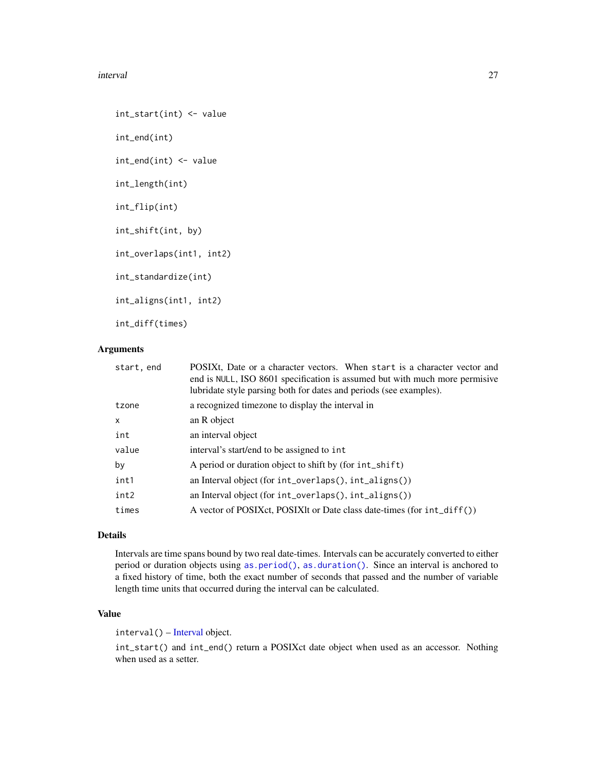```
int_start(int) <- value

int_end(int)

int_end(int) <- value

int_length(int)

int_flip(int)

int_shift(int, by)

int_overlaps(int1, int2)

int_standardize(int)

int_aligns(int1, int2)

int_diff(times)
```

### Arguments

| | |
|---|---|
| `start, end` | POSIXt, Date or a character vectors. When `start` is a character vector and end is `NULL`, ISO 8601 specification is assumed but with much more permisive lubridate style parsing both for dates and periods (see examples). |
| `tzone` | a recognized timezone to display the interval in |
| `x` | an R object |
| `int` | an interval object |
| `value` | interval's start/end to be assigned to `int` |
| `by` | A period or duration object to shift by (for `int_shift`) |
| `int1` | an Interval object (for `int_overlaps()`, `int_aligns()`) |
| `int2` | an Interval object (for `int_overlaps()`, `int_aligns()`) |
| `times` | A vector of POSIXct, POSIXlt or Date class date-times (for `int_diff()`) |

### Details

Intervals are time spans bound by two real date-times. Intervals can be accurately converted to either period or duration objects using `as.period()`, `as.duration()`. Since an interval is anchored to a fixed history of time, both the exact number of seconds that passed and the number of variable length time units that occurred during the interval can be calculated.

### Value

`interval()` – Interval object.

`int_start()` and `int_end()` return a POSIXct date object when used as an accessor. Nothing when used as a setter.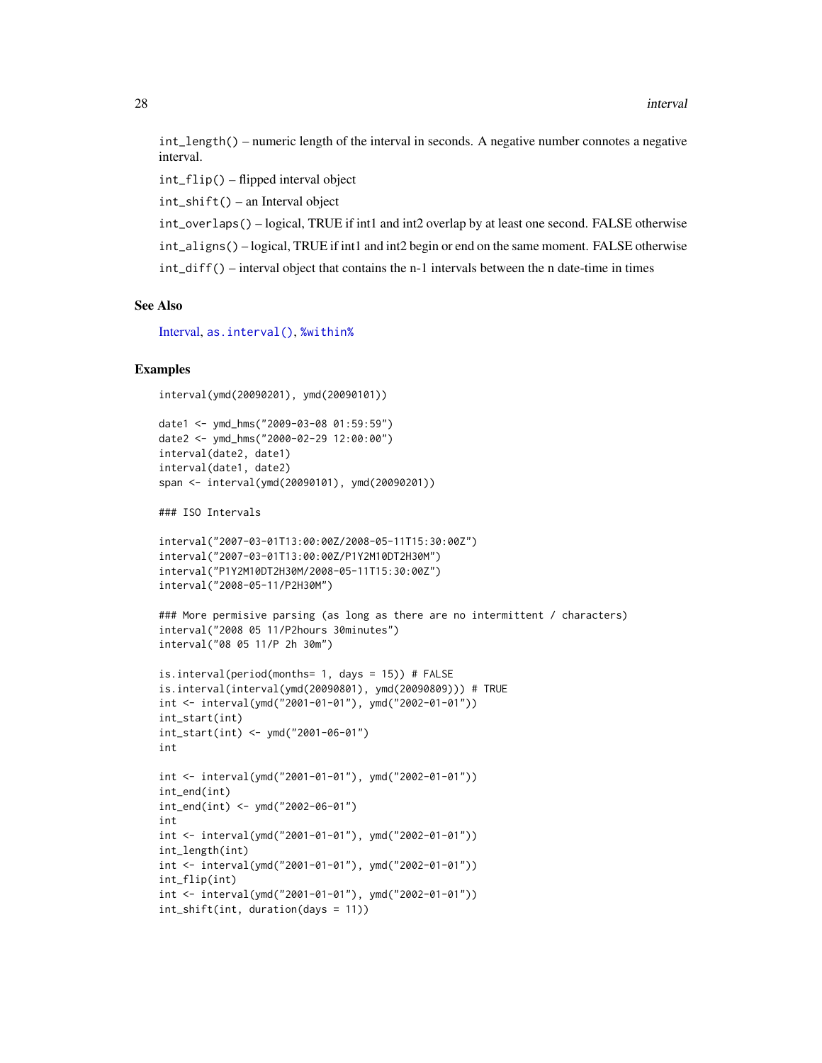`int_length()` – numeric length of the interval in seconds. A negative number connotes a negative interval.

`int_flip()` – flipped interval object

`int_shift()` – an Interval object

`int_overlaps()` – logical, TRUE if int1 and int2 overlap by at least one second. FALSE otherwise

`int_aligns()` – logical, TRUE if int1 and int2 begin or end on the same moment. FALSE otherwise

`int_diff()` – interval object that contains the n-1 intervals between the n date-time in times

## See Also

Interval, `as.interval()`, `%within%`

## Examples

```
interval(ymd(20090201), ymd(20090101))

date1 <- ymd_hms("2009-03-08 01:59:59")
date2 <- ymd_hms("2000-02-29 12:00:00")
interval(date2, date1)
interval(date1, date2)
span <- interval(ymd(20090101), ymd(20090201))

### ISO Intervals

interval("2007-03-01T13:00:00Z/2008-05-11T15:30:00Z")
interval("2007-03-01T13:00:00Z/P1Y2M10DT2H30M")
interval("P1Y2M10DT2H30M/2008-05-11T15:30:00Z")
interval("2008-05-11/P2H30M")

### More permisive parsing (as long as there are no intermittent / characters)
interval("2008 05 11/P2hours 30minutes")
interval("08 05 11/P 2h 30m")

is.interval(period(months= 1, days = 15)) # FALSE
is.interval(interval(ymd(20090801), ymd(20090809))) # TRUE
int <- interval(ymd("2001-01-01"), ymd("2002-01-01"))
int_start(int)
int_start(int) <- ymd("2001-06-01")
int

int <- interval(ymd("2001-01-01"), ymd("2002-01-01"))
int_end(int)
int_end(int) <- ymd("2002-06-01")
int
int <- interval(ymd("2001-01-01"), ymd("2002-01-01"))
int_length(int)
int <- interval(ymd("2001-01-01"), ymd("2002-01-01"))
int_flip(int)
int <- interval(ymd("2001-01-01"), ymd("2002-01-01"))
int_shift(int, duration(days = 11))
```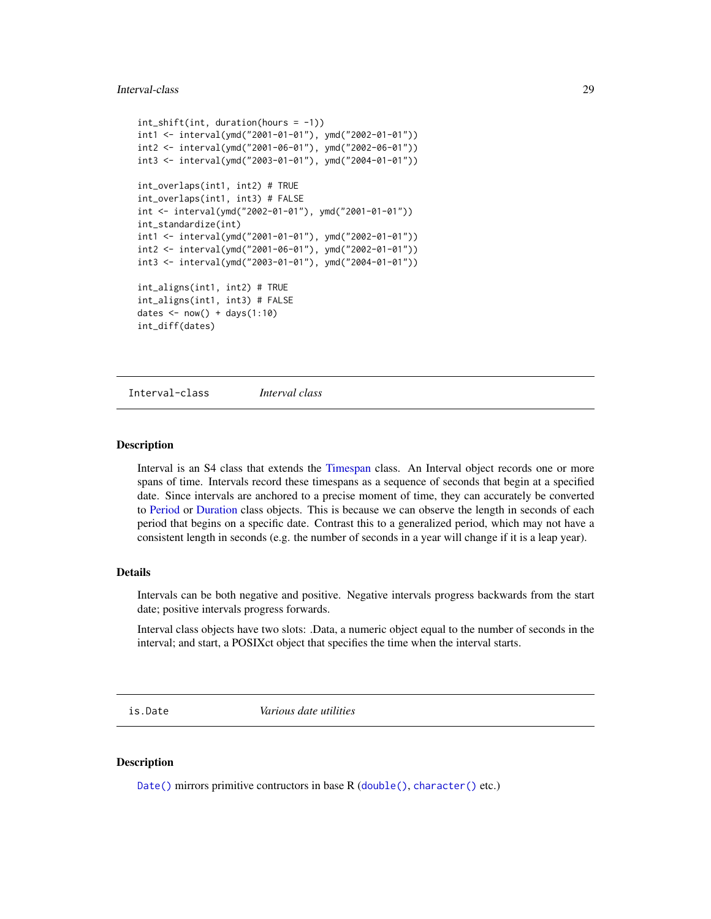```
int_shift(int, duration(hours = -1))
int1 <- interval(ymd("2001-01-01"), ymd("2002-01-01"))
int2 <- interval(ymd("2001-06-01"), ymd("2002-06-01"))
int3 <- interval(ymd("2003-01-01"), ymd("2004-01-01"))

int_overlaps(int1, int2) # TRUE
int_overlaps(int1, int3) # FALSE
int <- interval(ymd("2002-01-01"), ymd("2001-01-01"))
int_standardize(int)
int1 <- interval(ymd("2001-01-01"), ymd("2002-01-01"))
int2 <- interval(ymd("2001-06-01"), ymd("2002-01-01"))
int3 <- interval(ymd("2003-01-01"), ymd("2004-01-01"))

int_aligns(int1, int2) # TRUE
int_aligns(int1, int3) # FALSE
dates <- now() + days(1:10)
int_diff(dates)
```

---

## Interval-class — *Interval class*

### Description

Interval is an S4 class that extends the Timespan class. An Interval object records one or more spans of time. Intervals record these timespans as a sequence of seconds that begin at a specified date. Since intervals are anchored to a precise moment of time, they can accurately be converted to Period or Duration class objects. This is because we can observe the length in seconds of each period that begins on a specific date. Contrast this to a generalized period, which may not have a consistent length in seconds (e.g. the number of seconds in a year will change if it is a leap year).

### Details

Intervals can be both negative and positive. Negative intervals progress backwards from the start date; positive intervals progress forwards.

Interval class objects have two slots: .Data, a numeric object equal to the number of seconds in the interval; and start, a POSIXct object that specifies the time when the interval starts.

---

## is.Date — *Various date utilities*

### Description

`Date()` mirrors primitive contructors in base R (`double()`, `character()` etc.)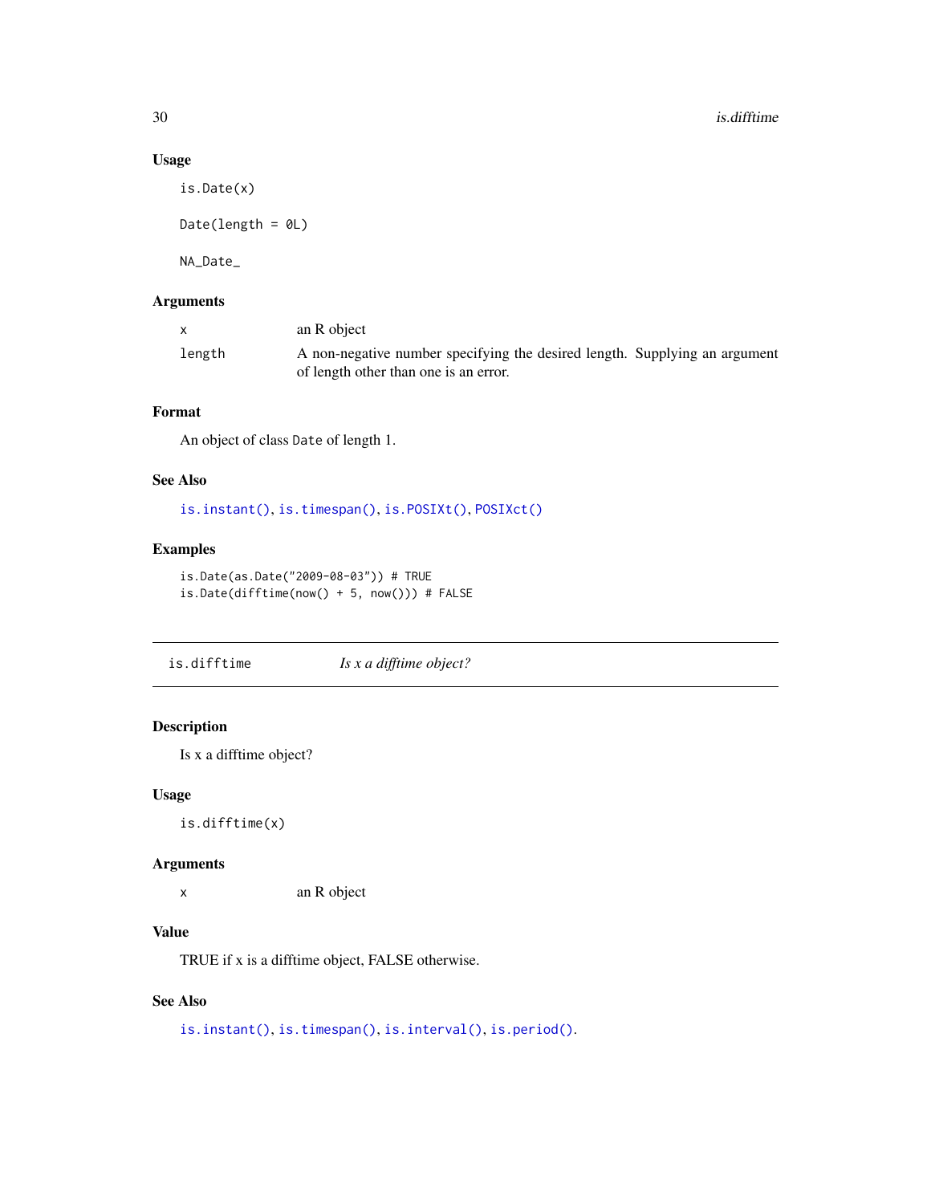### Usage

```
is.Date(x)

Date(length = 0L)

NA_Date_
```

### Arguments

| | |
|---|---|
| x | an R object |
| length | A non-negative number specifying the desired length. Supplying an argument of length other than one is an error. |

### Format

An object of class Date of length 1.

### See Also

is.instant(), is.timespan(), is.POSIXt(), POSIXct()

### Examples

```
is.Date(as.Date("2009-08-03")) # TRUE
is.Date(difftime(now() + 5, now())) # FALSE
```

---

## is.difftime &nbsp;&nbsp;&nbsp; *Is x a difftime object?*

---

### Description

Is x a difftime object?

### Usage

```
is.difftime(x)
```

### Arguments

| | |
|---|---|
| x | an R object |

### Value

TRUE if x is a difftime object, FALSE otherwise.

### See Also

is.instant(), is.timespan(), is.interval(), is.period().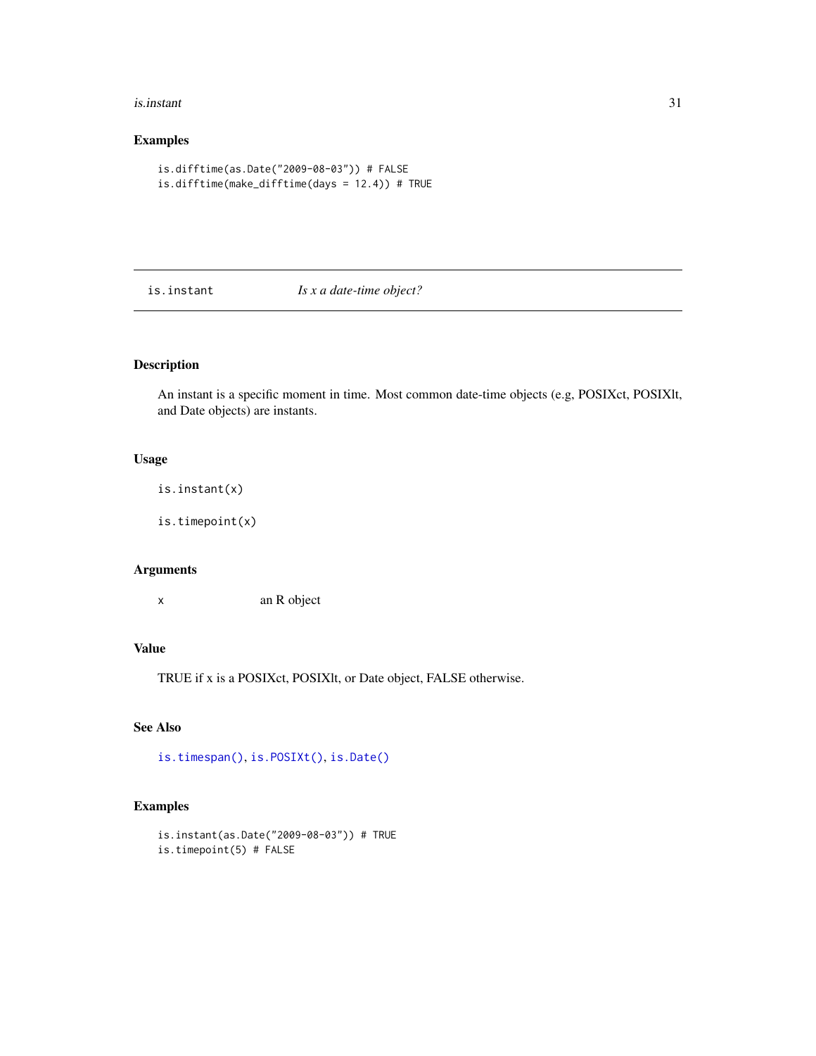## Examples

```
is.difftime(as.Date("2009-08-03")) # FALSE
is.difftime(make_difftime(days = 12.4)) # TRUE
```

---

# is.instant — *Is x a date-time object?*

---

## Description

An instant is a specific moment in time. Most common date-time objects (e.g, POSIXct, POSIXlt, and Date objects) are instants.

## Usage

```
is.instant(x)

is.timepoint(x)
```

## Arguments

| | |
|---|---|
| x | an R object |

## Value

TRUE if x is a POSIXct, POSIXlt, or Date object, FALSE otherwise.

## See Also

`is.timespan()`, `is.POSIXt()`, `is.Date()`

## Examples

```
is.instant(as.Date("2009-08-03")) # TRUE
is.timepoint(5) # FALSE
```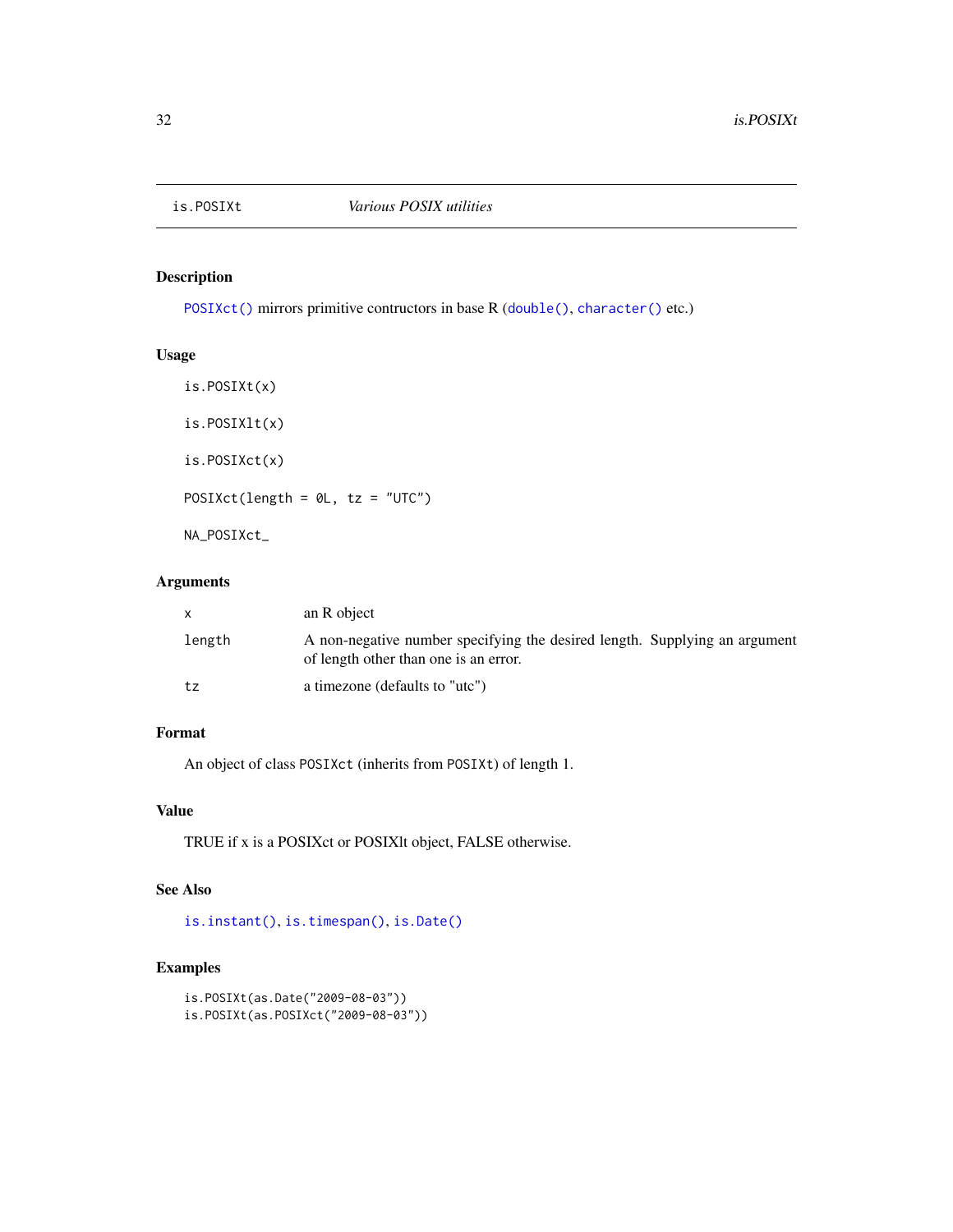# is.POSIXt — *Various POSIX utilities*

## Description

`POSIXct()` mirrors primitive contructors in base R (`double()`, `character()` etc.)

## Usage

```
is.POSIXt(x)

is.POSIXlt(x)

is.POSIXct(x)

POSIXct(length = 0L, tz = "UTC")

NA_POSIXct_
```

## Arguments

| | |
|---|---|
| x | an R object |
| length | A non-negative number specifying the desired length. Supplying an argument of length other than one is an error. |
| tz | a timezone (defaults to "utc") |

## Format

An object of class `POSIXct` (inherits from `POSIXt`) of length 1.

## Value

TRUE if x is a POSIXct or POSIXlt object, FALSE otherwise.

## See Also

`is.instant()`, `is.timespan()`, `is.Date()`

## Examples

```
is.POSIXt(as.Date("2009-08-03"))
is.POSIXt(as.POSIXct("2009-08-03"))
```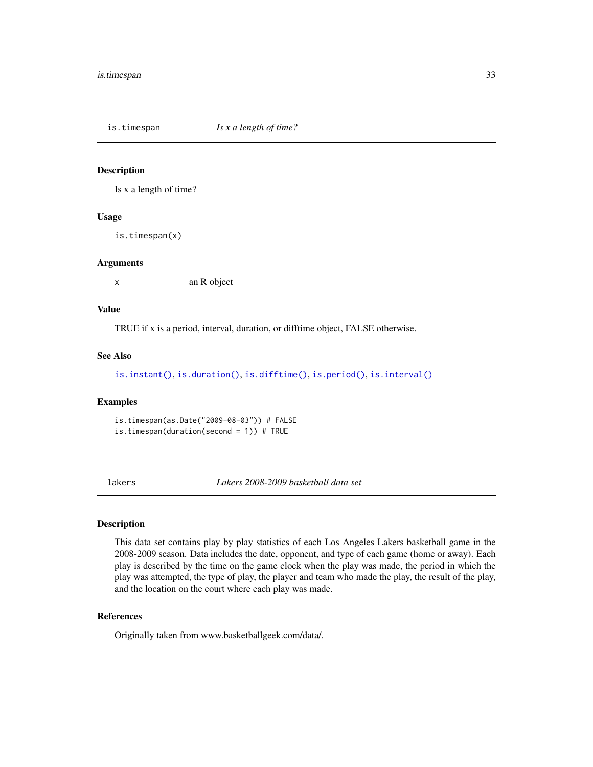## is.timespan — *Is x a length of time?*

### Description

Is x a length of time?

### Usage

```
is.timespan(x)
```

### Arguments

| | |
|---|---|
| x | an R object |

### Value

TRUE if x is a period, interval, duration, or difftime object, FALSE otherwise.

### See Also

is.instant(), is.duration(), is.difftime(), is.period(), is.interval()

### Examples

```
is.timespan(as.Date("2009-08-03")) # FALSE
is.timespan(duration(second = 1)) # TRUE
```

## lakers — *Lakers 2008-2009 basketball data set*

### Description

This data set contains play by play statistics of each Los Angeles Lakers basketball game in the 2008-2009 season. Data includes the date, opponent, and type of each game (home or away). Each play is described by the time on the game clock when the play was made, the period in which the play was attempted, the type of play, the player and team who made the play, the result of the play, and the location on the court where each play was made.

### References

Originally taken from www.basketballgeek.com/data/.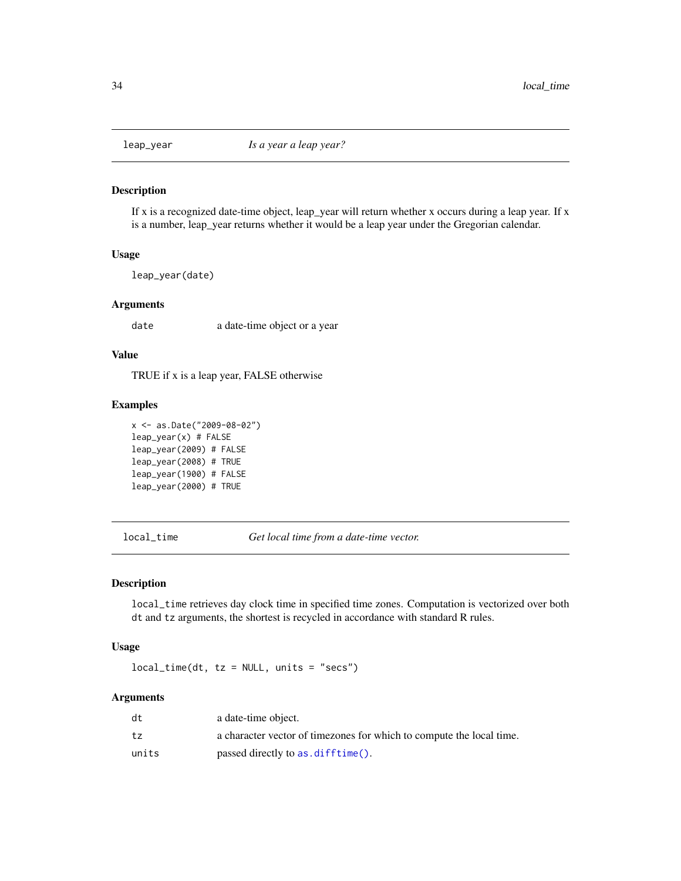## leap_year — *Is a year a leap year?*

### Description

If x is a recognized date-time object, leap_year will return whether x occurs during a leap year. If x is a number, leap_year returns whether it would be a leap year under the Gregorian calendar.

### Usage

```
leap_year(date)
```

### Arguments

| | |
|---|---|
| `date` | a date-time object or a year |

### Value

TRUE if x is a leap year, FALSE otherwise

### Examples

```
x <- as.Date("2009-08-02")
leap_year(x) # FALSE
leap_year(2009) # FALSE
leap_year(2008) # TRUE
leap_year(1900) # FALSE
leap_year(2000) # TRUE
```

## local_time — *Get local time from a date-time vector.*

### Description

`local_time` retrieves day clock time in specified time zones. Computation is vectorized over both `dt` and `tz` arguments, the shortest is recycled in accordance with standard R rules.

### Usage

```
local_time(dt, tz = NULL, units = "secs")
```

### Arguments

| | |
|---|---|
| `dt` | a date-time object. |
| `tz` | a character vector of timezones for which to compute the local time. |
| `units` | passed directly to `as.difftime()`. |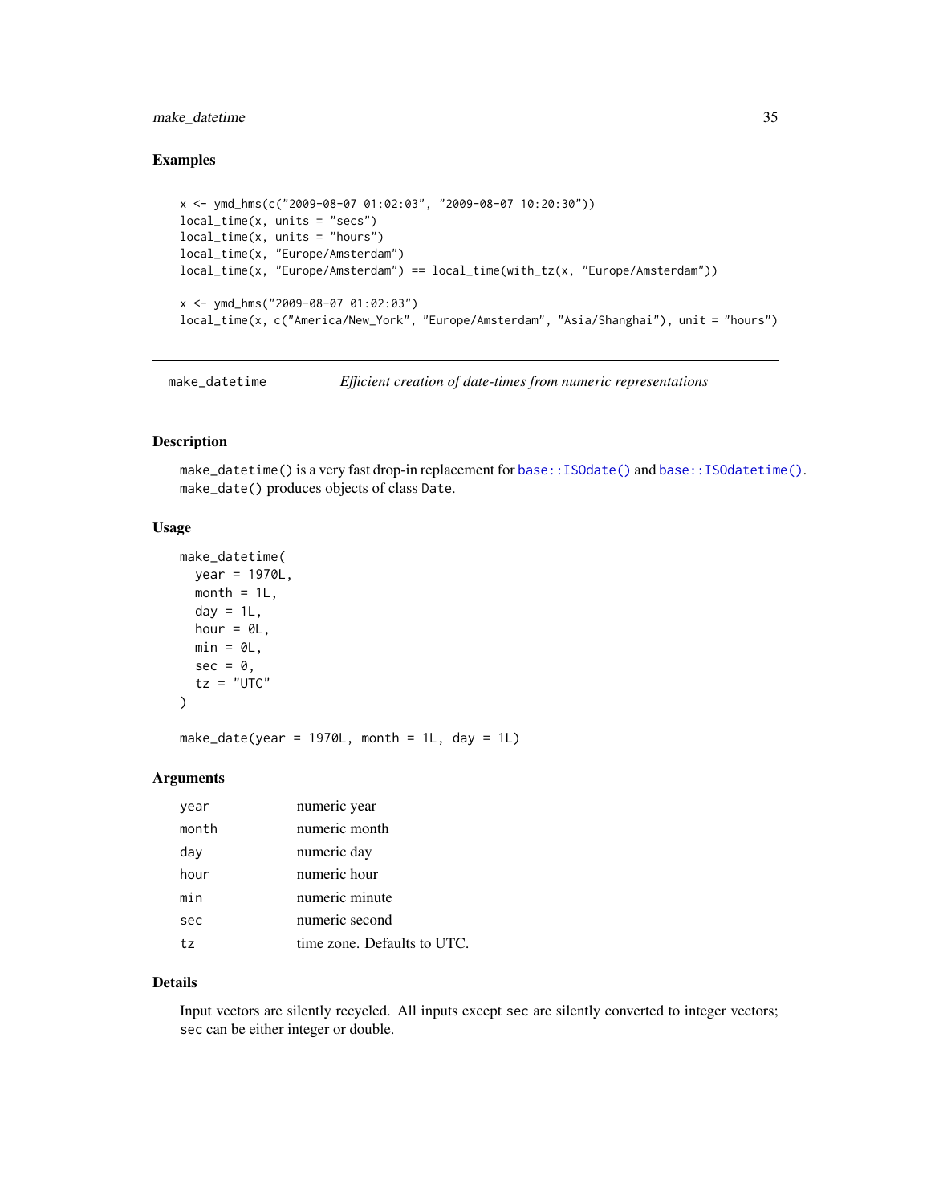## Examples

```
x <- ymd_hms(c("2009-08-07 01:02:03", "2009-08-07 10:20:30"))
local_time(x, units = "secs")
local_time(x, units = "hours")
local_time(x, "Europe/Amsterdam")
local_time(x, "Europe/Amsterdam") == local_time(with_tz(x, "Europe/Amsterdam"))

x <- ymd_hms("2009-08-07 01:02:03")
local_time(x, c("America/New_York", "Europe/Amsterdam", "Asia/Shanghai"), unit = "hours")
```

---

# make_datetime — *Efficient creation of date-times from numeric representations*

---

## Description

`make_datetime()` is a very fast drop-in replacement for `base::ISOdate()` and `base::ISOdatetime()`. `make_date()` produces objects of class `Date`.

## Usage

```
make_datetime(
  year = 1970L,
  month = 1L,
  day = 1L,
  hour = 0L,
  min = 0L,
  sec = 0,
  tz = "UTC"
)

make_date(year = 1970L, month = 1L, day = 1L)
```

## Arguments

| | |
|---|---|
| `year` | numeric year |
| `month` | numeric month |
| `day` | numeric day |
| `hour` | numeric hour |
| `min` | numeric minute |
| `sec` | numeric second |
| `tz` | time zone. Defaults to UTC. |

## Details

Input vectors are silently recycled. All inputs except `sec` are silently converted to integer vectors; `sec` can be either integer or double.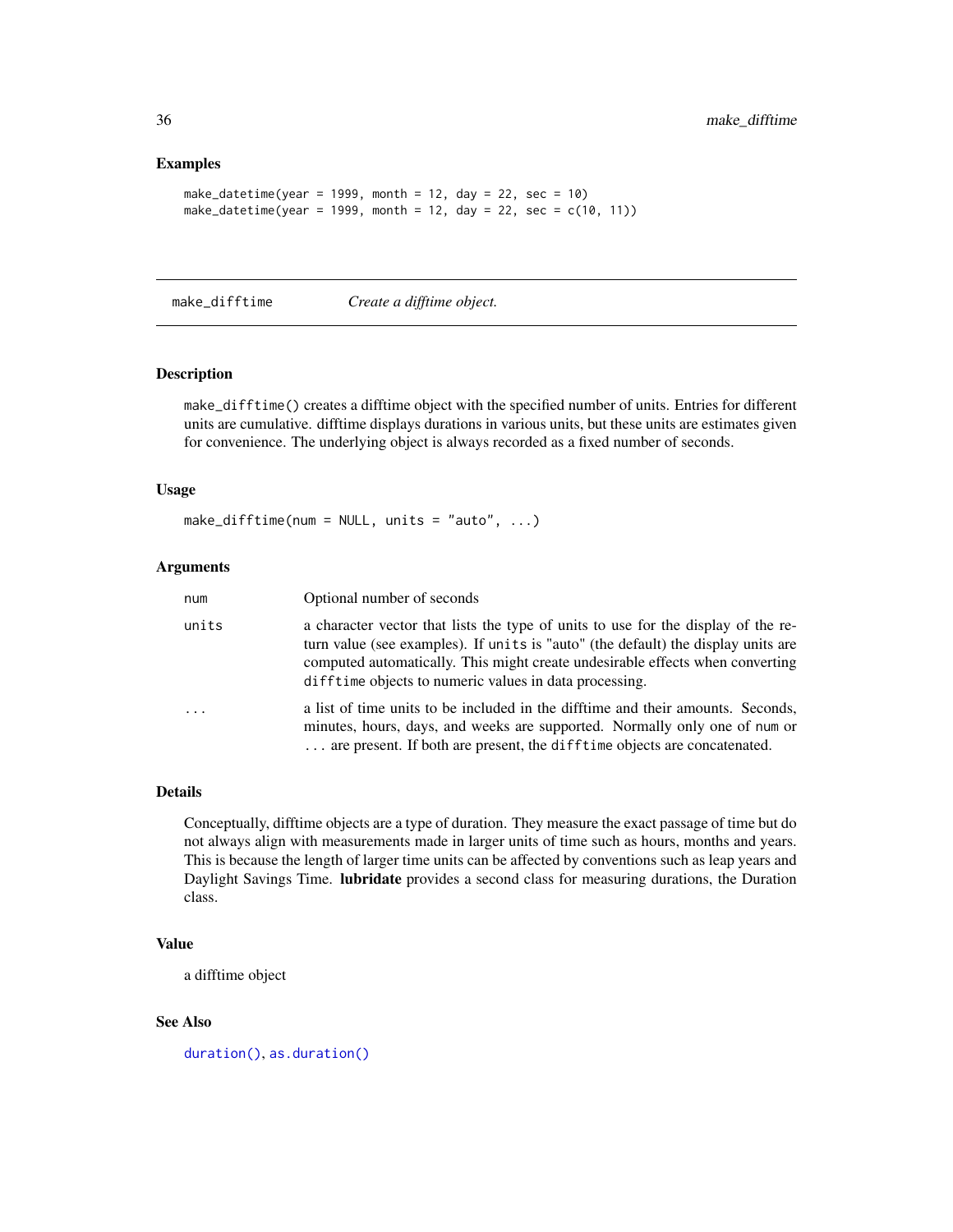### Examples

```
make_datetime(year = 1999, month = 12, day = 22, sec = 10)
make_datetime(year = 1999, month = 12, day = 22, sec = c(10, 11))
```

## make_difftime — *Create a difftime object.*

### Description

make_difftime() creates a difftime object with the specified number of units. Entries for different units are cumulative. difftime displays durations in various units, but these units are estimates given for convenience. The underlying object is always recorded as a fixed number of seconds.

### Usage

```
make_difftime(num = NULL, units = "auto", ...)
```

### Arguments

| | |
|---|---|
| num | Optional number of seconds |
| units | a character vector that lists the type of units to use for the display of the return value (see examples). If units is "auto" (the default) the display units are computed automatically. This might create undesirable effects when converting difftime objects to numeric values in data processing. |
| ... | a list of time units to be included in the difftime and their amounts. Seconds, minutes, hours, days, and weeks are supported. Normally only one of num or ... are present. If both are present, the difftime objects are concatenated. |

### Details

Conceptually, difftime objects are a type of duration. They measure the exact passage of time but do not always align with measurements made in larger units of time such as hours, months and years. This is because the length of larger time units can be affected by conventions such as leap years and Daylight Savings Time. **lubridate** provides a second class for measuring durations, the Duration class.

### Value

a difftime object

### See Also

duration(), as.duration()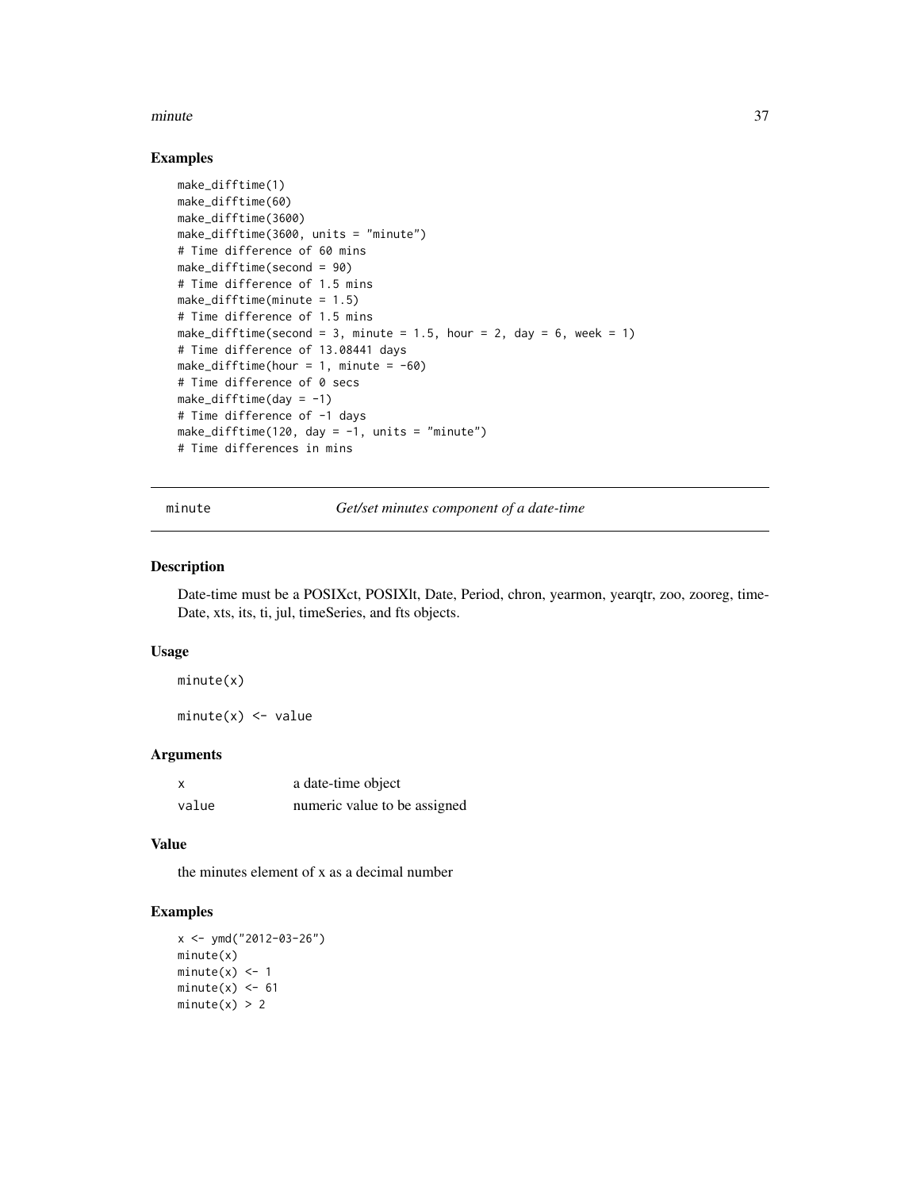### Examples

```
make_difftime(1)
make_difftime(60)
make_difftime(3600)
make_difftime(3600, units = "minute")
# Time difference of 60 mins
make_difftime(second = 90)
# Time difference of 1.5 mins
make_difftime(minute = 1.5)
# Time difference of 1.5 mins
make_difftime(second = 3, minute = 1.5, hour = 2, day = 6, week = 1)
# Time difference of 13.08441 days
make_difftime(hour = 1, minute = -60)
# Time difference of 0 secs
make_difftime(day = -1)
# Time difference of -1 days
make_difftime(120, day = -1, units = "minute")
# Time differences in mins
```

---

## minute — *Get/set minutes component of a date-time*

### Description

Date-time must be a POSIXct, POSIXlt, Date, Period, chron, yearmon, yearqtr, zoo, zooreg, timeDate, xts, its, ti, jul, timeSeries, and fts objects.

### Usage

```
minute(x)

minute(x) <- value
```

### Arguments

| | |
|---|---|
| x | a date-time object |
| value | numeric value to be assigned |

### Value

the minutes element of x as a decimal number

### Examples

```
x <- ymd("2012-03-26")
minute(x)
minute(x) <- 1
minute(x) <- 61
minute(x) > 2
```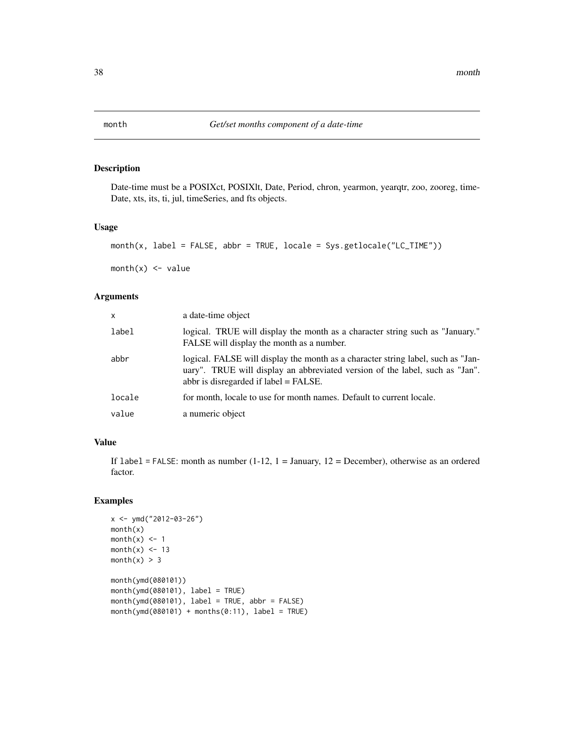# month — *Get/set months component of a date-time*

## Description

Date-time must be a POSIXct, POSIXlt, Date, Period, chron, yearmon, yearqtr, zoo, zooreg, timeDate, xts, its, ti, jul, timeSeries, and fts objects.

## Usage

```
month(x, label = FALSE, abbr = TRUE, locale = Sys.getlocale("LC_TIME"))

month(x) <- value
```

## Arguments

| | |
|---|---|
| `x` | a date-time object |
| `label` | logical. TRUE will display the month as a character string such as "January." FALSE will display the month as a number. |
| `abbr` | logical. FALSE will display the month as a character string label, such as "January". TRUE will display an abbreviated version of the label, such as "Jan". abbr is disregarded if label = FALSE. |
| `locale` | for month, locale to use for month names. Default to current locale. |
| `value` | a numeric object |

## Value

If `label` = `FALSE`: month as number (1-12, 1 = January, 12 = December), otherwise as an ordered factor.

## Examples

```
x <- ymd("2012-03-26")
month(x)
month(x) <- 1
month(x) <- 13
month(x) > 3

month(ymd(080101))
month(ymd(080101), label = TRUE)
month(ymd(080101), label = TRUE, abbr = FALSE)
month(ymd(080101) + months(0:11), label = TRUE)
```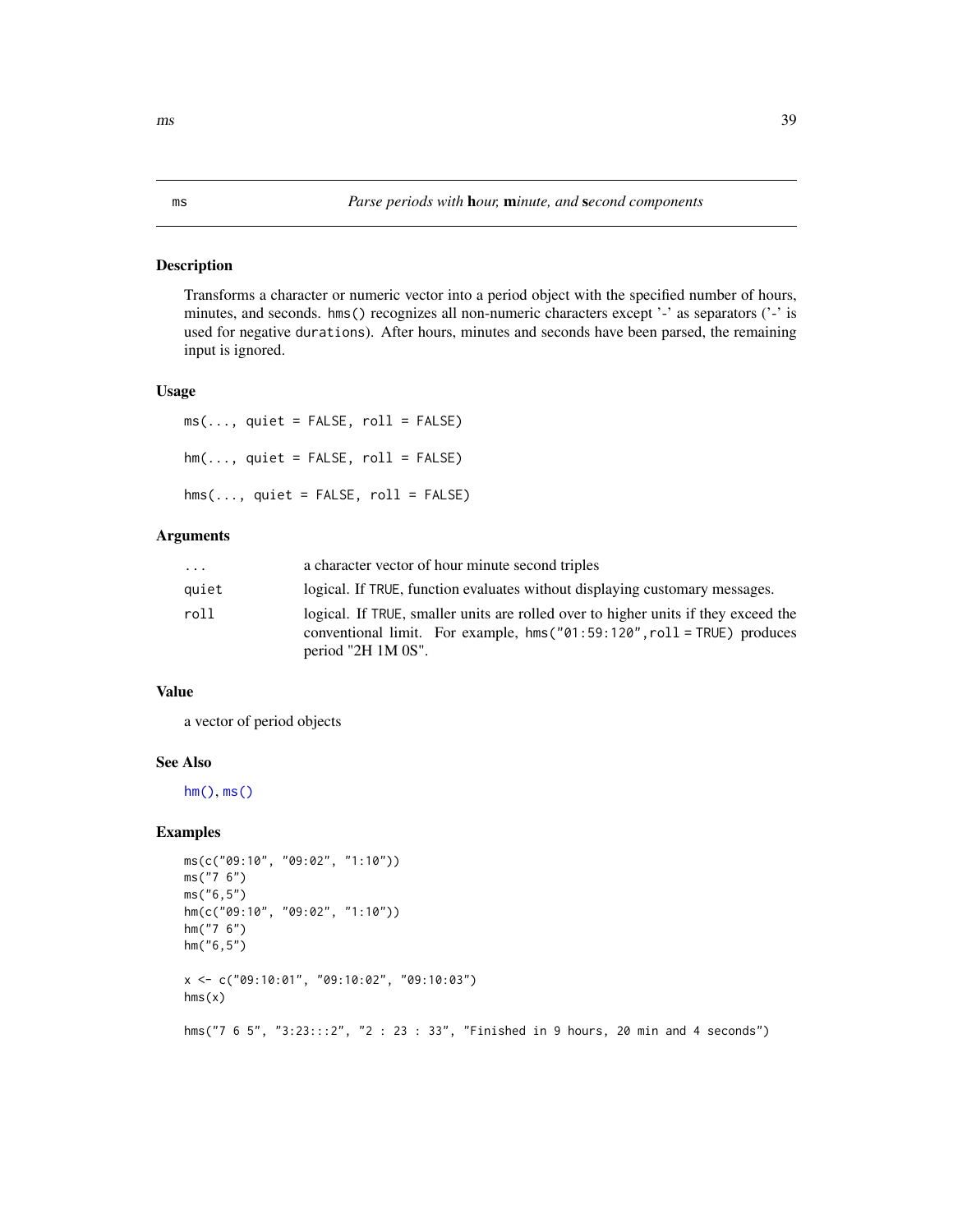ms *Parse periods with **h**our, **m**inute, and **s**econd components*

### Description

Transforms a character or numeric vector into a period object with the specified number of hours, minutes, and seconds. `hms()` recognizes all non-numeric characters except '-' as separators ('-' is used for negative `durations`). After hours, minutes and seconds have been parsed, the remaining input is ignored.

### Usage

```
ms(..., quiet = FALSE, roll = FALSE)

hm(..., quiet = FALSE, roll = FALSE)

hms(..., quiet = FALSE, roll = FALSE)
```

### Arguments

| | |
|---|---|
| ... | a character vector of hour minute second triples |
| quiet | logical. If `TRUE`, function evaluates without displaying customary messages. |
| roll | logical. If `TRUE`, smaller units are rolled over to higher units if they exceed the conventional limit. For example, `hms("01:59:120",roll = TRUE)` produces period "2H 1M 0S". |

### Value

a vector of period objects

### See Also

`hm()`, `ms()`

### Examples

```
ms(c("09:10", "09:02", "1:10"))
ms("7 6")
ms("6,5")
hm(c("09:10", "09:02", "1:10"))
hm("7 6")
hm("6,5")

x <- c("09:10:01", "09:10:02", "09:10:03")
hms(x)

hms("7 6 5", "3:23:::2", "2 : 23 : 33", "Finished in 9 hours, 20 min and 4 seconds")
```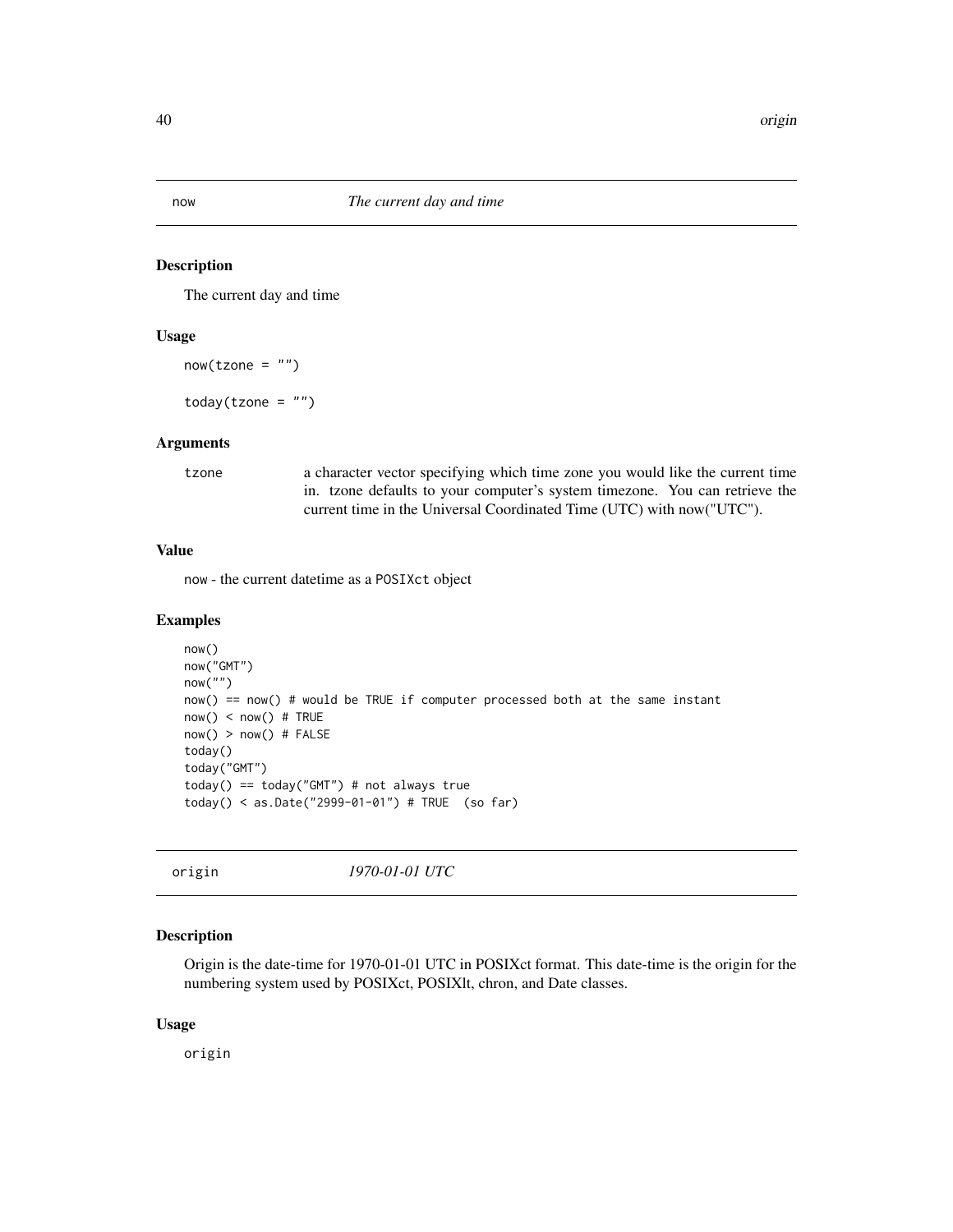## now — *The current day and time*

### Description

The current day and time

### Usage

```
now(tzone = "")

today(tzone = "")
```

### Arguments

| | |
|---|---|
| tzone | a character vector specifying which time zone you would like the current time in. tzone defaults to your computer's system timezone. You can retrieve the current time in the Universal Coordinated Time (UTC) with now("UTC"). |

### Value

now - the current datetime as a POSIXct object

### Examples

```
now()
now("GMT")
now("")
now() == now() # would be TRUE if computer processed both at the same instant
now() < now() # TRUE
now() > now() # FALSE
today()
today("GMT")
today() == today("GMT") # not always true
today() < as.Date("2999-01-01") # TRUE  (so far)
```

## origin — *1970-01-01 UTC*

### Description

Origin is the date-time for 1970-01-01 UTC in POSIXct format. This date-time is the origin for the numbering system used by POSIXct, POSIXlt, chron, and Date classes.

### Usage

```
origin
```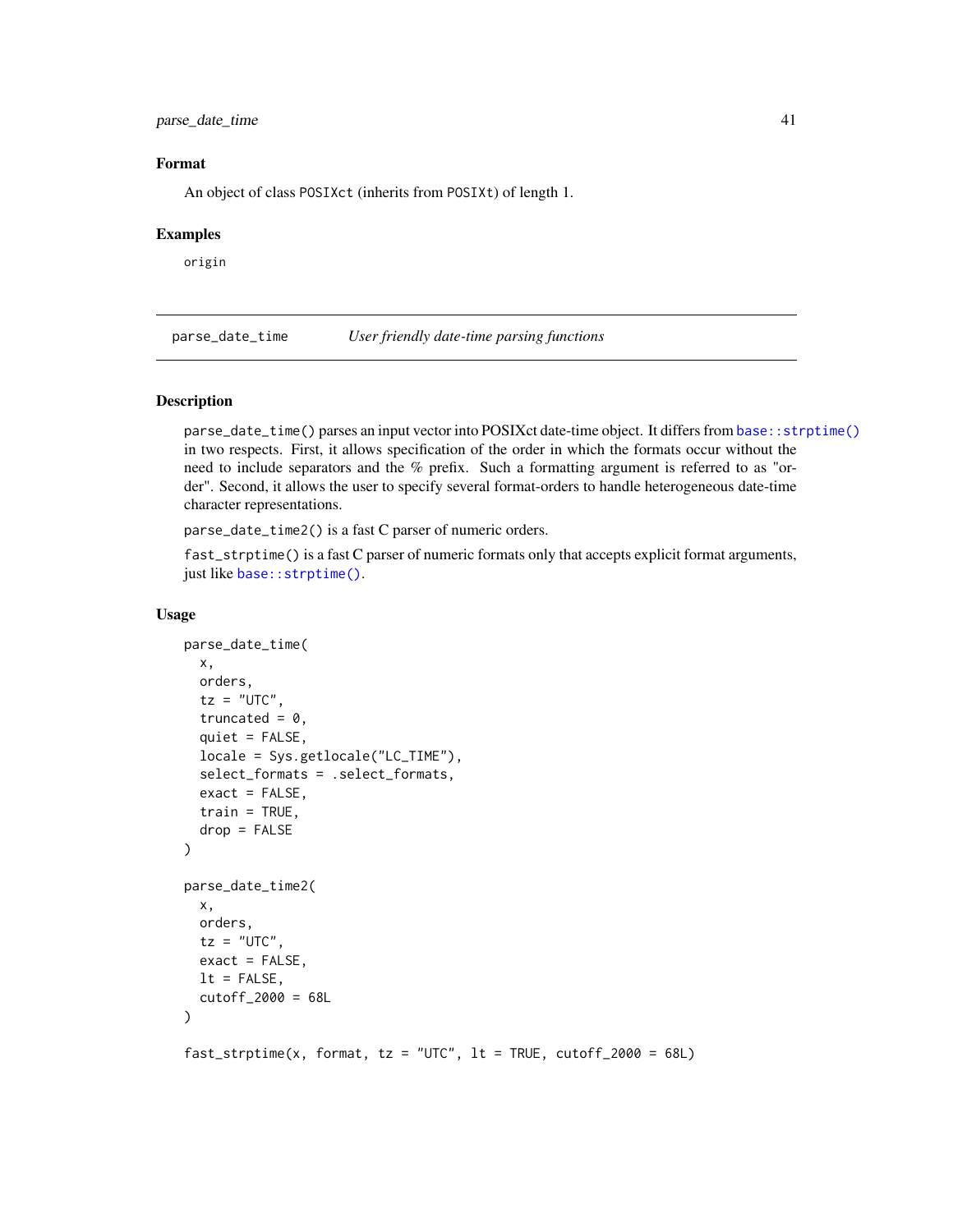### Format

An object of class `POSIXct` (inherits from `POSIXt`) of length 1.

### Examples

```
origin
```

---

## parse_date_time — *User friendly date-time parsing functions*

### Description

`parse_date_time()` parses an input vector into POSIXct date-time object. It differs from `base::strptime()` in two respects. First, it allows specification of the order in which the formats occur without the need to include separators and the % prefix. Such a formatting argument is referred to as "order". Second, it allows the user to specify several format-orders to handle heterogeneous date-time character representations.

`parse_date_time2()` is a fast C parser of numeric orders.

`fast_strptime()` is a fast C parser of numeric formats only that accepts explicit format arguments, just like `base::strptime()`.

### Usage

```
parse_date_time(
  x,
  orders,
  tz = "UTC",
  truncated = 0,
  quiet = FALSE,
  locale = Sys.getlocale("LC_TIME"),
  select_formats = .select_formats,
  exact = FALSE,
  train = TRUE,
  drop = FALSE
)

parse_date_time2(
  x,
  orders,
  tz = "UTC",
  exact = FALSE,
  lt = FALSE,
  cutoff_2000 = 68L
)

fast_strptime(x, format, tz = "UTC", lt = TRUE, cutoff_2000 = 68L)
```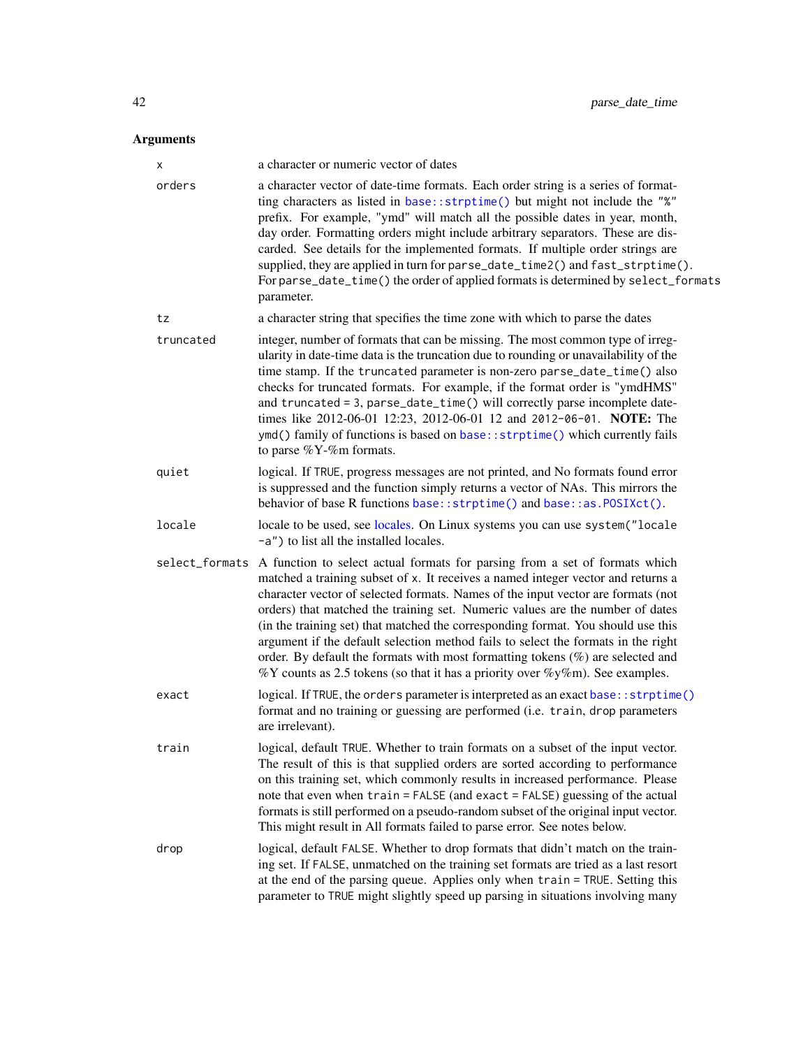### Arguments

| | |
|---|---|
| `x` | a character or numeric vector of dates |
| `orders` | a character vector of date-time formats. Each order string is a series of formatting characters as listed in `base::strptime()` but might not include the `"%"` prefix. For example, "ymd" will match all the possible dates in year, month, day order. Formatting orders might include arbitrary separators. These are discarded. See details for the implemented formats. If multiple order strings are supplied, they are applied in turn for `parse_date_time2()` and `fast_strptime()`. For `parse_date_time()` the order of applied formats is determined by `select_formats` parameter. |
| `tz` | a character string that specifies the time zone with which to parse the dates |
| `truncated` | integer, number of formats that can be missing. The most common type of irregularity in date-time data is the truncation due to rounding or unavailability of the time stamp. If the `truncated` parameter is non-zero `parse_date_time()` also checks for truncated formats. For example, if the format order is "ymdHMS" and `truncated = 3`, `parse_date_time()` will correctly parse incomplete date-times like 2012-06-01 12:23, 2012-06-01 12 and `2012-06-01`. **NOTE:** The `ymd()` family of functions is based on `base::strptime()` which currently fails to parse %Y-%m formats. |
| `quiet` | logical. If `TRUE`, progress messages are not printed, and No formats found error is suppressed and the function simply returns a vector of NAs. This mirrors the behavior of base R functions `base::strptime()` and `base::as.POSIXct()`. |
| `locale` | locale to be used, see locales. On Linux systems you can use `system("locale -a")` to list all the installed locales. |
| `select_formats` | A function to select actual formats for parsing from a set of formats which matched a training subset of `x`. It receives a named integer vector and returns a character vector of selected formats. Names of the input vector are formats (not orders) that matched the training set. Numeric values are the number of dates (in the training set) that matched the corresponding format. You should use this argument if the default selection method fails to select the formats in the right order. By default the formats with most formatting tokens (%) are selected and %Y counts as 2.5 tokens (so that it has a priority over %y%m). See examples. |
| `exact` | logical. If `TRUE`, the `orders` parameter is interpreted as an exact `base::strptime()` format and no training or guessing are performed (i.e. `train`, `drop` parameters are irrelevant). |
| `train` | logical, default `TRUE`. Whether to train formats on a subset of the input vector. The result of this is that supplied orders are sorted according to performance on this training set, which commonly results in increased performance. Please note that even when `train = FALSE` (and `exact = FALSE`) guessing of the actual formats is still performed on a pseudo-random subset of the original input vector. This might result in All formats failed to parse error. See notes below. |
| `drop` | logical, default `FALSE`. Whether to drop formats that didn't match on the training set. If `FALSE`, unmatched on the training set formats are tried as a last resort at the end of the parsing queue. Applies only when `train = TRUE`. Setting this parameter to `TRUE` might slightly speed up parsing in situations involving many |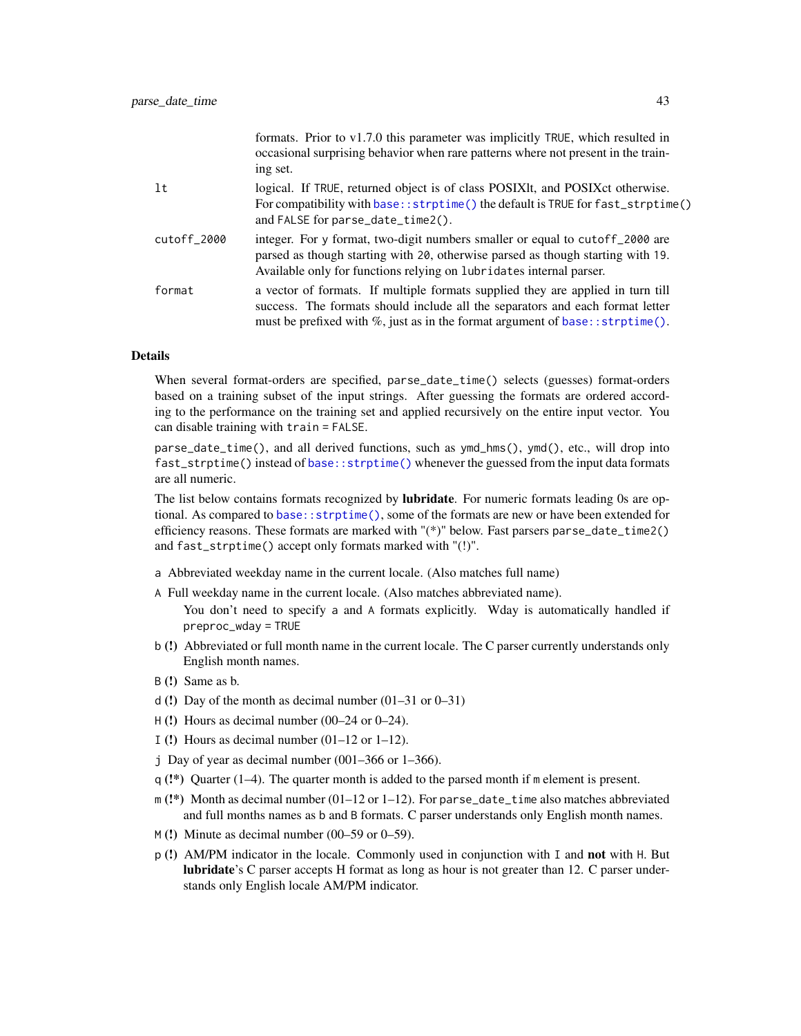formats. Prior to v1.7.0 this parameter was implicitly `TRUE`, which resulted in occasional surprising behavior when rare patterns where not present in the training set.

`lt`
: logical. If `TRUE`, returned object is of class POSIXlt, and POSIXct otherwise. For compatibility with `base::strptime()` the default is `TRUE` for `fast_strptime()` and `FALSE` for `parse_date_time2()`.

`cutoff_2000`
: integer. For `y` format, two-digit numbers smaller or equal to `cutoff_2000` are parsed as though starting with `20`, otherwise parsed as though starting with `19`. Available only for functions relying on `lubridate`s internal parser.

`format`
: a vector of formats. If multiple formats supplied they are applied in turn till success. The formats should include all the separators and each format letter must be prefixed with %, just as in the format argument of `base::strptime()`.

## Details

When several format-orders are specified, `parse_date_time()` selects (guesses) format-orders based on a training subset of the input strings. After guessing the formats are ordered according to the performance on the training set and applied recursively on the entire input vector. You can disable training with `train = FALSE`.

`parse_date_time()`, and all derived functions, such as `ymd_hms()`, `ymd()`, etc., will drop into `fast_strptime()` instead of `base::strptime()` whenever the guessed from the input data formats are all numeric.

The list below contains formats recognized by **lubridate**. For numeric formats leading 0s are optional. As compared to `base::strptime()`, some of the formats are new or have been extended for efficiency reasons. These formats are marked with "(*)" below. Fast parsers `parse_date_time2()` and `fast_strptime()` accept only formats marked with "(!)".

- `a` Abbreviated weekday name in the current locale. (Also matches full name)
- `A` Full weekday name in the current locale. (Also matches abbreviated name).

  You don't need to specify `a` and `A` formats explicitly. Wday is automatically handled if `preproc_wday = TRUE`
- `b` **(!)** Abbreviated or full month name in the current locale. The C parser currently understands only English month names.
- `B` **(!)** Same as b.
- `d` **(!)** Day of the month as decimal number (01–31 or 0–31)
- `H` **(!)** Hours as decimal number (00–24 or 0–24).
- `I` **(!)** Hours as decimal number (01–12 or 1–12).
- `j` Day of year as decimal number (001–366 or 1–366).
- `q` **(!*)** Quarter (1–4). The quarter month is added to the parsed month if `m` element is present.
- `m` **(!*)** Month as decimal number (01–12 or 1–12). For `parse_date_time` also matches abbreviated and full months names as `b` and `B` formats. C parser understands only English month names.
- `M` **(!)** Minute as decimal number (00–59 or 0–59).
- `p` **(!)** AM/PM indicator in the locale. Commonly used in conjunction with `I` and **not** with `H`. But **lubridate**'s C parser accepts H format as long as hour is not greater than 12. C parser understands only English locale AM/PM indicator.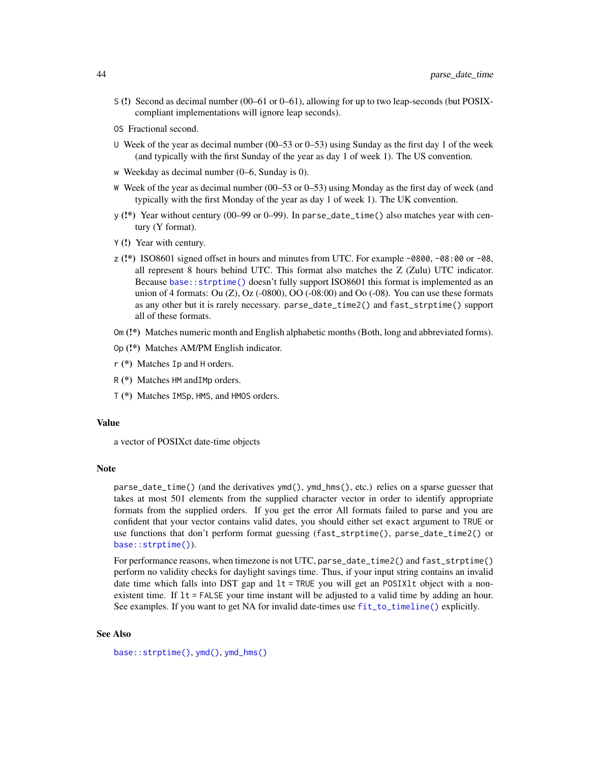- `S` **(!)** Second as decimal number (00–61 or 0–61), allowing for up to two leap-seconds (but POSIX-compliant implementations will ignore leap seconds).
- `OS` Fractional second.
- `U` Week of the year as decimal number (00–53 or 0–53) using Sunday as the first day 1 of the week (and typically with the first Sunday of the year as day 1 of week 1). The US convention.
- `w` Weekday as decimal number (0–6, Sunday is 0).
- `W` Week of the year as decimal number (00–53 or 0–53) using Monday as the first day of week (and typically with the first Monday of the year as day 1 of week 1). The UK convention.
- `y` **(!*)** Year without century (00–99 or 0–99). In `parse_date_time()` also matches year with century (Y format).
- `Y` **(!)** Year with century.
- `z` **(!*)** ISO8601 signed offset in hours and minutes from UTC. For example `-0800`, `-08:00` or `-08`, all represent 8 hours behind UTC. This format also matches the Z (Zulu) UTC indicator. Because `base::strptime()` doesn't fully support ISO8601 this format is implemented as an union of 4 formats: Ou (Z), Oz (-0800), OO (-08:00) and Oo (-08). You can use these formats as any other but it is rarely necessary. `parse_date_time2()` and `fast_strptime()` support all of these formats.
- `Om` **(!*)** Matches numeric month and English alphabetic months (Both, long and abbreviated forms).
- `Op` **(!*)** Matches AM/PM English indicator.
- `r` **(*)** Matches `Ip` and `H` orders.
- `R` **(*)** Matches `HM` and`IMp` orders.
- `T` **(*)** Matches `IMSp`, `HMS`, and `HMOS` orders.

## Value

a vector of POSIXct date-time objects

## Note

`parse_date_time()` (and the derivatives `ymd()`, `ymd_hms()`, etc.) relies on a sparse guesser that takes at most 501 elements from the supplied character vector in order to identify appropriate formats from the supplied orders. If you get the error All formats failed to parse and you are confident that your vector contains valid dates, you should either set `exact` argument to `TRUE` or use functions that don't perform format guessing (`fast_strptime()`, `parse_date_time2()` or `base::strptime()`).

For performance reasons, when timezone is not UTC, `parse_date_time2()` and `fast_strptime()` perform no validity checks for daylight savings time. Thus, if your input string contains an invalid date time which falls into DST gap and `lt = TRUE` you will get an `POSIXlt` object with a non-existent time. If `lt = FALSE` your time instant will be adjusted to a valid time by adding an hour. See examples. If you want to get NA for invalid date-times use `fit_to_timeline()` explicitly.

## See Also

`base::strptime()`, `ymd()`, `ymd_hms()`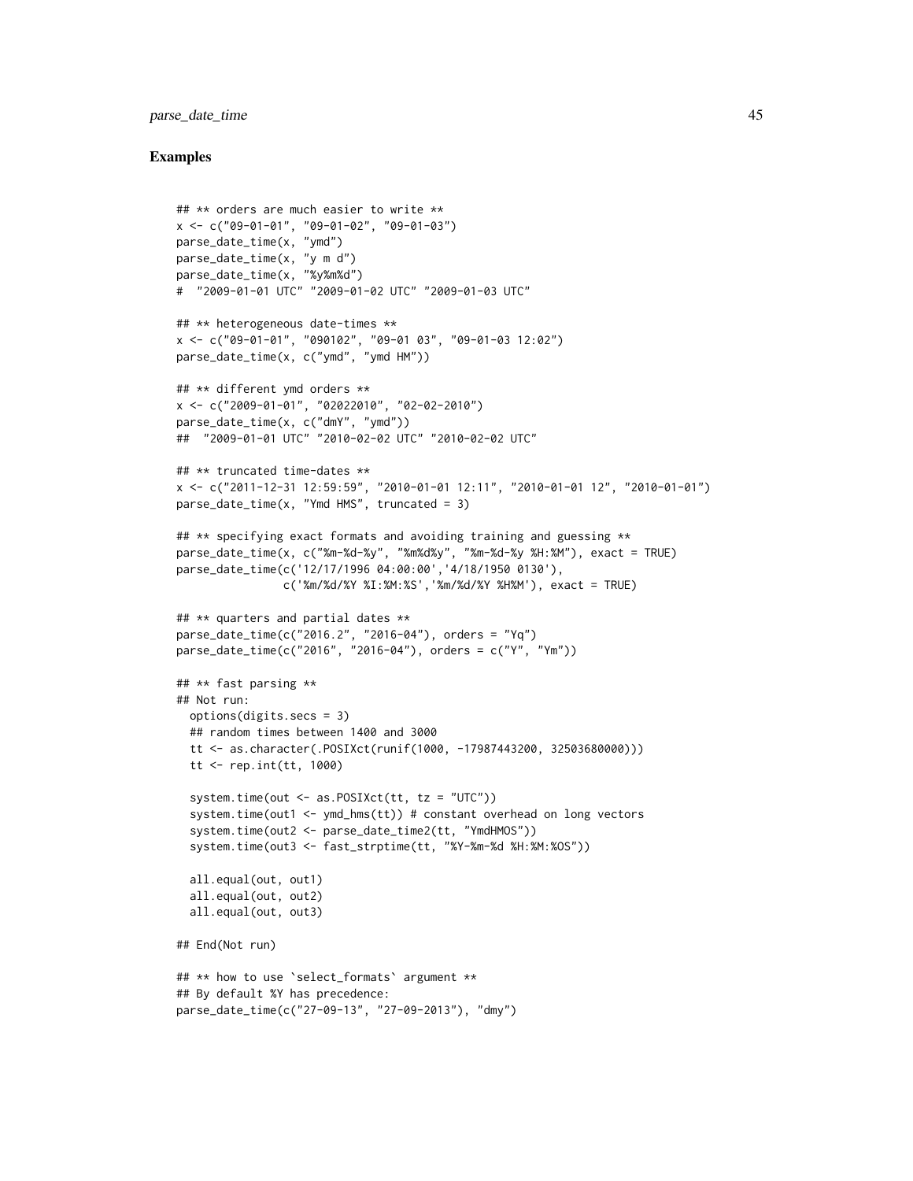## Examples

```
## ** orders are much easier to write **
x <- c("09-01-01", "09-01-02", "09-01-03")
parse_date_time(x, "ymd")
parse_date_time(x, "y m d")
parse_date_time(x, "%y%m%d")
#  "2009-01-01 UTC" "2009-01-02 UTC" "2009-01-03 UTC"

## ** heterogeneous date-times **
x <- c("09-01-01", "090102", "09-01 03", "09-01-03 12:02")
parse_date_time(x, c("ymd", "ymd HM"))

## ** different ymd orders **
x <- c("2009-01-01", "02022010", "02-02-2010")
parse_date_time(x, c("dmY", "ymd"))
##  "2009-01-01 UTC" "2010-02-02 UTC" "2010-02-02 UTC"

## ** truncated time-dates **
x <- c("2011-12-31 12:59:59", "2010-01-01 12:11", "2010-01-01 12", "2010-01-01")
parse_date_time(x, "Ymd HMS", truncated = 3)

## ** specifying exact formats and avoiding training and guessing **
parse_date_time(x, c("%m-%d-%y", "%m%d%y", "%m-%d-%y %H:%M"), exact = TRUE)
parse_date_time(c('12/17/1996 04:00:00','4/18/1950 0130'),
                c('%m/%d/%Y %I:%M:%S','%m/%d/%Y %H%M'), exact = TRUE)

## ** quarters and partial dates **
parse_date_time(c("2016.2", "2016-04"), orders = "Yq")
parse_date_time(c("2016", "2016-04"), orders = c("Y", "Ym"))

## ** fast parsing **
## Not run:
  options(digits.secs = 3)
  ## random times between 1400 and 3000
  tt <- as.character(.POSIXct(runif(1000, -17987443200, 32503680000)))
  tt <- rep.int(tt, 1000)

  system.time(out <- as.POSIXct(tt, tz = "UTC"))
  system.time(out1 <- ymd_hms(tt)) # constant overhead on long vectors
  system.time(out2 <- parse_date_time2(tt, "YmdHMOS"))
  system.time(out3 <- fast_strptime(tt, "%Y-%m-%d %H:%M:%OS"))

  all.equal(out, out1)
  all.equal(out, out2)
  all.equal(out, out3)

## End(Not run)

## ** how to use `select_formats` argument **
## By default %Y has precedence:
parse_date_time(c("27-09-13", "27-09-2013"), "dmy")
```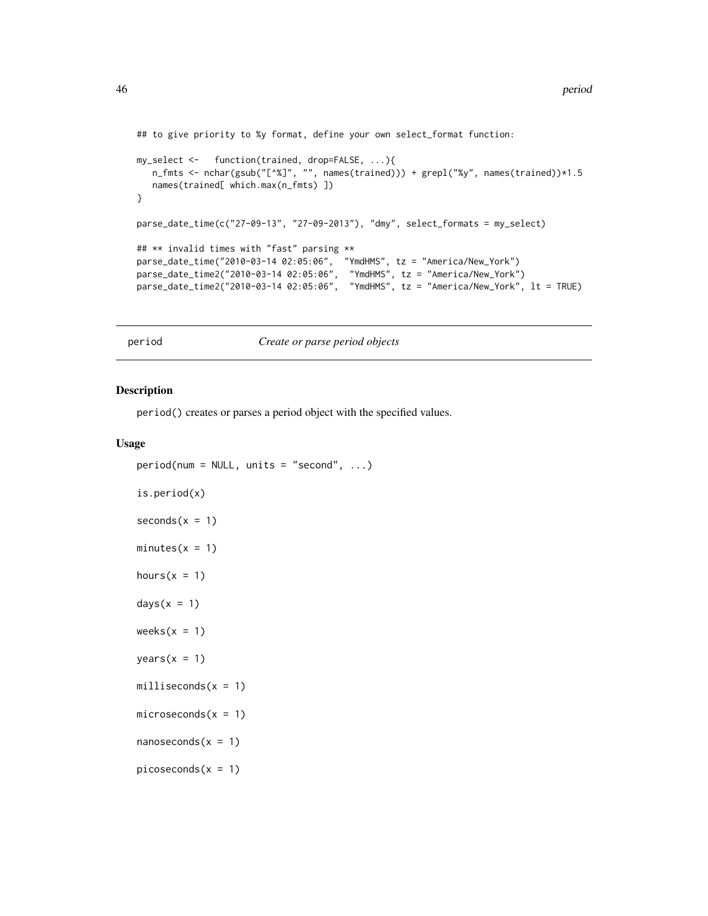```
## to give priority to %y format, define your own select_format function:

my_select <-   function(trained, drop=FALSE, ...){
   n_fmts <- nchar(gsub("[^%]", "", names(trained))) + grepl("%y", names(trained))*1.5
   names(trained[ which.max(n_fmts) ])
}

parse_date_time(c("27-09-13", "27-09-2013"), "dmy", select_formats = my_select)

## ** invalid times with "fast" parsing **
parse_date_time("2010-03-14 02:05:06",  "YmdHMS", tz = "America/New_York")
parse_date_time2("2010-03-14 02:05:06",  "YmdHMS", tz = "America/New_York")
parse_date_time2("2010-03-14 02:05:06",  "YmdHMS", tz = "America/New_York", lt = TRUE)
```

## period — *Create or parse period objects*

### Description

period() creates or parses a period object with the specified values.

### Usage

```
period(num = NULL, units = "second", ...)

is.period(x)

seconds(x = 1)

minutes(x = 1)

hours(x = 1)

days(x = 1)

weeks(x = 1)

years(x = 1)

milliseconds(x = 1)

microseconds(x = 1)

nanoseconds(x = 1)

picoseconds(x = 1)
```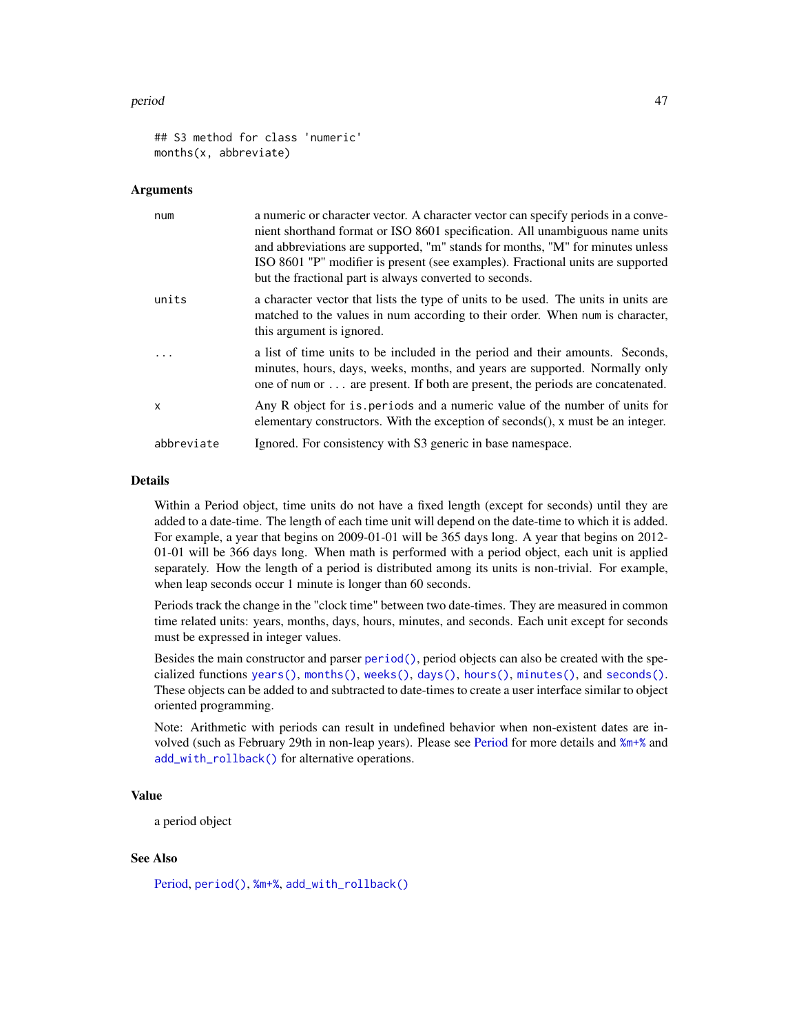```
## S3 method for class 'numeric'
months(x, abbreviate)
```

### Arguments

| | |
|---|---|
| num | a numeric or character vector. A character vector can specify periods in a convenient shorthand format or ISO 8601 specification. All unambiguous name units and abbreviations are supported, "m" stands for months, "M" for minutes unless ISO 8601 "P" modifier is present (see examples). Fractional units are supported but the fractional part is always converted to seconds. |
| units | a character vector that lists the type of units to be used. The units in units are matched to the values in num according to their order. When num is character, this argument is ignored. |
| ... | a list of time units to be included in the period and their amounts. Seconds, minutes, hours, days, weeks, months, and years are supported. Normally only one of num or ... are present. If both are present, the periods are concatenated. |
| x | Any R object for is.periods and a numeric value of the number of units for elementary constructors. With the exception of seconds(), x must be an integer. |
| abbreviate | Ignored. For consistency with S3 generic in base namespace. |

### Details

Within a Period object, time units do not have a fixed length (except for seconds) until they are added to a date-time. The length of each time unit will depend on the date-time to which it is added. For example, a year that begins on 2009-01-01 will be 365 days long. A year that begins on 2012-01-01 will be 366 days long. When math is performed with a period object, each unit is applied separately. How the length of a period is distributed among its units is non-trivial. For example, when leap seconds occur 1 minute is longer than 60 seconds.

Periods track the change in the "clock time" between two date-times. They are measured in common time related units: years, months, days, hours, minutes, and seconds. Each unit except for seconds must be expressed in integer values.

Besides the main constructor and parser `period()`, period objects can also be created with the specialized functions `years()`, `months()`, `weeks()`, `days()`, `hours()`, `minutes()`, and `seconds()`. These objects can be added to and subtracted to date-times to create a user interface similar to object oriented programming.

Note: Arithmetic with periods can result in undefined behavior when non-existent dates are involved (such as February 29th in non-leap years). Please see Period for more details and `%m+%` and `add_with_rollback()` for alternative operations.

### Value

a period object

### See Also

Period, `period()`, `%m+%`, `add_with_rollback()`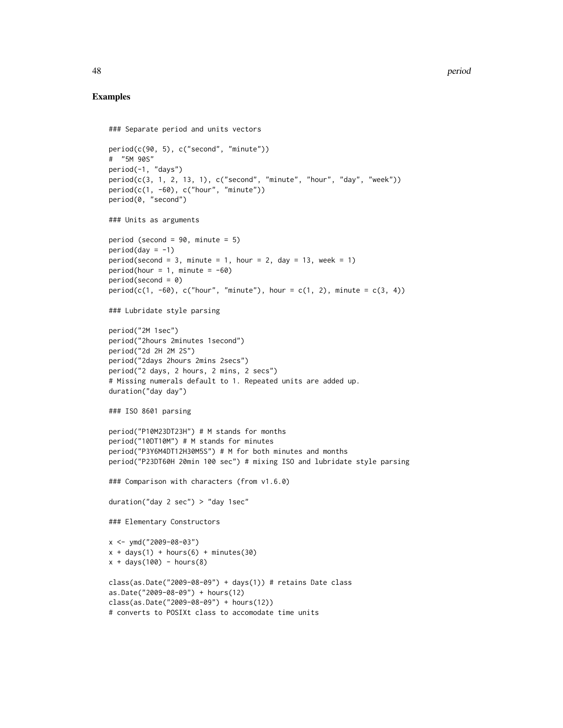## Examples

```
### Separate period and units vectors

period(c(90, 5), c("second", "minute"))
#  "5M 90S"
period(-1, "days")
period(c(3, 1, 2, 13, 1), c("second", "minute", "hour", "day", "week"))
period(c(1, -60), c("hour", "minute"))
period(0, "second")

### Units as arguments

period (second = 90, minute = 5)
period(day = -1)
period(second = 3, minute = 1, hour = 2, day = 13, week = 1)
period(hour = 1, minute = -60)
period(second = 0)
period(c(1, -60), c("hour", "minute"), hour = c(1, 2), minute = c(3, 4))

### Lubridate style parsing

period("2M 1sec")
period("2hours 2minutes 1second")
period("2d 2H 2M 2S")
period("2days 2hours 2mins 2secs")
period("2 days, 2 hours, 2 mins, 2 secs")
# Missing numerals default to 1. Repeated units are added up.
duration("day day")

### ISO 8601 parsing

period("P10M23DT23H") # M stands for months
period("10DT10M") # M stands for minutes
period("P3Y6M4DT12H30M5S") # M for both minutes and months
period("P23DT60H 20min 100 sec") # mixing ISO and lubridate style parsing

### Comparison with characters (from v1.6.0)

duration("day 2 sec") > "day 1sec"

### Elementary Constructors

x <- ymd("2009-08-03")
x + days(1) + hours(6) + minutes(30)
x + days(100) - hours(8)

class(as.Date("2009-08-09") + days(1)) # retains Date class
as.Date("2009-08-09") + hours(12)
class(as.Date("2009-08-09") + hours(12))
# converts to POSIXt class to accomodate time units
```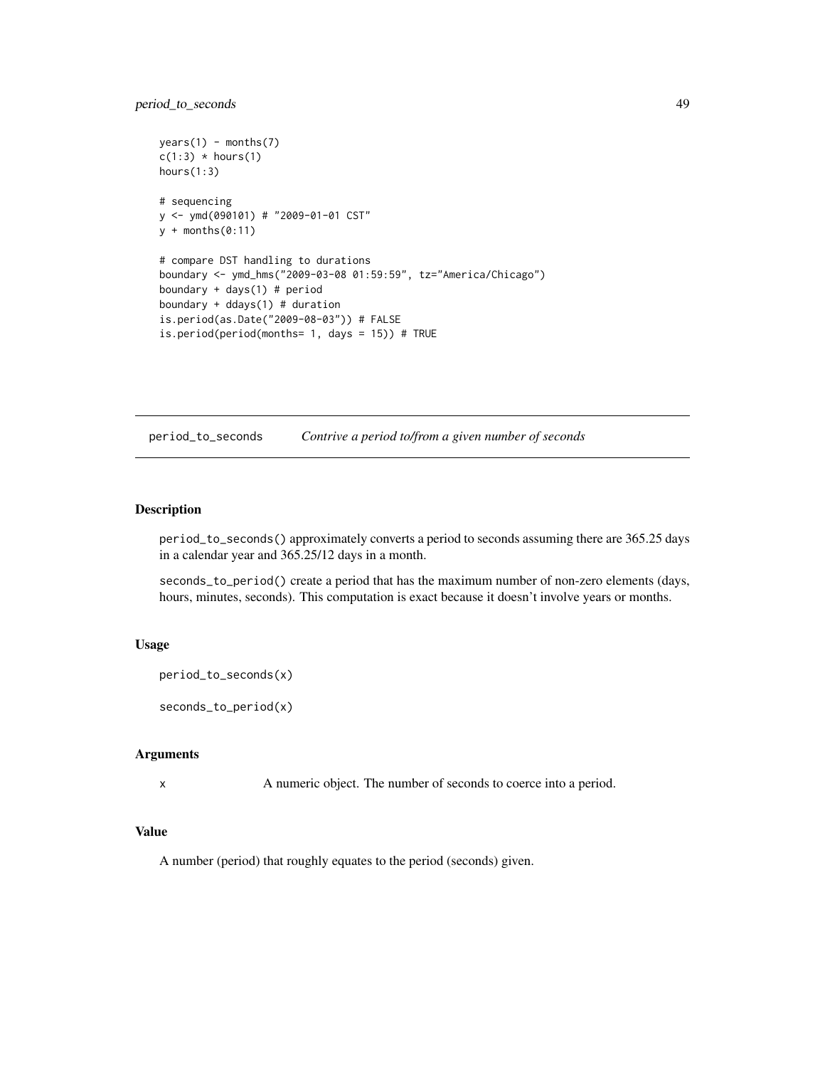```
years(1) - months(7)
c(1:3) * hours(1)
hours(1:3)

# sequencing
y <- ymd(090101) # "2009-01-01 CST"
y + months(0:11)

# compare DST handling to durations
boundary <- ymd_hms("2009-03-08 01:59:59", tz="America/Chicago")
boundary + days(1) # period
boundary + ddays(1) # duration
is.period(as.Date("2009-08-03")) # FALSE
is.period(period(months= 1, days = 15)) # TRUE
```

## period_to_seconds *Contrive a period to/from a given number of seconds*

### Description

period_to_seconds() approximately converts a period to seconds assuming there are 365.25 days in a calendar year and 365.25/12 days in a month.

seconds_to_period() create a period that has the maximum number of non-zero elements (days, hours, minutes, seconds). This computation is exact because it doesn't involve years or months.

### Usage

```
period_to_seconds(x)

seconds_to_period(x)
```

### Arguments

| | |
|---|---|
| x | A numeric object. The number of seconds to coerce into a period. |

### Value

A number (period) that roughly equates to the period (seconds) given.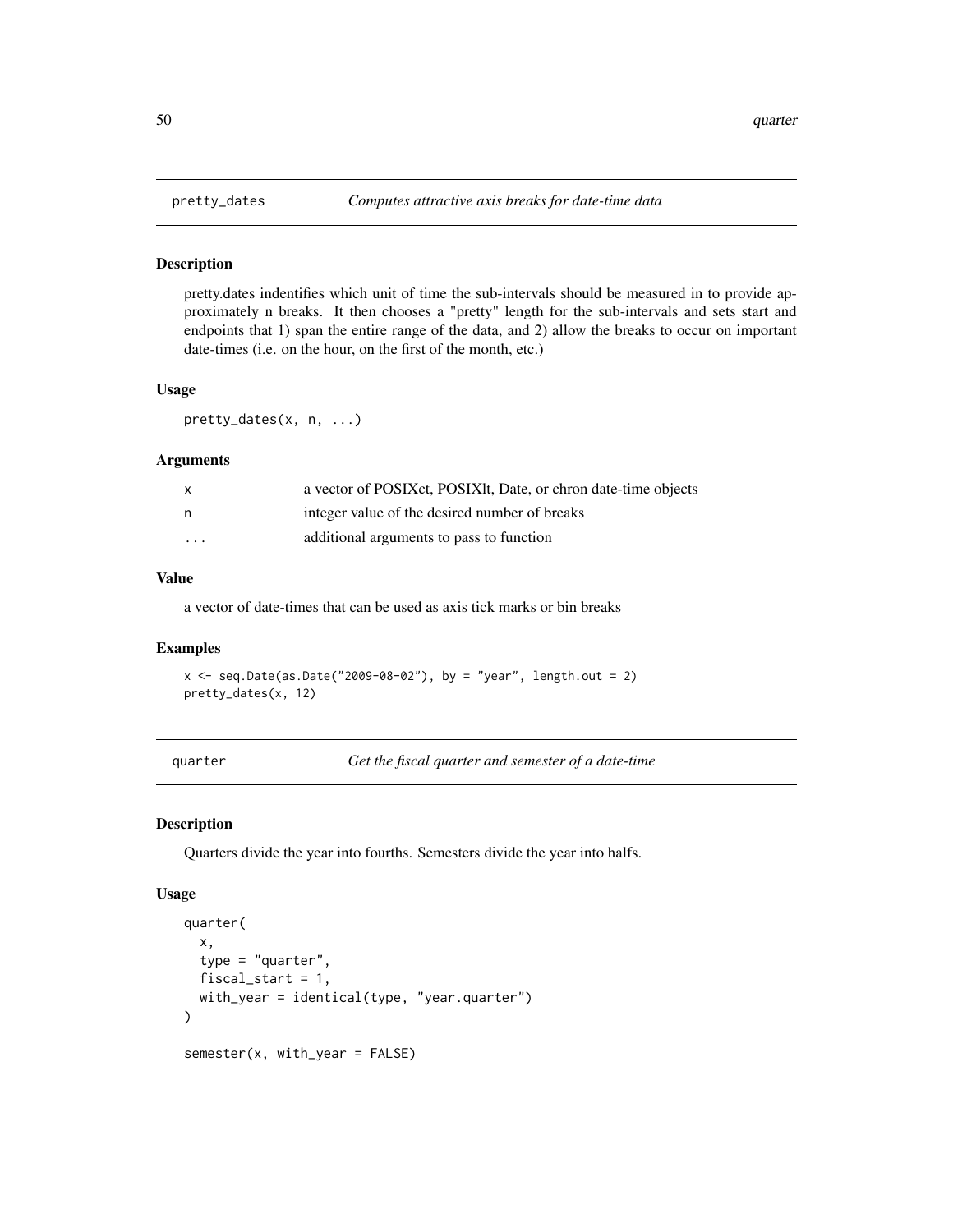## pretty_dates — *Computes attractive axis breaks for date-time data*

### Description

pretty.dates indentifies which unit of time the sub-intervals should be measured in to provide approximately n breaks. It then chooses a "pretty" length for the sub-intervals and sets start and endpoints that 1) span the entire range of the data, and 2) allow the breaks to occur on important date-times (i.e. on the hour, on the first of the month, etc.)

### Usage

```
pretty_dates(x, n, ...)
```

### Arguments

| | |
|---|---|
| `x` | a vector of POSIXct, POSIXlt, Date, or chron date-time objects |
| `n` | integer value of the desired number of breaks |
| `...` | additional arguments to pass to function |

### Value

a vector of date-times that can be used as axis tick marks or bin breaks

### Examples

```
x <- seq.Date(as.Date("2009-08-02"), by = "year", length.out = 2)
pretty_dates(x, 12)
```

## quarter — *Get the fiscal quarter and semester of a date-time*

### Description

Quarters divide the year into fourths. Semesters divide the year into halfs.

### Usage

```
quarter(
  x,
  type = "quarter",
  fiscal_start = 1,
  with_year = identical(type, "year.quarter")
)

semester(x, with_year = FALSE)
```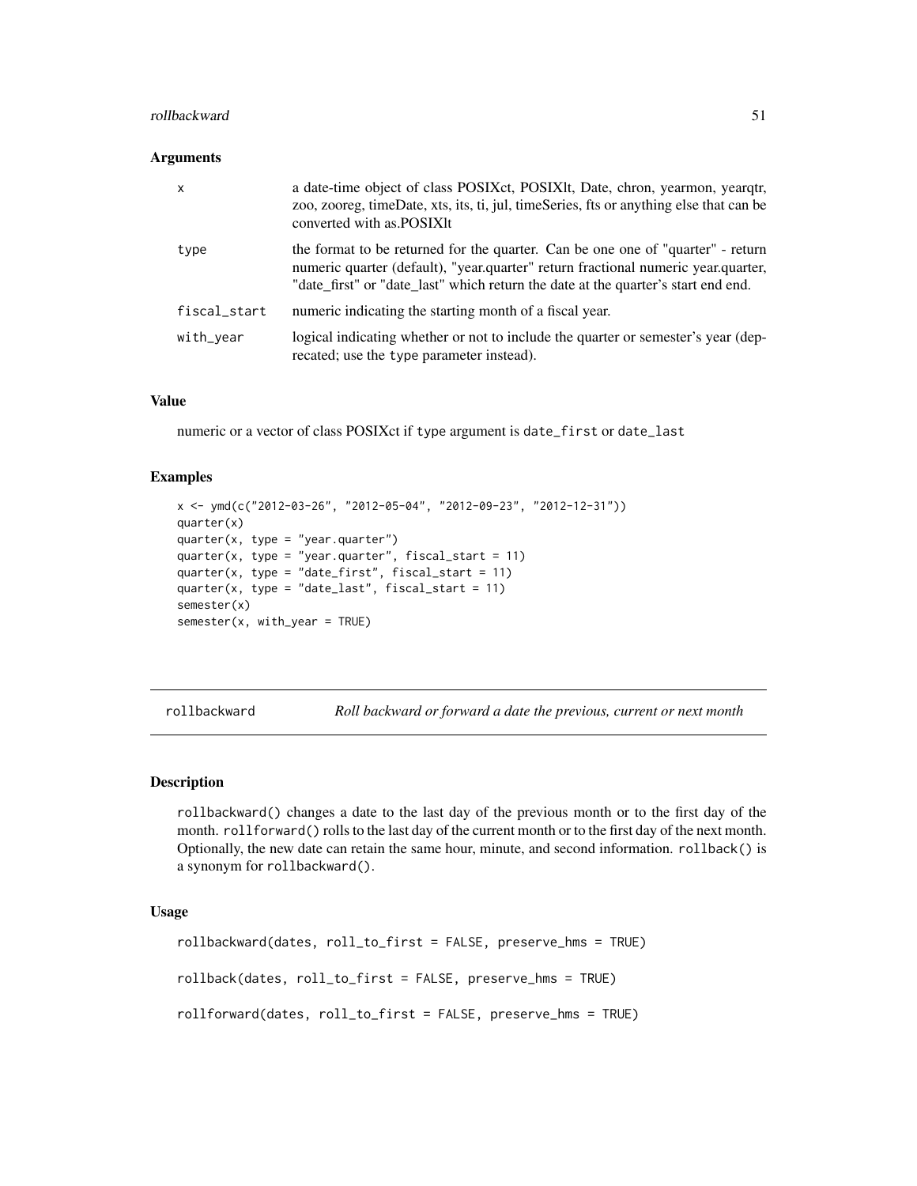### Arguments

| | |
|---|---|
| x | a date-time object of class POSIXct, POSIXlt, Date, chron, yearmon, yearqtr, zoo, zooreg, timeDate, xts, its, ti, jul, timeSeries, fts or anything else that can be converted with as.POSIXlt |
| type | the format to be returned for the quarter. Can be one one of "quarter" - return numeric quarter (default), "year.quarter" return fractional numeric year.quarter, "date_first" or "date_last" which return the date at the quarter's start end end. |
| fiscal_start | numeric indicating the starting month of a fiscal year. |
| with_year | logical indicating whether or not to include the quarter or semester's year (deprecated; use the type parameter instead). |

### Value

numeric or a vector of class POSIXct if type argument is date_first or date_last

### Examples

```
x <- ymd(c("2012-03-26", "2012-05-04", "2012-09-23", "2012-12-31"))
quarter(x)
quarter(x, type = "year.quarter")
quarter(x, type = "year.quarter", fiscal_start = 11)
quarter(x, type = "date_first", fiscal_start = 11)
quarter(x, type = "date_last", fiscal_start = 11)
semester(x)
semester(x, with_year = TRUE)
```

---

## rollbackward — *Roll backward or forward a date the previous, current or next month*

### Description

rollbackward() changes a date to the last day of the previous month or to the first day of the month. rollforward() rolls to the last day of the current month or to the first day of the next month. Optionally, the new date can retain the same hour, minute, and second information. rollback() is a synonym for rollbackward().

### Usage

```
rollbackward(dates, roll_to_first = FALSE, preserve_hms = TRUE)

rollback(dates, roll_to_first = FALSE, preserve_hms = TRUE)

rollforward(dates, roll_to_first = FALSE, preserve_hms = TRUE)
```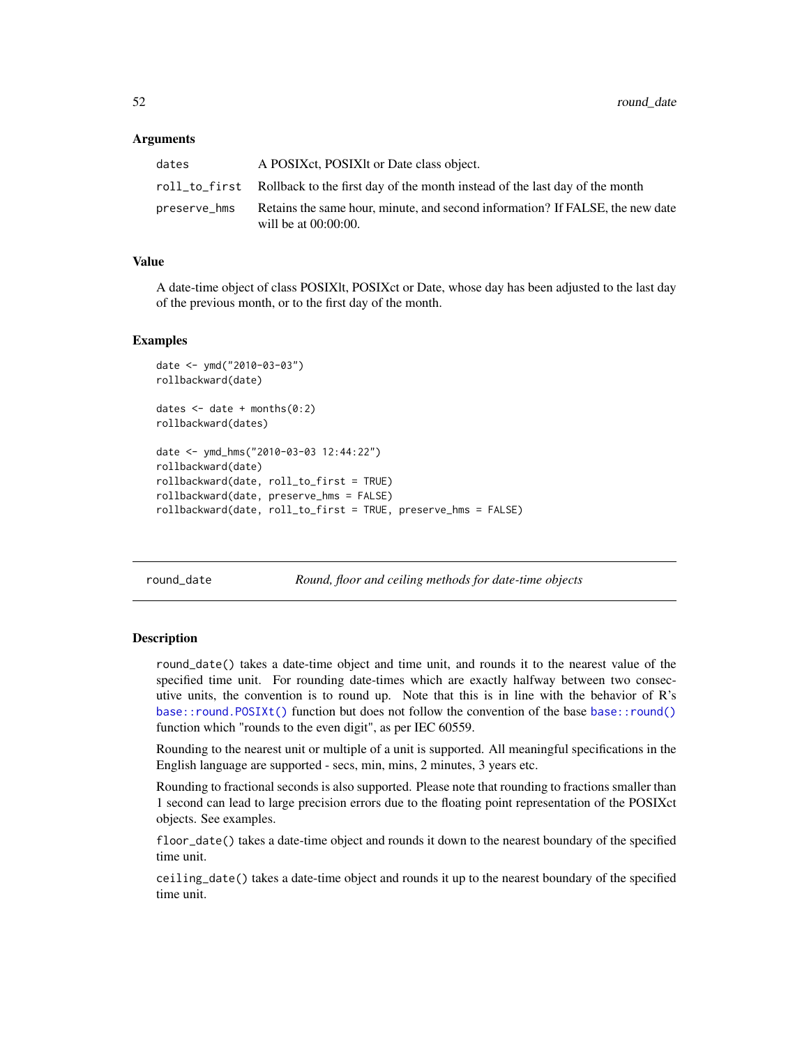### Arguments

| | |
|---|---|
| dates | A POSIXct, POSIXlt or Date class object. |
| roll_to_first | Rollback to the first day of the month instead of the last day of the month |
| preserve_hms | Retains the same hour, minute, and second information? If FALSE, the new date will be at 00:00:00. |

### Value

A date-time object of class POSIXlt, POSIXct or Date, whose day has been adjusted to the last day of the previous month, or to the first day of the month.

### Examples

```
date <- ymd("2010-03-03")
rollbackward(date)

dates <- date + months(0:2)
rollbackward(dates)

date <- ymd_hms("2010-03-03 12:44:22")
rollbackward(date)
rollbackward(date, roll_to_first = TRUE)
rollbackward(date, preserve_hms = FALSE)
rollbackward(date, roll_to_first = TRUE, preserve_hms = FALSE)
```

---

## round_date — *Round, floor and ceiling methods for date-time objects*

### Description

round_date() takes a date-time object and time unit, and rounds it to the nearest value of the specified time unit. For rounding date-times which are exactly halfway between two consecutive units, the convention is to round up. Note that this is in line with the behavior of R's base::round.POSIXt() function but does not follow the convention of the base base::round() function which "rounds to the even digit", as per IEC 60559.

Rounding to the nearest unit or multiple of a unit is supported. All meaningful specifications in the English language are supported - secs, min, mins, 2 minutes, 3 years etc.

Rounding to fractional seconds is also supported. Please note that rounding to fractions smaller than 1 second can lead to large precision errors due to the floating point representation of the POSIXct objects. See examples.

floor_date() takes a date-time object and rounds it down to the nearest boundary of the specified time unit.

ceiling_date() takes a date-time object and rounds it up to the nearest boundary of the specified time unit.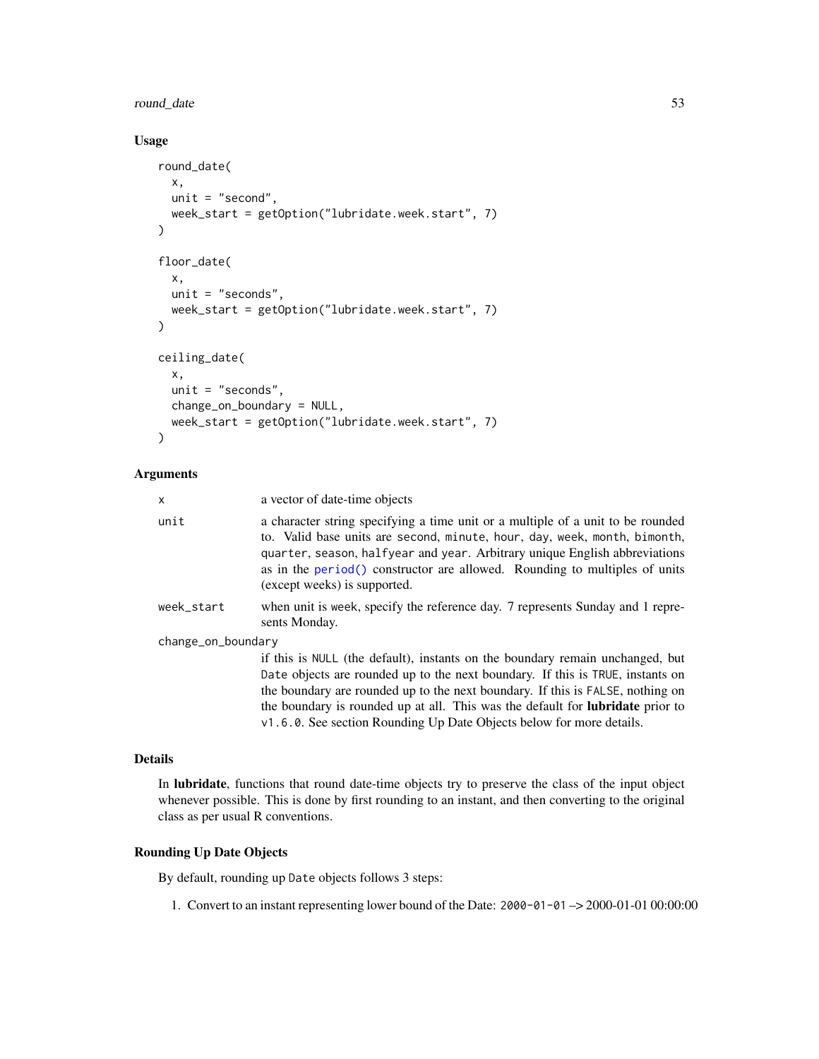## Usage

```
round_date(
  x,
  unit = "second",
  week_start = getOption("lubridate.week.start", 7)
)

floor_date(
  x,
  unit = "seconds",
  week_start = getOption("lubridate.week.start", 7)
)

ceiling_date(
  x,
  unit = "seconds",
  change_on_boundary = NULL,
  week_start = getOption("lubridate.week.start", 7)
)
```

## Arguments

| | |
|---|---|
| `x` | a vector of date-time objects |
| `unit` | a character string specifying a time unit or a multiple of a unit to be rounded to. Valid base units are `second`, `minute`, `hour`, `day`, `week`, `month`, `bimonth`, `quarter`, `season`, `halfyear` and `year`. Arbitrary unique English abbreviations as in the `period()` constructor are allowed. Rounding to multiples of units (except weeks) is supported. |
| `week_start` | when unit is `week`, specify the reference day. 7 represents Sunday and 1 represents Monday. |
| `change_on_boundary` | if this is `NULL` (the default), instants on the boundary remain unchanged, but `Date` objects are rounded up to the next boundary. If this is `TRUE`, instants on the boundary are rounded up to the next boundary. If this is `FALSE`, nothing on the boundary is rounded up at all. This was the default for **lubridate** prior to `v1.6.0`. See section Rounding Up Date Objects below for more details. |

## Details

In **lubridate**, functions that round date-time objects try to preserve the class of the input object whenever possible. This is done by first rounding to an instant, and then converting to the original class as per usual R conventions.

## Rounding Up Date Objects

By default, rounding up `Date` objects follows 3 steps:

1. Convert to an instant representing lower bound of the Date: `2000-01-01` –> 2000-01-01 00:00:00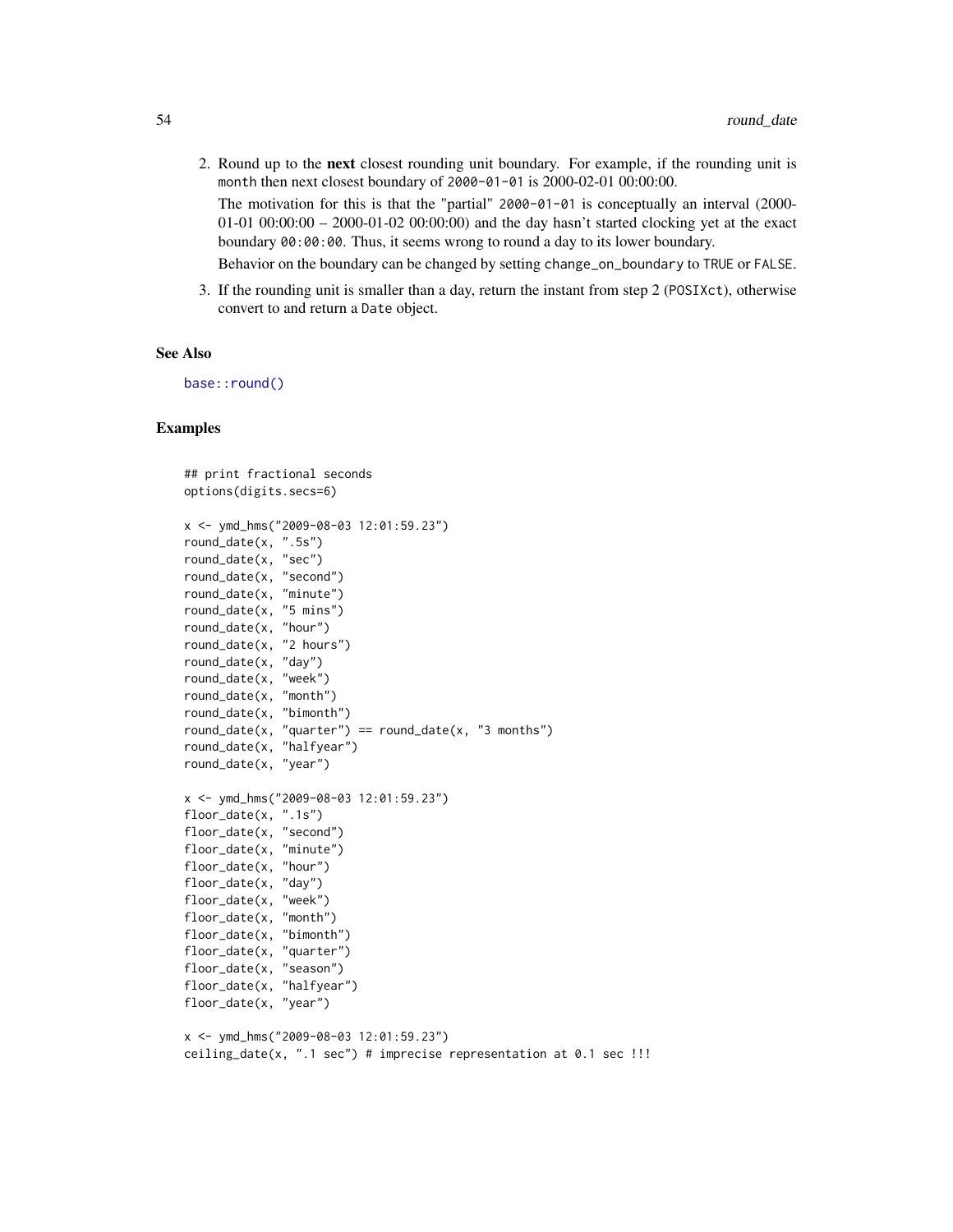2. Round up to the **next** closest rounding unit boundary. For example, if the rounding unit is `month` then next closest boundary of `2000-01-01` is 2000-02-01 00:00:00.

   The motivation for this is that the "partial" `2000-01-01` is conceptually an interval (2000-01-01 00:00:00 – 2000-01-02 00:00:00) and the day hasn't started clocking yet at the exact boundary `00:00:00`. Thus, it seems wrong to round a day to its lower boundary.

   Behavior on the boundary can be changed by setting `change_on_boundary` to `TRUE` or `FALSE`.

3. If the rounding unit is smaller than a day, return the instant from step 2 (`POSIXct`), otherwise convert to and return a `Date` object.

### See Also

`base::round()`

### Examples

```
## print fractional seconds
options(digits.secs=6)

x <- ymd_hms("2009-08-03 12:01:59.23")
round_date(x, ".5s")
round_date(x, "sec")
round_date(x, "second")
round_date(x, "minute")
round_date(x, "5 mins")
round_date(x, "hour")
round_date(x, "2 hours")
round_date(x, "day")
round_date(x, "week")
round_date(x, "month")
round_date(x, "bimonth")
round_date(x, "quarter") == round_date(x, "3 months")
round_date(x, "halfyear")
round_date(x, "year")

x <- ymd_hms("2009-08-03 12:01:59.23")
floor_date(x, ".1s")
floor_date(x, "second")
floor_date(x, "minute")
floor_date(x, "hour")
floor_date(x, "day")
floor_date(x, "week")
floor_date(x, "month")
floor_date(x, "bimonth")
floor_date(x, "quarter")
floor_date(x, "season")
floor_date(x, "halfyear")
floor_date(x, "year")

x <- ymd_hms("2009-08-03 12:01:59.23")
ceiling_date(x, ".1 sec") # imprecise representation at 0.1 sec !!!
```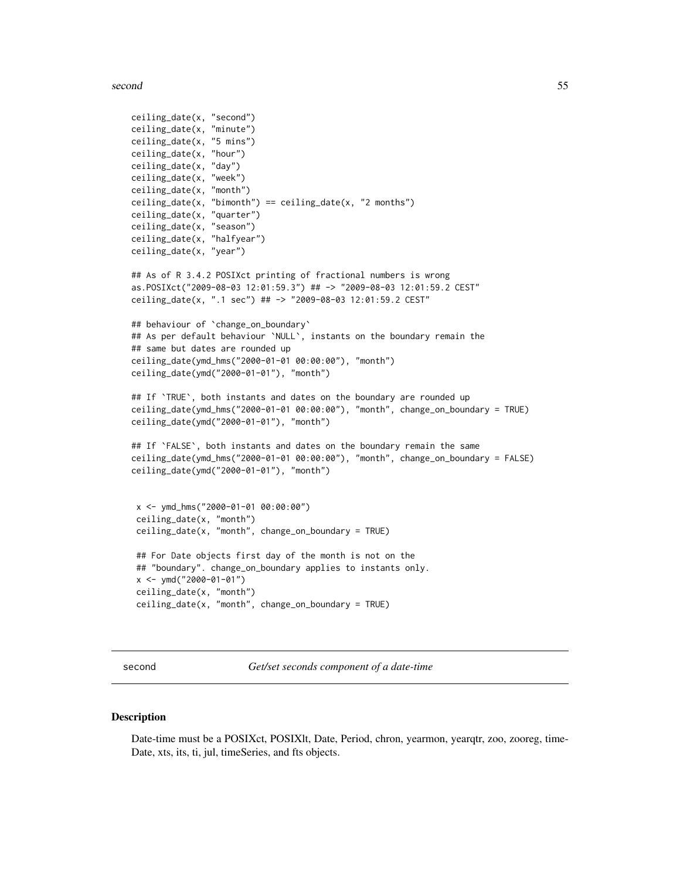```
ceiling_date(x, "second")
ceiling_date(x, "minute")
ceiling_date(x, "5 mins")
ceiling_date(x, "hour")
ceiling_date(x, "day")
ceiling_date(x, "week")
ceiling_date(x, "month")
ceiling_date(x, "bimonth") == ceiling_date(x, "2 months")
ceiling_date(x, "quarter")
ceiling_date(x, "season")
ceiling_date(x, "halfyear")
ceiling_date(x, "year")

## As of R 3.4.2 POSIXct printing of fractional numbers is wrong
as.POSIXct("2009-08-03 12:01:59.3") ## -> "2009-08-03 12:01:59.2 CEST"
ceiling_date(x, ".1 sec") ## -> "2009-08-03 12:01:59.2 CEST"

## behaviour of `change_on_boundary`
## As per default behaviour `NULL`, instants on the boundary remain the
## same but dates are rounded up
ceiling_date(ymd_hms("2000-01-01 00:00:00"), "month")
ceiling_date(ymd("2000-01-01"), "month")

## If `TRUE`, both instants and dates on the boundary are rounded up
ceiling_date(ymd_hms("2000-01-01 00:00:00"), "month", change_on_boundary = TRUE)
ceiling_date(ymd("2000-01-01"), "month")

## If `FALSE`, both instants and dates on the boundary remain the same
ceiling_date(ymd_hms("2000-01-01 00:00:00"), "month", change_on_boundary = FALSE)
ceiling_date(ymd("2000-01-01"), "month")


 x <- ymd_hms("2000-01-01 00:00:00")
 ceiling_date(x, "month")
 ceiling_date(x, "month", change_on_boundary = TRUE)

 ## For Date objects first day of the month is not on the
 ## "boundary". change_on_boundary applies to instants only.
 x <- ymd("2000-01-01")
 ceiling_date(x, "month")
 ceiling_date(x, "month", change_on_boundary = TRUE)
```

---

## second — *Get/set seconds component of a date-time*

### Description

Date-time must be a POSIXct, POSIXlt, Date, Period, chron, yearmon, yearqtr, zoo, zooreg, timeDate, xts, its, ti, jul, timeSeries, and fts objects.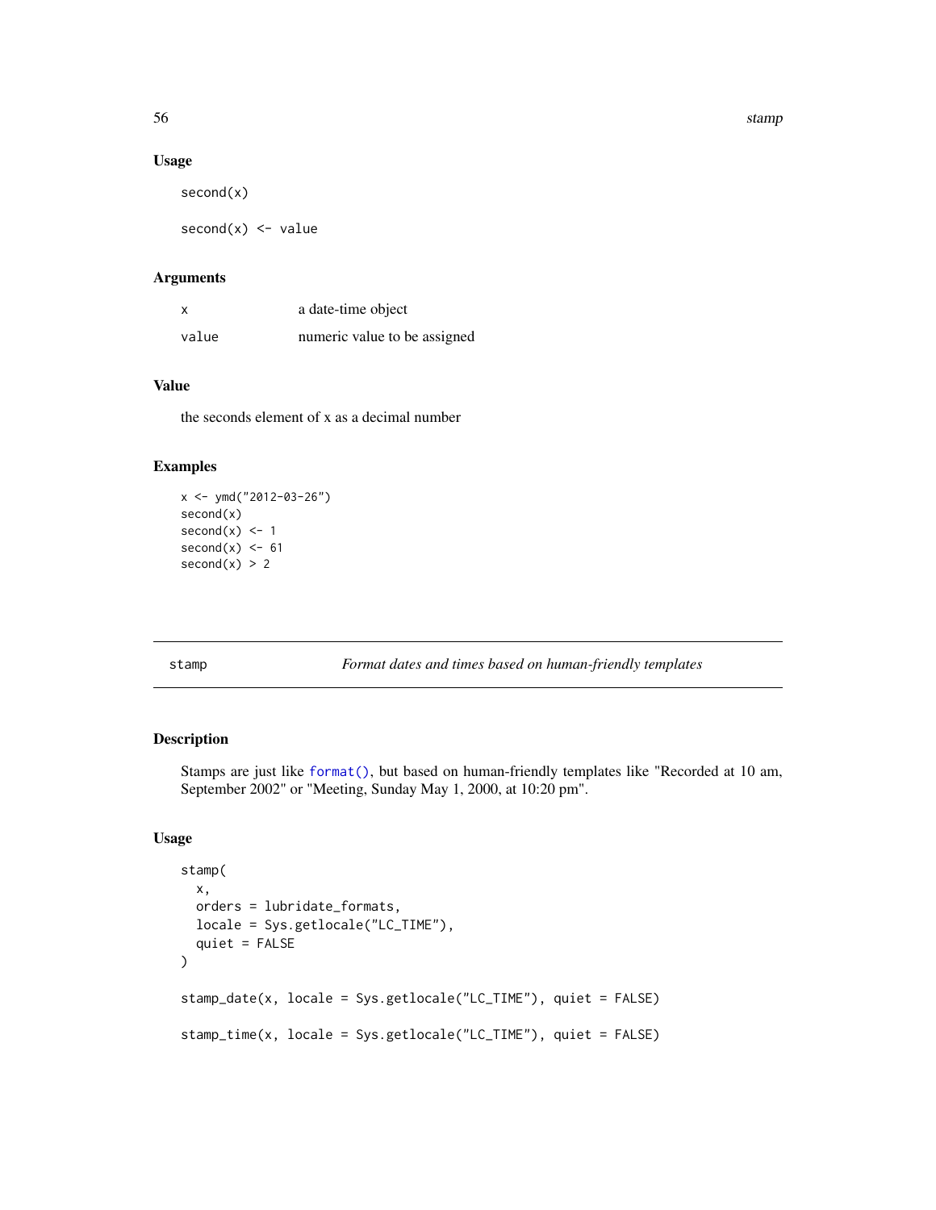### Usage

```
second(x)

second(x) <- value
```

### Arguments

| | |
|---|---|
| x | a date-time object |
| value | numeric value to be assigned |

### Value

the seconds element of x as a decimal number

### Examples

```
x <- ymd("2012-03-26")
second(x)
second(x) <- 1
second(x) <- 61
second(x) > 2
```

---

## stamp — *Format dates and times based on human-friendly templates*

---

### Description

Stamps are just like format(), but based on human-friendly templates like "Recorded at 10 am, September 2002" or "Meeting, Sunday May 1, 2000, at 10:20 pm".

### Usage

```
stamp(
  x,
  orders = lubridate_formats,
  locale = Sys.getlocale("LC_TIME"),
  quiet = FALSE
)

stamp_date(x, locale = Sys.getlocale("LC_TIME"), quiet = FALSE)

stamp_time(x, locale = Sys.getlocale("LC_TIME"), quiet = FALSE)
```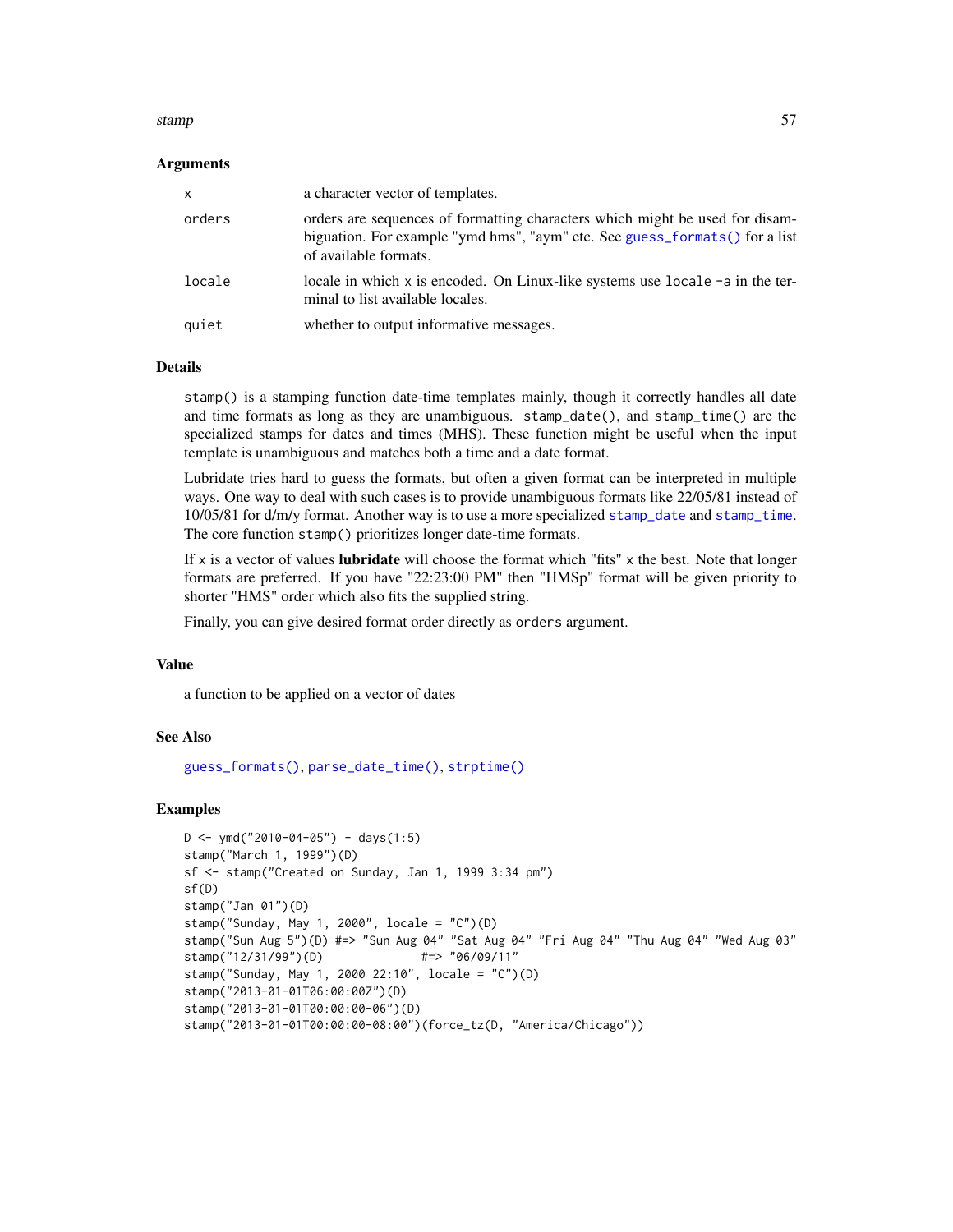### Arguments

| | |
|---|---|
| `x` | a character vector of templates. |
| `orders` | orders are sequences of formatting characters which might be used for disambiguation. For example "ymd hms", "aym" etc. See `guess_formats()` for a list of available formats. |
| `locale` | locale in which `x` is encoded. On Linux-like systems use `locale -a` in the terminal to list available locales. |
| `quiet` | whether to output informative messages. |

### Details

`stamp()` is a stamping function date-time templates mainly, though it correctly handles all date and time formats as long as they are unambiguous. `stamp_date()`, and `stamp_time()` are the specialized stamps for dates and times (MHS). These function might be useful when the input template is unambiguous and matches both a time and a date format.

Lubridate tries hard to guess the formats, but often a given format can be interpreted in multiple ways. One way to deal with such cases is to provide unambiguous formats like 22/05/81 instead of 10/05/81 for d/m/y format. Another way is to use a more specialized `stamp_date` and `stamp_time`. The core function `stamp()` prioritizes longer date-time formats.

If `x` is a vector of values **lubridate** will choose the format which "fits" `x` the best. Note that longer formats are preferred. If you have "22:23:00 PM" then "HMSp" format will be given priority to shorter "HMS" order which also fits the supplied string.

Finally, you can give desired format order directly as `orders` argument.

### Value

a function to be applied on a vector of dates

### See Also

`guess_formats()`, `parse_date_time()`, `strptime()`

### Examples

```
D <- ymd("2010-04-05") - days(1:5)
stamp("March 1, 1999")(D)
sf <- stamp("Created on Sunday, Jan 1, 1999 3:34 pm")
sf(D)
stamp("Jan 01")(D)
stamp("Sunday, May 1, 2000", locale = "C")(D)
stamp("Sun Aug 5")(D) #=> "Sun Aug 04" "Sat Aug 04" "Fri Aug 04" "Thu Aug 04" "Wed Aug 03"
stamp("12/31/99")(D)              #=> "06/09/11"
stamp("Sunday, May 1, 2000 22:10", locale = "C")(D)
stamp("2013-01-01T06:00:00Z")(D)
stamp("2013-01-01T00:00:00-06")(D)
stamp("2013-01-01T00:00:00-08:00")(force_tz(D, "America/Chicago"))
```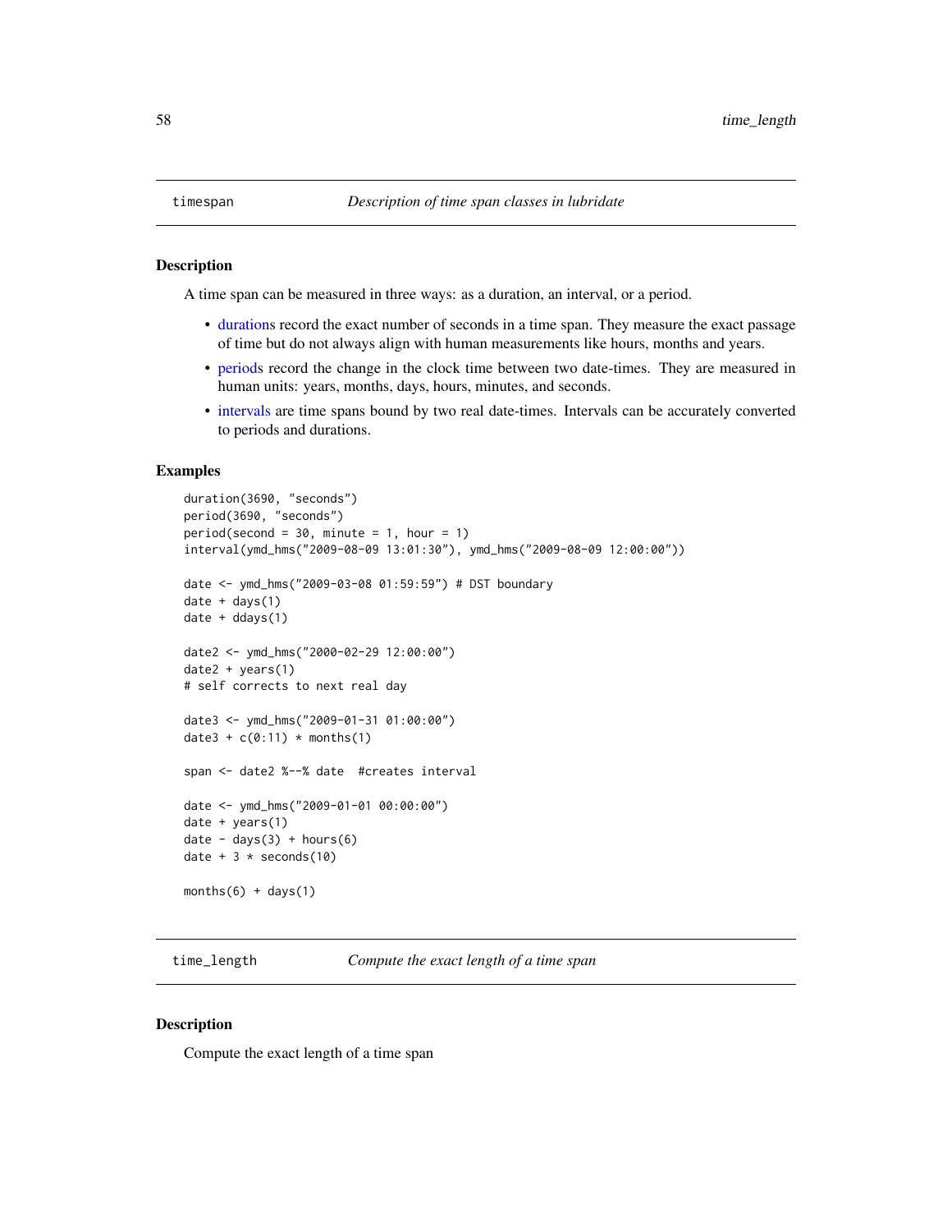## timespan — *Description of time span classes in lubridate*

### Description

A time span can be measured in three ways: as a duration, an interval, or a period.

- durations record the exact number of seconds in a time span. They measure the exact passage of time but do not always align with human measurements like hours, months and years.
- periods record the change in the clock time between two date-times. They are measured in human units: years, months, days, hours, minutes, and seconds.
- intervals are time spans bound by two real date-times. Intervals can be accurately converted to periods and durations.

### Examples

```
duration(3690, "seconds")
period(3690, "seconds")
period(second = 30, minute = 1, hour = 1)
interval(ymd_hms("2009-08-09 13:01:30"), ymd_hms("2009-08-09 12:00:00"))

date <- ymd_hms("2009-03-08 01:59:59") # DST boundary
date + days(1)
date + ddays(1)

date2 <- ymd_hms("2000-02-29 12:00:00")
date2 + years(1)
# self corrects to next real day

date3 <- ymd_hms("2009-01-31 01:00:00")
date3 + c(0:11) * months(1)

span <- date2 %--% date  #creates interval

date <- ymd_hms("2009-01-01 00:00:00")
date + years(1)
date - days(3) + hours(6)
date + 3 * seconds(10)

months(6) + days(1)
```

## time_length — *Compute the exact length of a time span*

### Description

Compute the exact length of a time span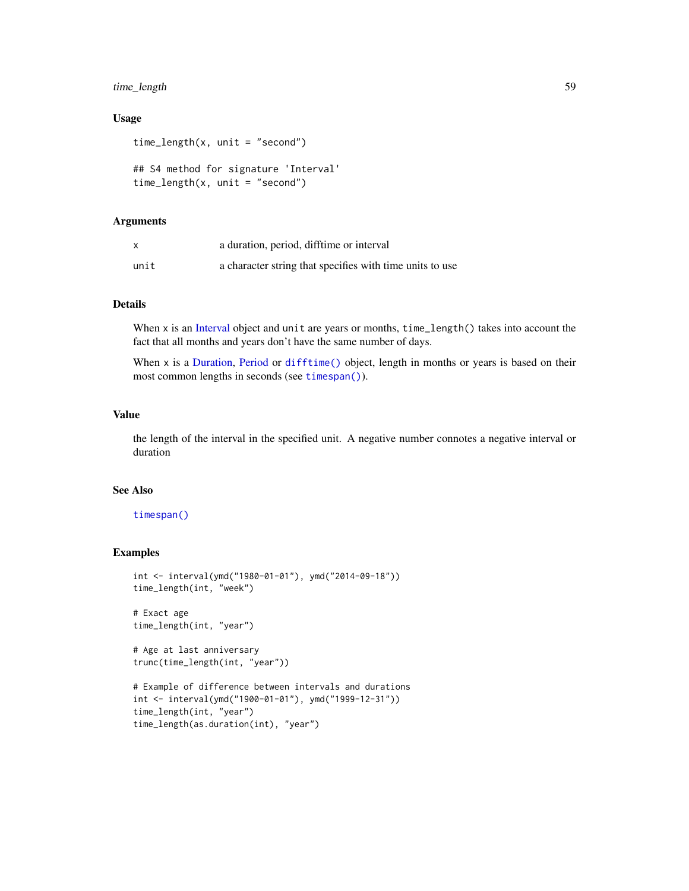### Usage

```
time_length(x, unit = "second")

## S4 method for signature 'Interval'
time_length(x, unit = "second")
```

### Arguments

| | |
|---|---|
| x | a duration, period, difftime or interval |
| unit | a character string that specifies with time units to use |

### Details

When `x` is an Interval object and `unit` are years or months, `time_length()` takes into account the fact that all months and years don't have the same number of days.

When `x` is a Duration, Period or `difftime()` object, length in months or years is based on their most common lengths in seconds (see `timespan()`).

### Value

the length of the interval in the specified unit. A negative number connotes a negative interval or duration

### See Also

`timespan()`

### Examples

```
int <- interval(ymd("1980-01-01"), ymd("2014-09-18"))
time_length(int, "week")

# Exact age
time_length(int, "year")

# Age at last anniversary
trunc(time_length(int, "year"))

# Example of difference between intervals and durations
int <- interval(ymd("1900-01-01"), ymd("1999-12-31"))
time_length(int, "year")
time_length(as.duration(int), "year")
```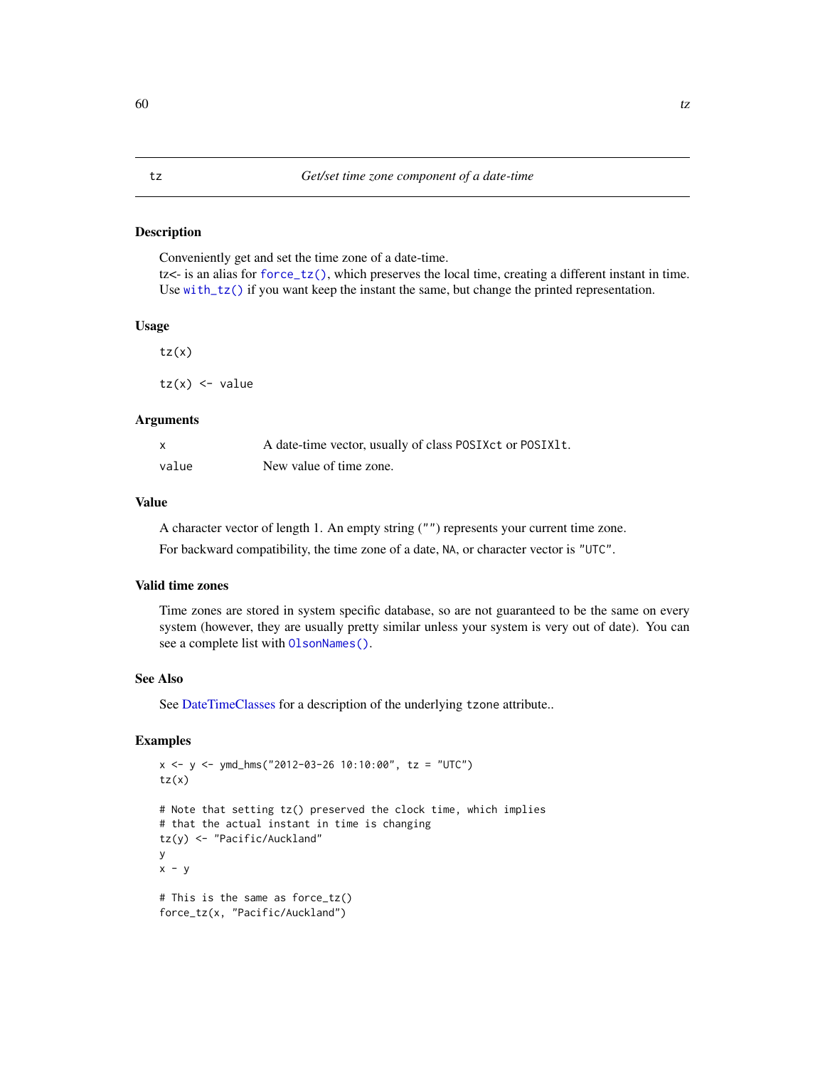## tz — *Get/set time zone component of a date-time*

### Description

Conveniently get and set the time zone of a date-time.

tz<- is an alias for `force_tz()`, which preserves the local time, creating a different instant in time. Use `with_tz()` if you want keep the instant the same, but change the printed representation.

### Usage

```
tz(x)

tz(x) <- value
```

### Arguments

| | |
|---|---|
| `x` | A date-time vector, usually of class `POSIXct` or `POSIXlt`. |
| `value` | New value of time zone. |

### Value

A character vector of length 1. An empty string (`""`) represents your current time zone.

For backward compatibility, the time zone of a date, `NA`, or character vector is `"UTC"`.

### Valid time zones

Time zones are stored in system specific database, so are not guaranteed to be the same on every system (however, they are usually pretty similar unless your system is very out of date). You can see a complete list with `OlsonNames()`.

### See Also

See DateTimeClasses for a description of the underlying `tzone` attribute..

### Examples

```
x <- y <- ymd_hms("2012-03-26 10:10:00", tz = "UTC")
tz(x)

# Note that setting tz() preserved the clock time, which implies
# that the actual instant in time is changing
tz(y) <- "Pacific/Auckland"
y
x - y

# This is the same as force_tz()
force_tz(x, "Pacific/Auckland")
```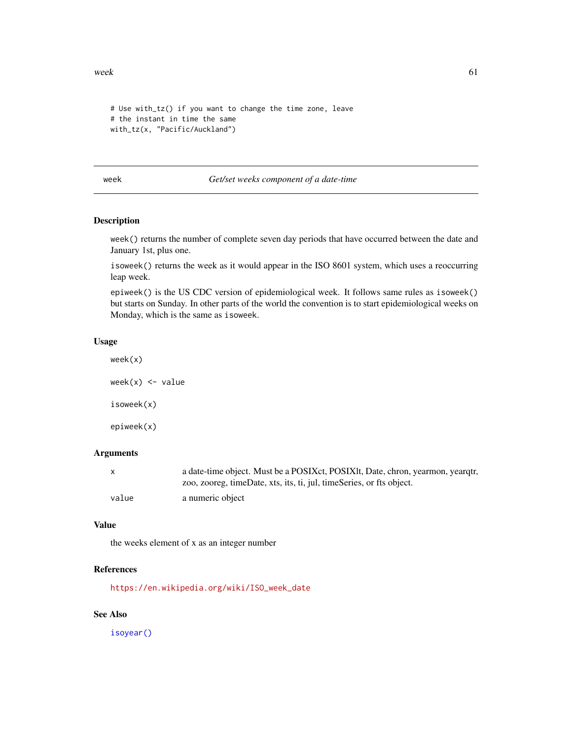```
# Use with_tz() if you want to change the time zone, leave
# the instant in time the same
with_tz(x, "Pacific/Auckland")
```

## week — *Get/set weeks component of a date-time*

### Description

`week()` returns the number of complete seven day periods that have occurred between the date and January 1st, plus one.

`isoweek()` returns the week as it would appear in the ISO 8601 system, which uses a reoccurring leap week.

`epiweek()` is the US CDC version of epidemiological week. It follows same rules as `isoweek()` but starts on Sunday. In other parts of the world the convention is to start epidemiological weeks on Monday, which is the same as `isoweek`.

### Usage

```
week(x)

week(x) <- value

isoweek(x)

epiweek(x)
```

### Arguments

| | |
|---|---|
| x | a date-time object. Must be a POSIXct, POSIXlt, Date, chron, yearmon, yearqtr, zoo, zooreg, timeDate, xts, its, ti, jul, timeSeries, or fts object. |
| value | a numeric object |

### Value

the weeks element of x as an integer number

### References

https://en.wikipedia.org/wiki/ISO_week_date

### See Also

`isoyear()`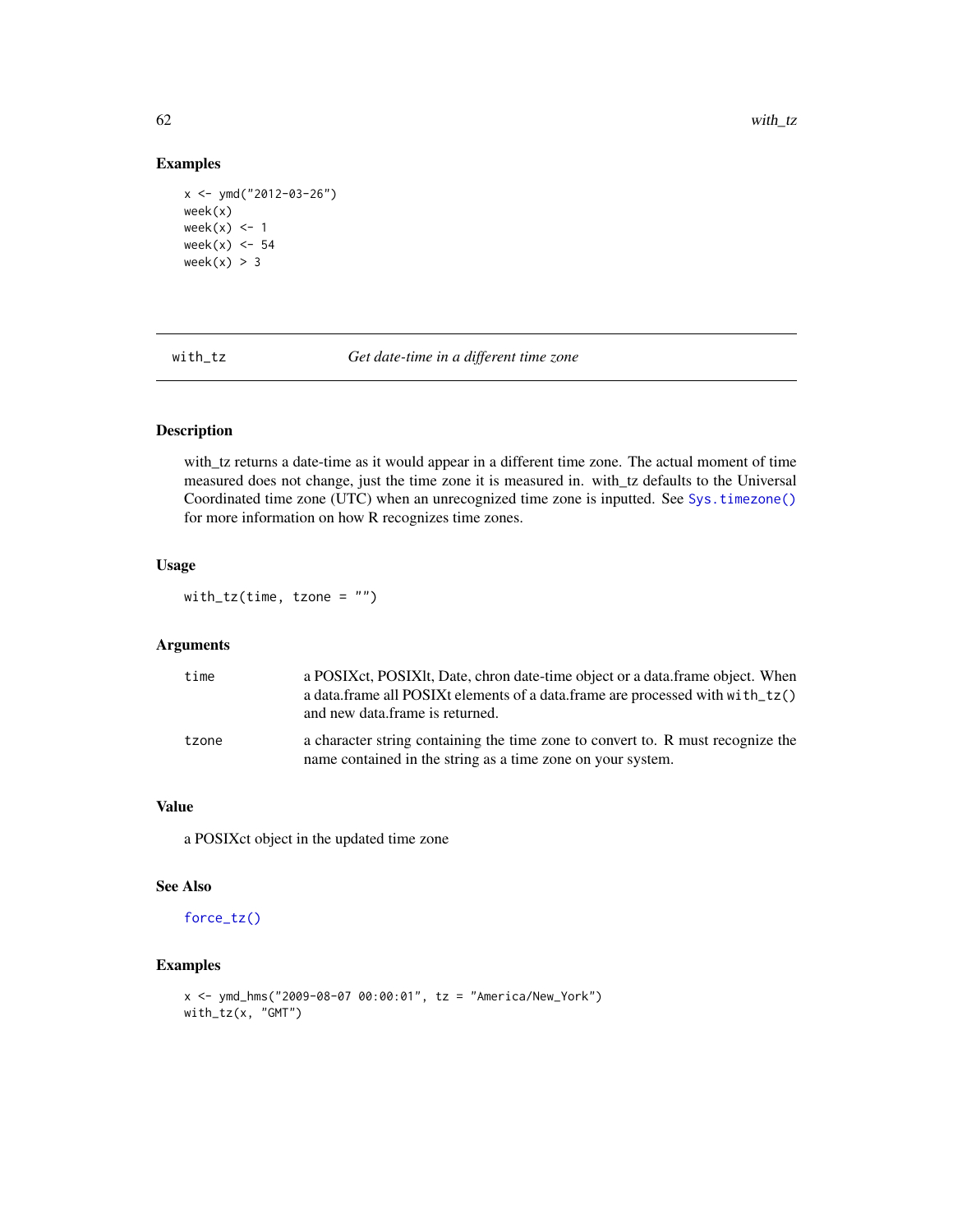## Examples

```
x <- ymd("2012-03-26")
week(x)
week(x) <- 1
week(x) <- 54
week(x) > 3
```

---

# with_tz &nbsp;&nbsp;&nbsp; *Get date-time in a different time zone*

---

## Description

with_tz returns a date-time as it would appear in a different time zone. The actual moment of time measured does not change, just the time zone it is measured in. with_tz defaults to the Universal Coordinated time zone (UTC) when an unrecognized time zone is inputted. See `Sys.timezone()` for more information on how R recognizes time zones.

## Usage

```
with_tz(time, tzone = "")
```

## Arguments

| | |
|---|---|
| `time` | a POSIXct, POSIXlt, Date, chron date-time object or a data.frame object. When a data.frame all POSIXt elements of a data.frame are processed with `with_tz()` and new data.frame is returned. |
| `tzone` | a character string containing the time zone to convert to. R must recognize the name contained in the string as a time zone on your system. |

## Value

a POSIXct object in the updated time zone

## See Also

`force_tz()`

## Examples

```
x <- ymd_hms("2009-08-07 00:00:01", tz = "America/New_York")
with_tz(x, "GMT")
```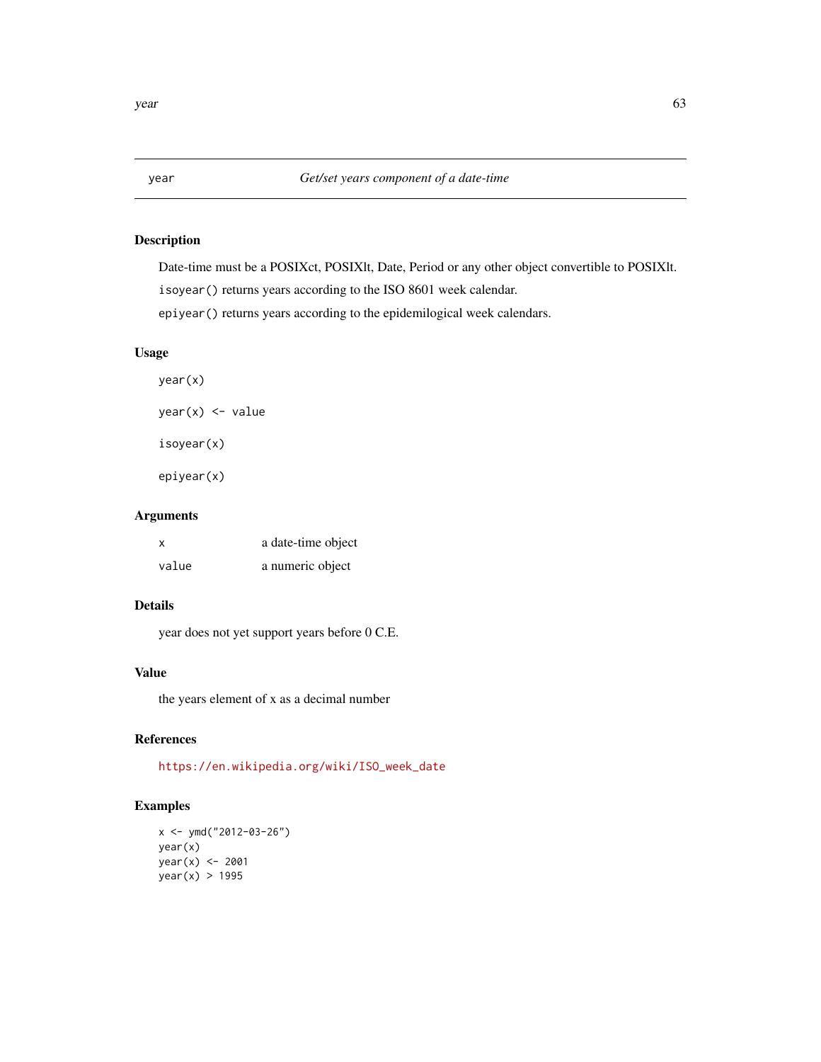## year — *Get/set years component of a date-time*

### Description

Date-time must be a POSIXct, POSIXlt, Date, Period or any other object convertible to POSIXlt.

`isoyear()` returns years according to the ISO 8601 week calendar.

`epiyear()` returns years according to the epidemilogical week calendars.

### Usage

```
year(x)

year(x) <- value

isoyear(x)

epiyear(x)
```

### Arguments

| | |
|---|---|
| x | a date-time object |
| value | a numeric object |

### Details

year does not yet support years before 0 C.E.

### Value

the years element of x as a decimal number

### References

https://en.wikipedia.org/wiki/ISO_week_date

### Examples

```
x <- ymd("2012-03-26")
year(x)
year(x) <- 2001
year(x) > 1995
```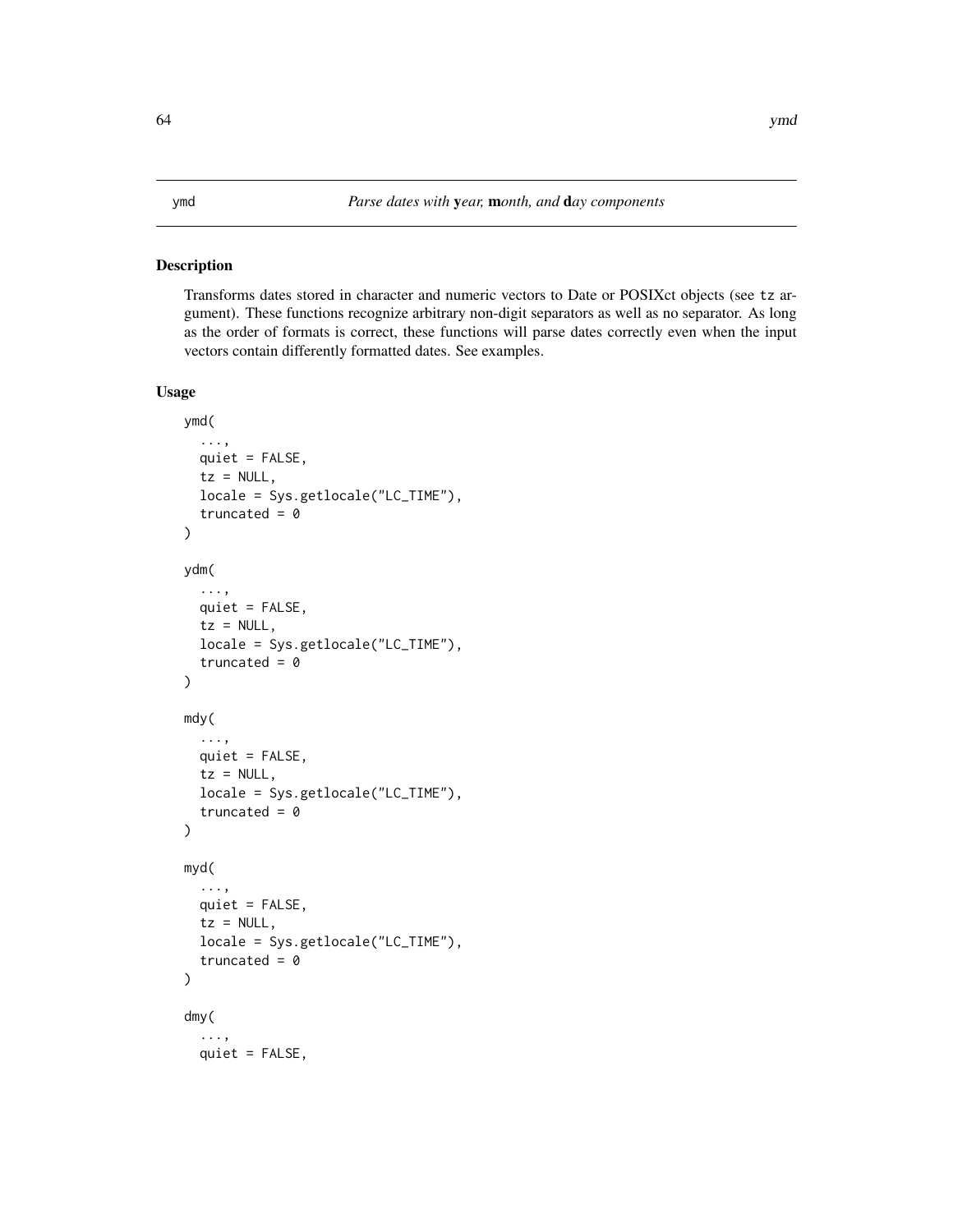ymd *Parse dates with* **y***ear,* **m***onth, and* **d***ay components*

### Description

Transforms dates stored in character and numeric vectors to Date or POSIXct objects (see tz argument). These functions recognize arbitrary non-digit separators as well as no separator. As long as the order of formats is correct, these functions will parse dates correctly even when the input vectors contain differently formatted dates. See examples.

### Usage

```
ymd(
  ...,
  quiet = FALSE,
  tz = NULL,
  locale = Sys.getlocale("LC_TIME"),
  truncated = 0
)

ydm(
  ...,
  quiet = FALSE,
  tz = NULL,
  locale = Sys.getlocale("LC_TIME"),
  truncated = 0
)

mdy(
  ...,
  quiet = FALSE,
  tz = NULL,
  locale = Sys.getlocale("LC_TIME"),
  truncated = 0
)

myd(
  ...,
  quiet = FALSE,
  tz = NULL,
  locale = Sys.getlocale("LC_TIME"),
  truncated = 0
)

dmy(
  ...,
  quiet = FALSE,
```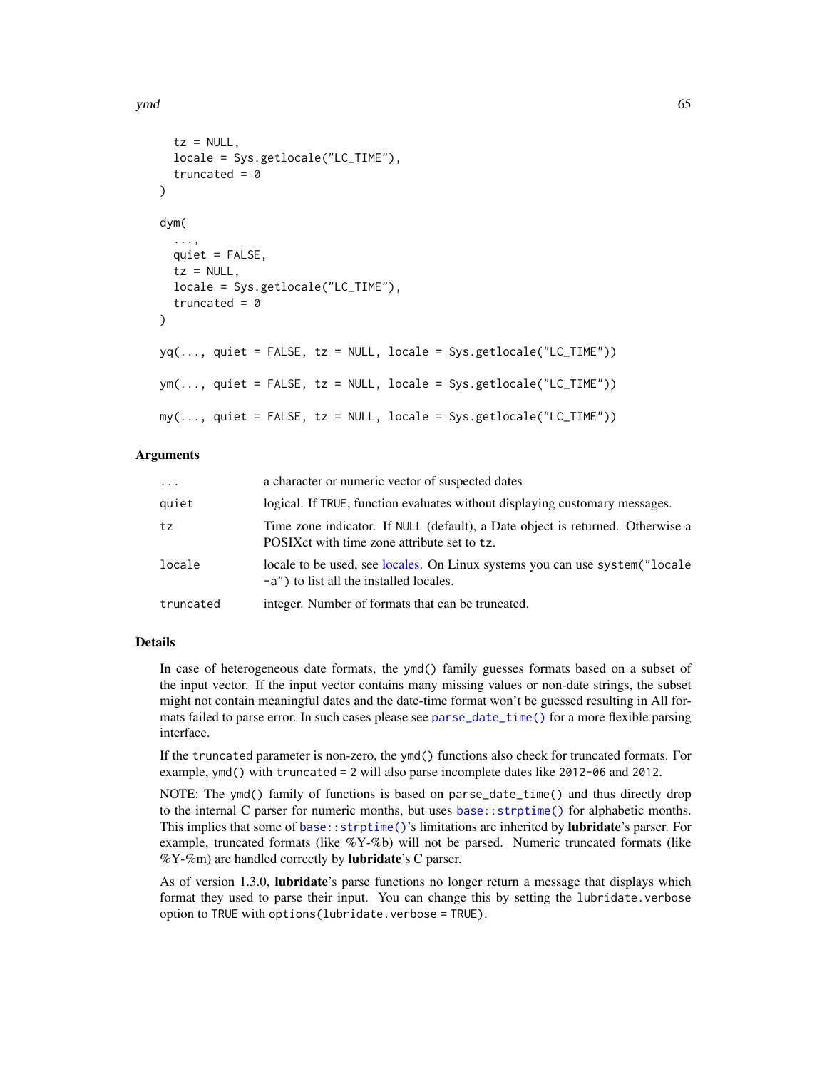```
  tz = NULL,
  locale = Sys.getlocale("LC_TIME"),
  truncated = 0
)

dym(
  ...,
  quiet = FALSE,
  tz = NULL,
  locale = Sys.getlocale("LC_TIME"),
  truncated = 0
)

yq(..., quiet = FALSE, tz = NULL, locale = Sys.getlocale("LC_TIME"))

ym(..., quiet = FALSE, tz = NULL, locale = Sys.getlocale("LC_TIME"))

my(..., quiet = FALSE, tz = NULL, locale = Sys.getlocale("LC_TIME"))
```

### Arguments

| | |
|---|---|
| `...` | a character or numeric vector of suspected dates |
| `quiet` | logical. If `TRUE`, function evaluates without displaying customary messages. |
| `tz` | Time zone indicator. If `NULL` (default), a Date object is returned. Otherwise a POSIXct with time zone attribute set to `tz`. |
| `locale` | locale to be used, see locales. On Linux systems you can use `system("locale -a")` to list all the installed locales. |
| `truncated` | integer. Number of formats that can be truncated. |

### Details

In case of heterogeneous date formats, the `ymd()` family guesses formats based on a subset of the input vector. If the input vector contains many missing values or non-date strings, the subset might not contain meaningful dates and the date-time format won't be guessed resulting in All formats failed to parse error. In such cases please see `parse_date_time()` for a more flexible parsing interface.

If the `truncated` parameter is non-zero, the `ymd()` functions also check for truncated formats. For example, `ymd()` with `truncated = 2` will also parse incomplete dates like `2012-06` and `2012`.

NOTE: The `ymd()` family of functions is based on `parse_date_time()` and thus directly drop to the internal C parser for numeric months, but uses `base::strptime()` for alphabetic months. This implies that some of `base::strptime()`'s limitations are inherited by **lubridate**'s parser. For example, truncated formats (like %Y-%b) will not be parsed. Numeric truncated formats (like %Y-%m) are handled correctly by **lubridate**'s C parser.

As of version 1.3.0, **lubridate**'s parse functions no longer return a message that displays which format they used to parse their input. You can change this by setting the `lubridate.verbose` option to `TRUE` with `options(lubridate.verbose = TRUE)`.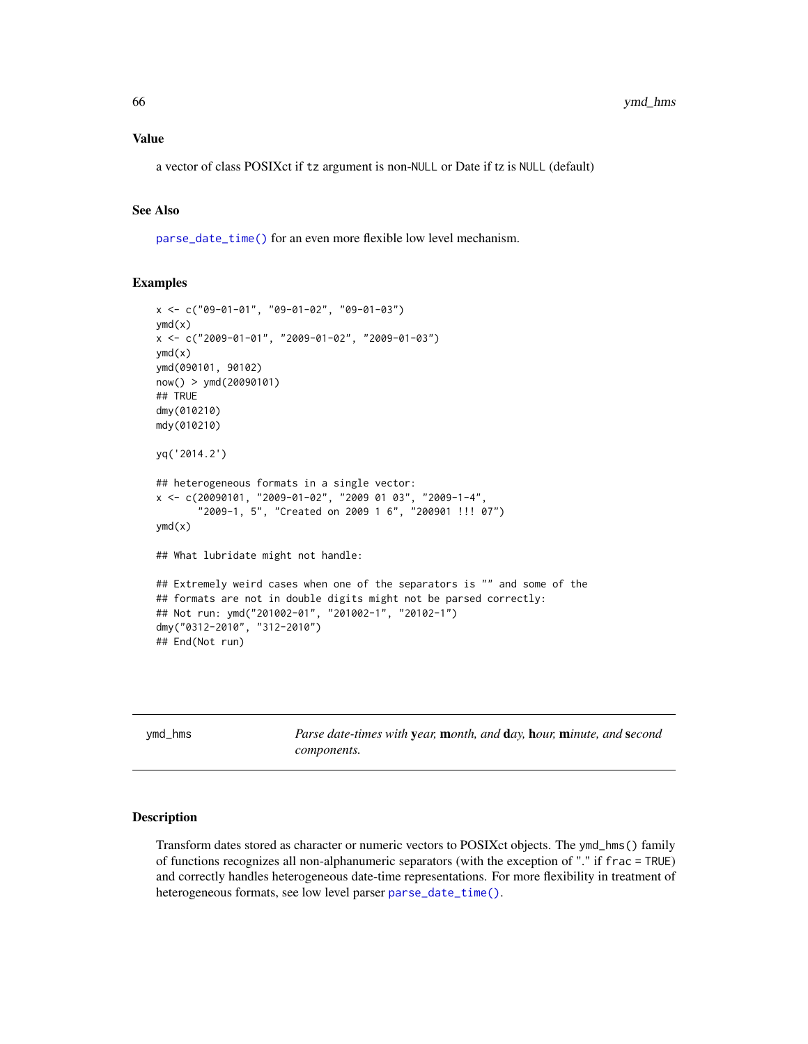### Value

a vector of class POSIXct if `tz` argument is non-`NULL` or Date if tz is `NULL` (default)

### See Also

`parse_date_time()` for an even more flexible low level mechanism.

### Examples

```
x <- c("09-01-01", "09-01-02", "09-01-03")
ymd(x)
x <- c("2009-01-01", "2009-01-02", "2009-01-03")
ymd(x)
ymd(090101, 90102)
now() > ymd(20090101)
## TRUE
dmy(010210)
mdy(010210)

yq('2014.2')

## heterogeneous formats in a single vector:
x <- c(20090101, "2009-01-02", "2009 01 03", "2009-1-4",
       "2009-1, 5", "Created on 2009 1 6", "200901 !!! 07")
ymd(x)

## What lubridate might not handle:

## Extremely weird cases when one of the separators is "" and some of the
## formats are not in double digits might not be parsed correctly:
## Not run: ymd("201002-01", "201002-1", "20102-1")
dmy("0312-2010", "312-2010")
## End(Not run)
```

---

## ymd_hms — *Parse date-times with* **y***ear,* **m***onth, and* **d***ay,* **h***our,* **m***inute, and* **s***econd components.*

---

### Description

Transform dates stored as character or numeric vectors to POSIXct objects. The `ymd_hms()` family of functions recognizes all non-alphanumeric separators (with the exception of "." if `frac = TRUE`) and correctly handles heterogeneous date-time representations. For more flexibility in treatment of heterogeneous formats, see low level parser `parse_date_time()`.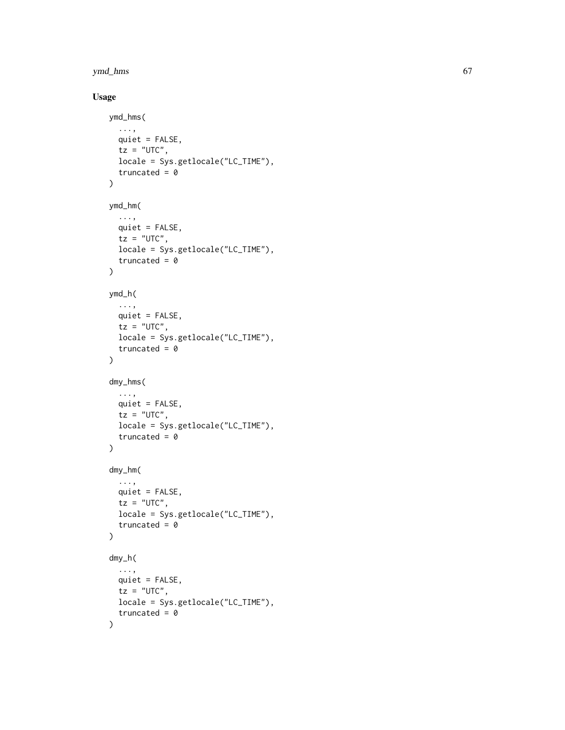## Usage

```
ymd_hms(
  ...,
  quiet = FALSE,
  tz = "UTC",
  locale = Sys.getlocale("LC_TIME"),
  truncated = 0
)

ymd_hm(
  ...,
  quiet = FALSE,
  tz = "UTC",
  locale = Sys.getlocale("LC_TIME"),
  truncated = 0
)

ymd_h(
  ...,
  quiet = FALSE,
  tz = "UTC",
  locale = Sys.getlocale("LC_TIME"),
  truncated = 0
)

dmy_hms(
  ...,
  quiet = FALSE,
  tz = "UTC",
  locale = Sys.getlocale("LC_TIME"),
  truncated = 0
)

dmy_hm(
  ...,
  quiet = FALSE,
  tz = "UTC",
  locale = Sys.getlocale("LC_TIME"),
  truncated = 0
)

dmy_h(
  ...,
  quiet = FALSE,
  tz = "UTC",
  locale = Sys.getlocale("LC_TIME"),
  truncated = 0
)
```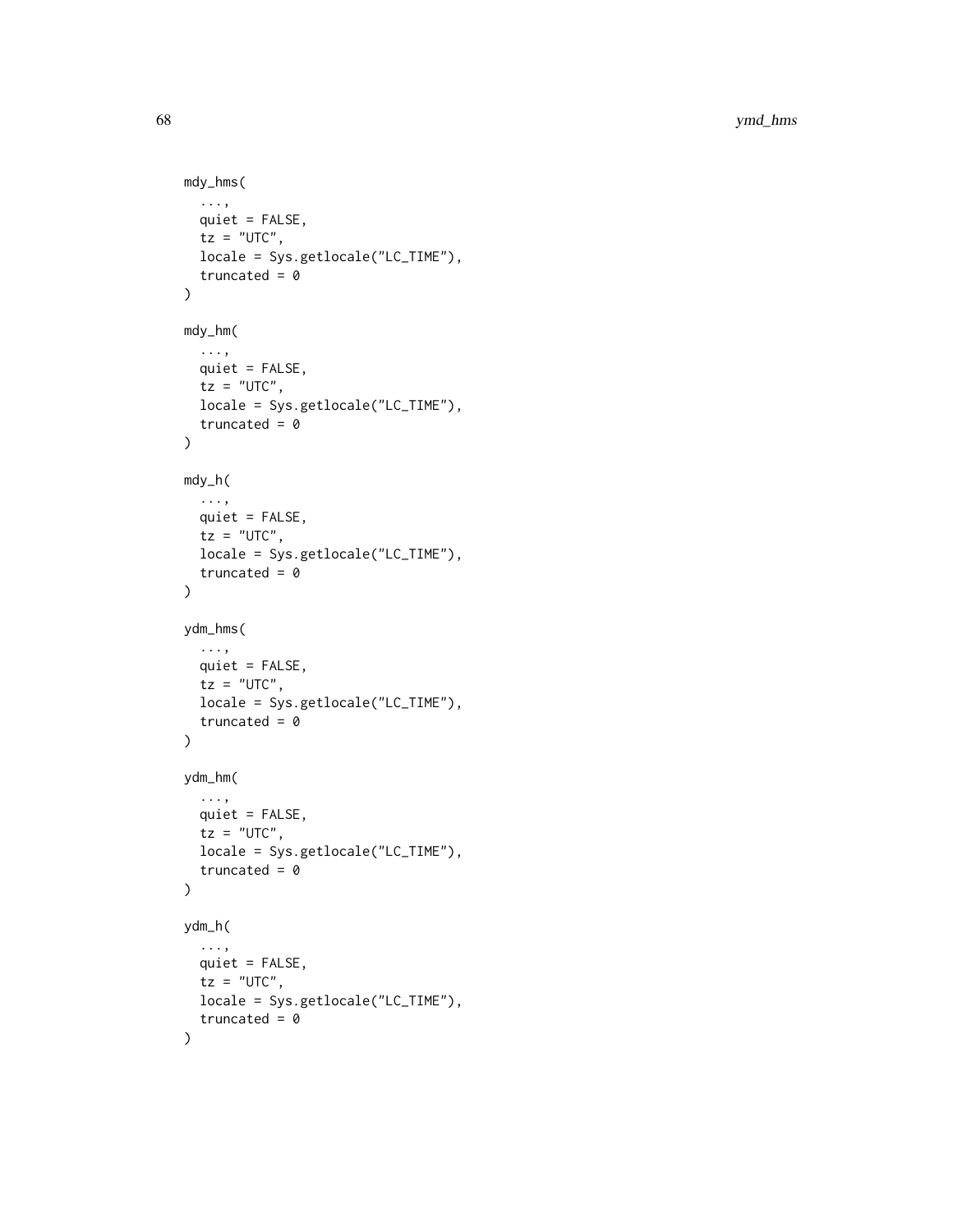```
mdy_hms(
  ...,
  quiet = FALSE,
  tz = "UTC",
  locale = Sys.getlocale("LC_TIME"),
  truncated = 0
)

mdy_hm(
  ...,
  quiet = FALSE,
  tz = "UTC",
  locale = Sys.getlocale("LC_TIME"),
  truncated = 0
)

mdy_h(
  ...,
  quiet = FALSE,
  tz = "UTC",
  locale = Sys.getlocale("LC_TIME"),
  truncated = 0
)

ydm_hms(
  ...,
  quiet = FALSE,
  tz = "UTC",
  locale = Sys.getlocale("LC_TIME"),
  truncated = 0
)

ydm_hm(
  ...,
  quiet = FALSE,
  tz = "UTC",
  locale = Sys.getlocale("LC_TIME"),
  truncated = 0
)

ydm_h(
  ...,
  quiet = FALSE,
  tz = "UTC",
  locale = Sys.getlocale("LC_TIME"),
  truncated = 0
)
```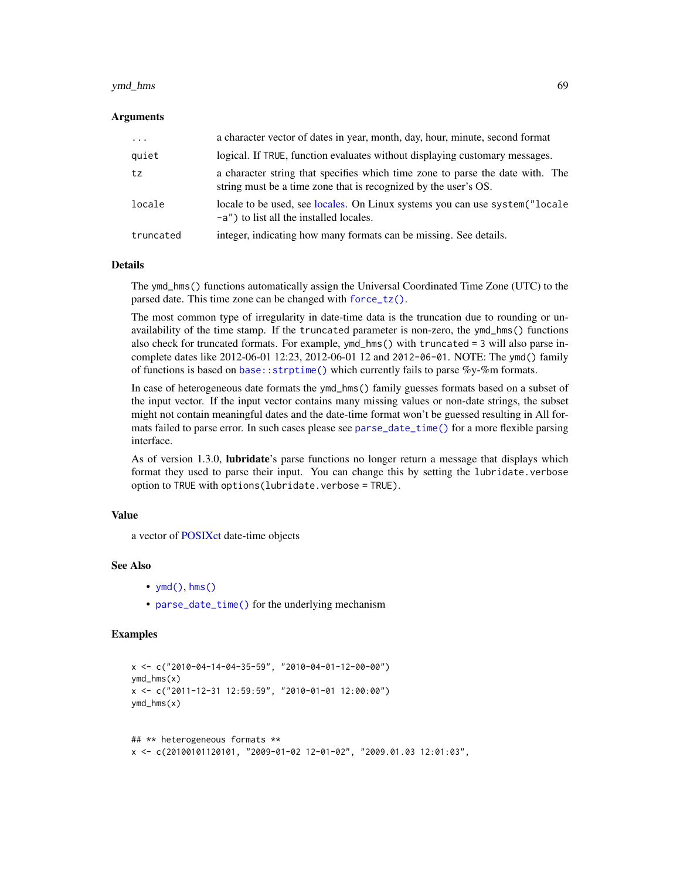### Arguments

| | |
|---|---|
| ... | a character vector of dates in year, month, day, hour, minute, second format |
| quiet | logical. If TRUE, function evaluates without displaying customary messages. |
| tz | a character string that specifies which time zone to parse the date with. The string must be a time zone that is recognized by the user's OS. |
| locale | locale to be used, see locales. On Linux systems you can use `system("locale -a")` to list all the installed locales. |
| truncated | integer, indicating how many formats can be missing. See details. |

### Details

The `ymd_hms()` functions automatically assign the Universal Coordinated Time Zone (UTC) to the parsed date. This time zone can be changed with `force_tz()`.

The most common type of irregularity in date-time data is the truncation due to rounding or unavailability of the time stamp. If the `truncated` parameter is non-zero, the `ymd_hms()` functions also check for truncated formats. For example, `ymd_hms()` with `truncated = 3` will also parse incomplete dates like 2012-06-01 12:23, 2012-06-01 12 and `2012-06-01`. NOTE: The `ymd()` family of functions is based on `base::strptime()` which currently fails to parse %y-%m formats.

In case of heterogeneous date formats the `ymd_hms()` family guesses formats based on a subset of the input vector. If the input vector contains many missing values or non-date strings, the subset might not contain meaningful dates and the date-time format won't be guessed resulting in All formats failed to parse error. In such cases please see `parse_date_time()` for a more flexible parsing interface.

As of version 1.3.0, **lubridate**'s parse functions no longer return a message that displays which format they used to parse their input. You can change this by setting the `lubridate.verbose` option to `TRUE` with `options(lubridate.verbose = TRUE)`.

### Value

a vector of POSIXct date-time objects

### See Also

- `ymd()`, `hms()`
- `parse_date_time()` for the underlying mechanism

### Examples

```
x <- c("2010-04-14-04-35-59", "2010-04-01-12-00-00")
ymd_hms(x)
x <- c("2011-12-31 12:59:59", "2010-01-01 12:00:00")
ymd_hms(x)


## ** heterogeneous formats **
x <- c(20100101120101, "2009-01-02 12-01-02", "2009.01.03 12:01:03",
```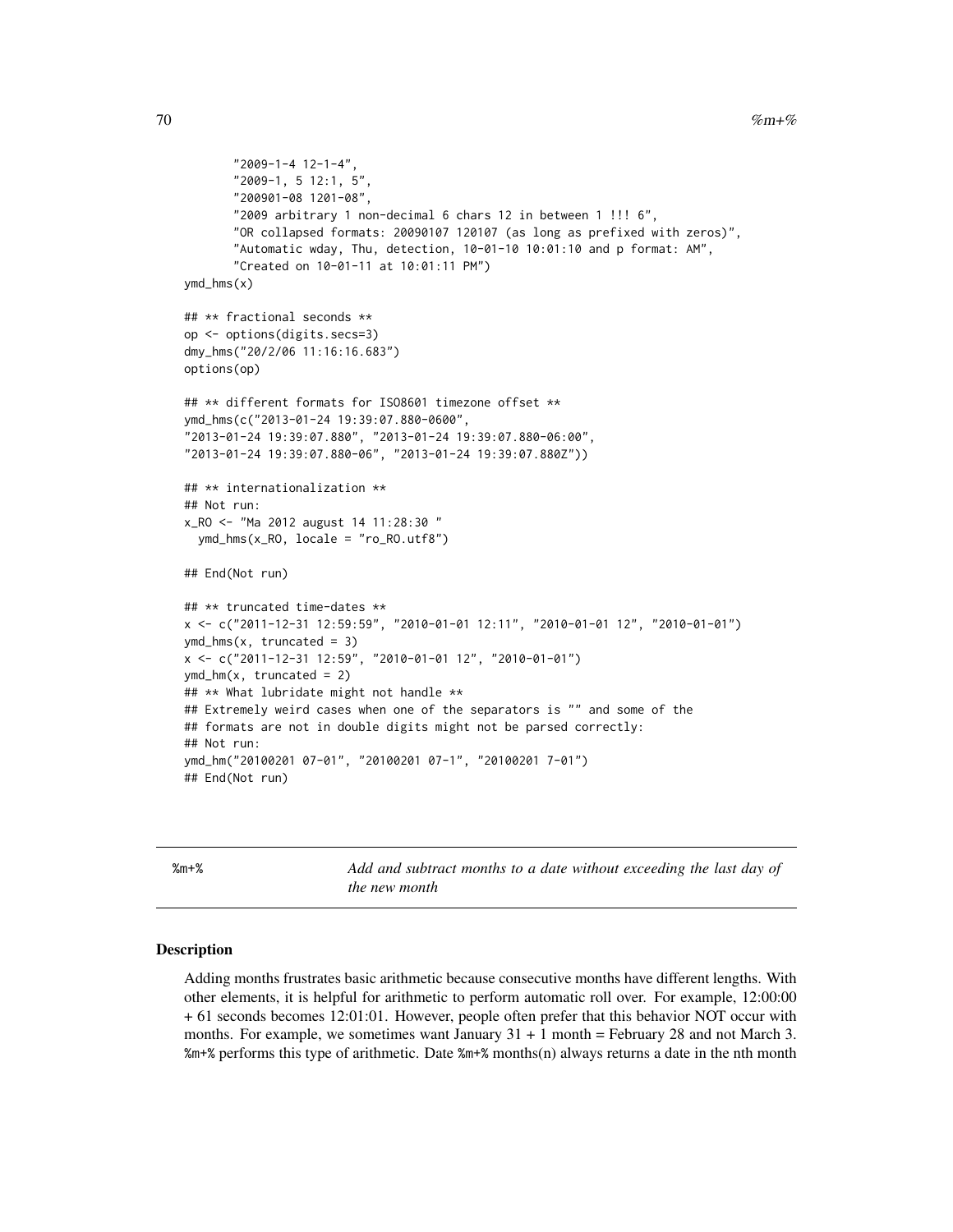```
       "2009-1-4 12-1-4",
       "2009-1, 5 12:1, 5",
       "200901-08 1201-08",
       "2009 arbitrary 1 non-decimal 6 chars 12 in between 1 !!! 6",
       "OR collapsed formats: 20090107 120107 (as long as prefixed with zeros)",
       "Automatic wday, Thu, detection, 10-01-10 10:01:10 and p format: AM",
       "Created on 10-01-11 at 10:01:11 PM")
ymd_hms(x)

## ** fractional seconds **
op <- options(digits.secs=3)
dmy_hms("20/2/06 11:16:16.683")
options(op)

## ** different formats for ISO8601 timezone offset **
ymd_hms(c("2013-01-24 19:39:07.880-0600",
"2013-01-24 19:39:07.880", "2013-01-24 19:39:07.880-06:00",
"2013-01-24 19:39:07.880-06", "2013-01-24 19:39:07.880Z"))

## ** internationalization **
## Not run:
x_RO <- "Ma 2012 august 14 11:28:30 "
  ymd_hms(x_RO, locale = "ro_RO.utf8")

## End(Not run)

## ** truncated time-dates **
x <- c("2011-12-31 12:59:59", "2010-01-01 12:11", "2010-01-01 12", "2010-01-01")
ymd_hms(x, truncated = 3)
x <- c("2011-12-31 12:59", "2010-01-01 12", "2010-01-01")
ymd_hm(x, truncated = 2)
## ** What lubridate might not handle **
## Extremely weird cases when one of the separators is "" and some of the
## formats are not in double digits might not be parsed correctly:
## Not run:
ymd_hm("20100201 07-01", "20100201 07-1", "20100201 7-01")
## End(Not run)
```

---

`%m+%` *Add and subtract months to a date without exceeding the last day of the new month*

---

### Description

Adding months frustrates basic arithmetic because consecutive months have different lengths. With other elements, it is helpful for arithmetic to perform automatic roll over. For example, 12:00:00 + 61 seconds becomes 12:01:01. However, people often prefer that this behavior NOT occur with months. For example, we sometimes want January 31 + 1 month = February 28 and not March 3. `%m+%` performs this type of arithmetic. Date `%m+%` months(n) always returns a date in the nth month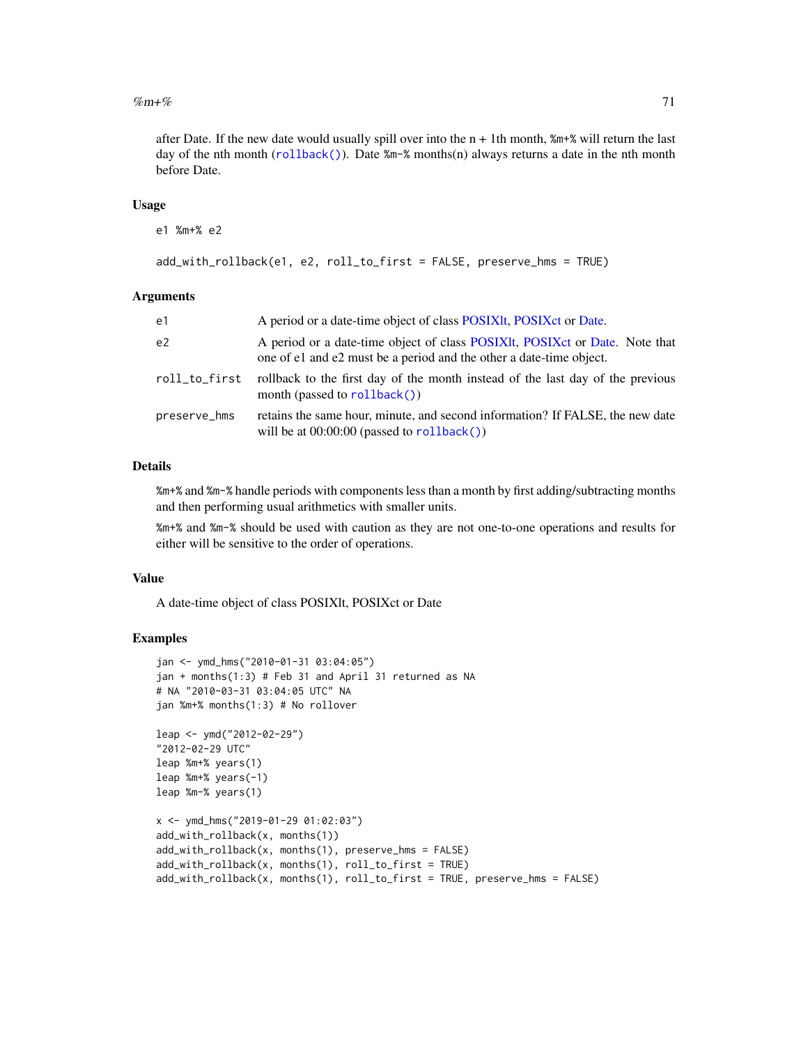after Date. If the new date would usually spill over into the n + 1th month, `%m+%` will return the last day of the nth month (`rollback()`). Date `%m-%` months(n) always returns a date in the nth month before Date.

### Usage

```
e1 %m+% e2

add_with_rollback(e1, e2, roll_to_first = FALSE, preserve_hms = TRUE)
```

### Arguments

| | |
|---|---|
| `e1` | A period or a date-time object of class POSIXlt, POSIXct or Date. |
| `e2` | A period or a date-time object of class POSIXlt, POSIXct or Date. Note that one of e1 and e2 must be a period and the other a date-time object. |
| `roll_to_first` | rollback to the first day of the month instead of the last day of the previous month (passed to `rollback()`) |
| `preserve_hms` | retains the same hour, minute, and second information? If FALSE, the new date will be at 00:00:00 (passed to `rollback()`) |

### Details

`%m+%` and `%m-%` handle periods with components less than a month by first adding/subtracting months and then performing usual arithmetics with smaller units.

`%m+%` and `%m-%` should be used with caution as they are not one-to-one operations and results for either will be sensitive to the order of operations.

### Value

A date-time object of class POSIXlt, POSIXct or Date

### Examples

```
jan <- ymd_hms("2010-01-31 03:04:05")
jan + months(1:3) # Feb 31 and April 31 returned as NA
# NA "2010-03-31 03:04:05 UTC" NA
jan %m+% months(1:3) # No rollover

leap <- ymd("2012-02-29")
"2012-02-29 UTC"
leap %m+% years(1)
leap %m+% years(-1)
leap %m-% years(1)

x <- ymd_hms("2019-01-29 01:02:03")
add_with_rollback(x, months(1))
add_with_rollback(x, months(1), preserve_hms = FALSE)
add_with_rollback(x, months(1), roll_to_first = TRUE)
add_with_rollback(x, months(1), roll_to_first = TRUE, preserve_hms = FALSE)
```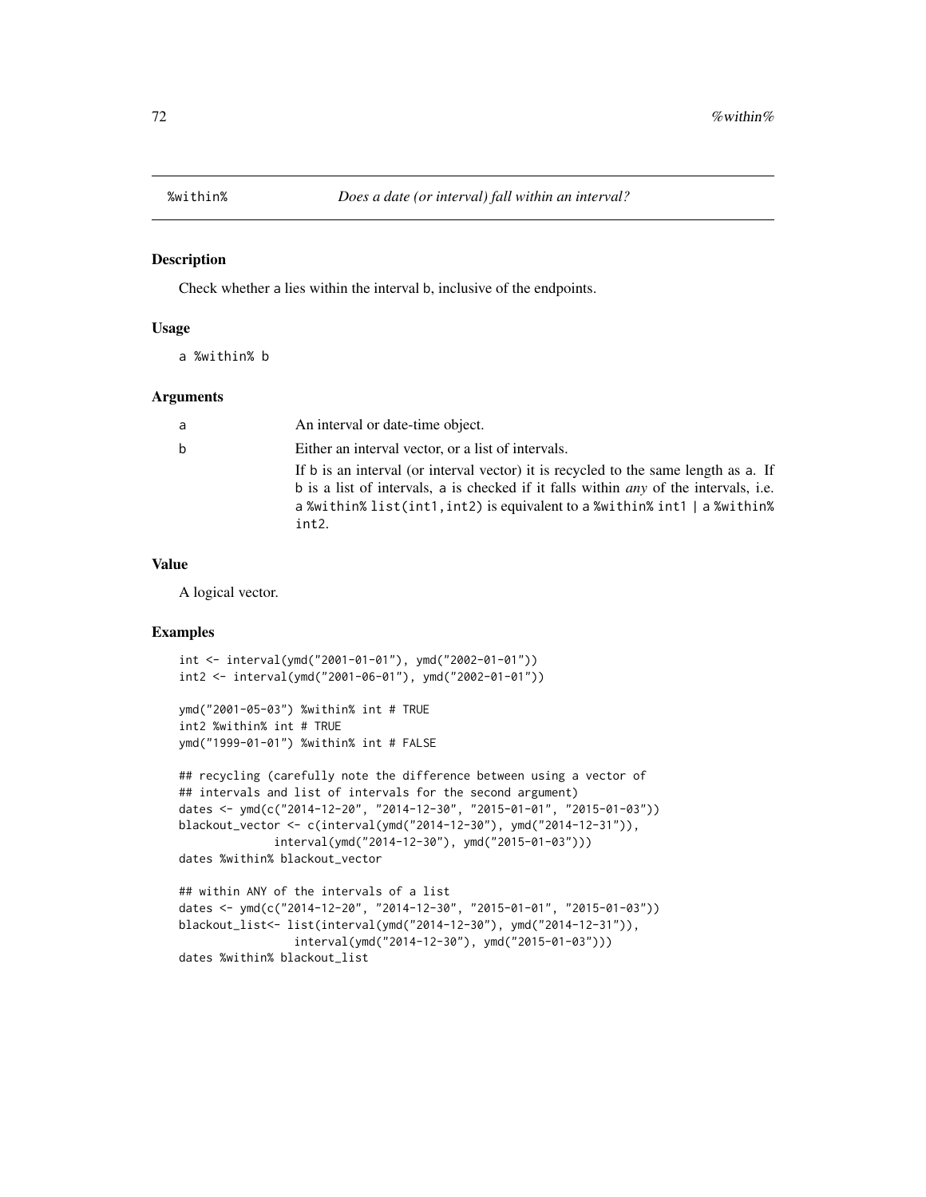# %within% *Does a date (or interval) fall within an interval?*

## Description

Check whether a lies within the interval b, inclusive of the endpoints.

## Usage

```
a %within% b
```

## Arguments

| | |
|---|---|
| a | An interval or date-time object. |
| b | Either an interval vector, or a list of intervals. If b is an interval (or interval vector) it is recycled to the same length as a. If b is a list of intervals, a is checked if it falls within *any* of the intervals, i.e. a %within% list(int1,int2) is equivalent to a %within% int1 \| a %within% int2. |

## Value

A logical vector.

## Examples

```
int <- interval(ymd("2001-01-01"), ymd("2002-01-01"))
int2 <- interval(ymd("2001-06-01"), ymd("2002-01-01"))

ymd("2001-05-03") %within% int # TRUE
int2 %within% int # TRUE
ymd("1999-01-01") %within% int # FALSE

## recycling (carefully note the difference between using a vector of
## intervals and list of intervals for the second argument)
dates <- ymd(c("2014-12-20", "2014-12-30", "2015-01-01", "2015-01-03"))
blackout_vector <- c(interval(ymd("2014-12-30"), ymd("2014-12-31")),
              interval(ymd("2014-12-30"), ymd("2015-01-03")))
dates %within% blackout_vector

## within ANY of the intervals of a list
dates <- ymd(c("2014-12-20", "2014-12-30", "2015-01-01", "2015-01-03"))
blackout_list<- list(interval(ymd("2014-12-30"), ymd("2014-12-31")),
                 interval(ymd("2014-12-30"), ymd("2015-01-03")))
dates %within% blackout_list
```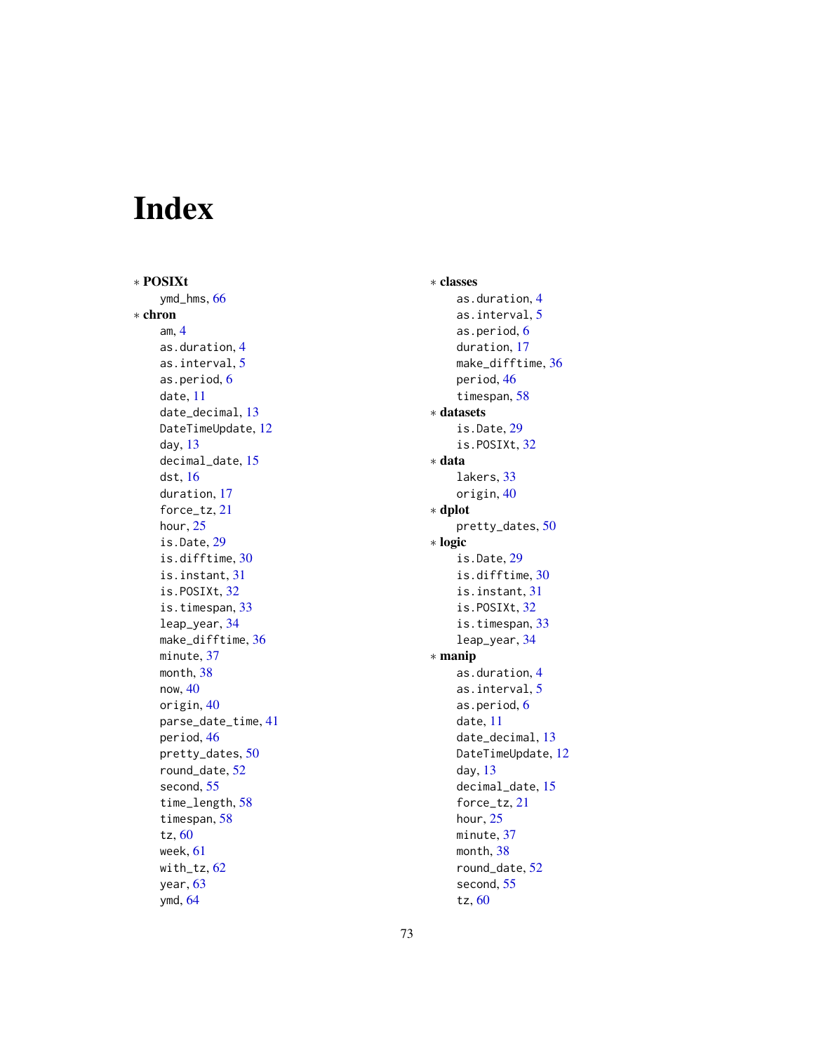# Index

∗ **POSIXt**
- ymd_hms, 66

∗ **chron**
- am, 4
- as.duration, 4
- as.interval, 5
- as.period, 6
- date, 11
- date_decimal, 13
- DateTimeUpdate, 12
- day, 13
- decimal_date, 15
- dst, 16
- duration, 17
- force_tz, 21
- hour, 25
- is.Date, 29
- is.difftime, 30
- is.instant, 31
- is.POSIXt, 32
- is.timespan, 33
- leap_year, 34
- make_difftime, 36
- minute, 37
- month, 38
- now, 40
- origin, 40
- parse_date_time, 41
- period, 46
- pretty_dates, 50
- round_date, 52
- second, 55
- time_length, 58
- timespan, 58
- tz, 60
- week, 61
- with_tz, 62
- year, 63
- ymd, 64

∗ **classes**
- as.duration, 4
- as.interval, 5
- as.period, 6
- duration, 17
- make_difftime, 36
- period, 46
- timespan, 58

∗ **datasets**
- is.Date, 29
- is.POSIXt, 32

∗ **data**
- lakers, 33
- origin, 40

∗ **dplot**
- pretty_dates, 50

∗ **logic**
- is.Date, 29
- is.difftime, 30
- is.instant, 31
- is.POSIXt, 32
- is.timespan, 33
- leap_year, 34

∗ **manip**
- as.duration, 4
- as.interval, 5
- as.period, 6
- date, 11
- date_decimal, 13
- DateTimeUpdate, 12
- day, 13
- decimal_date, 15
- force_tz, 21
- hour, 25
- minute, 37
- month, 38
- round_date, 52
- second, 55
- tz, 60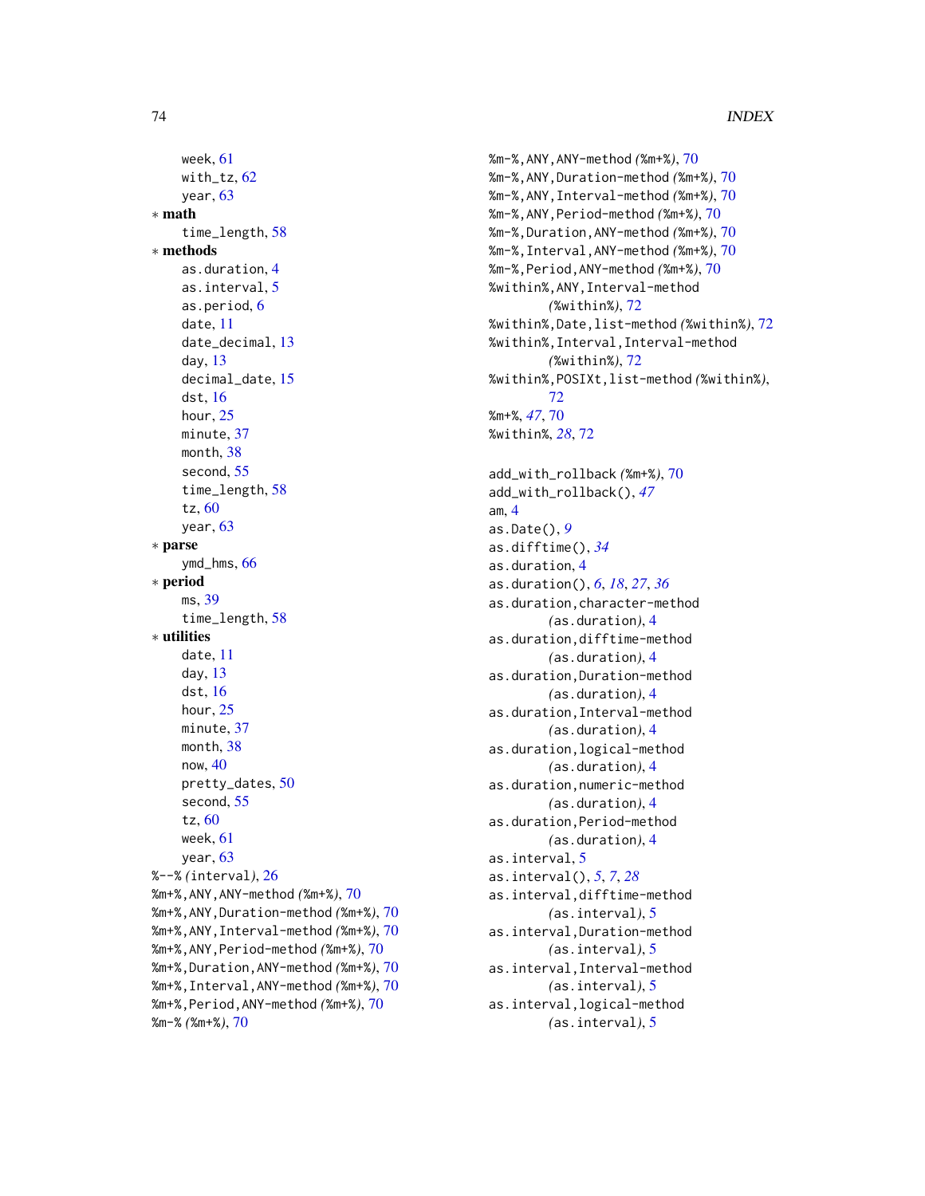week, 61
with_tz, 62
year, 63

* **math**
  time_length, 58

* **methods**
  as.duration, 4
  as.interval, 5
  as.period, 6
  date, 11
  date_decimal, 13
  day, 13
  decimal_date, 15
  dst, 16
  hour, 25
  minute, 37
  month, 38
  second, 55
  time_length, 58
  tz, 60
  year, 63

* **parse**
  ymd_hms, 66

* **period**
  ms, 39
  time_length, 58

* **utilities**
  date, 11
  day, 13
  dst, 16
  hour, 25
  minute, 37
  month, 38
  now, 40
  pretty_dates, 50
  second, 55
  tz, 60
  week, 61
  year, 63

%--% *(*interval*)*, 26
%m+%,ANY,ANY-method *(*%m+%*)*, 70
%m+%,ANY,Duration-method *(*%m+%*)*, 70
%m+%,ANY,Interval-method *(*%m+%*)*, 70
%m+%,ANY,Period-method *(*%m+%*)*, 70
%m+%,Duration,ANY-method *(*%m+%*)*, 70
%m+%,Interval,ANY-method *(*%m+%*)*, 70
%m+%,Period,ANY-method *(*%m+%*)*, 70
%m-% *(*%m+%*)*, 70
%m-%,ANY,ANY-method *(*%m+%*)*, 70
%m-%,ANY,Duration-method *(*%m+%*)*, 70
%m-%,ANY,Interval-method *(*%m+%*)*, 70
%m-%,ANY,Period-method *(*%m+%*)*, 70
%m-%,Duration,ANY-method *(*%m+%*)*, 70
%m-%,Interval,ANY-method *(*%m+%*)*, 70
%m-%,Period,ANY-method *(*%m+%*)*, 70
%within%,ANY,Interval-method
    *(*%within%*)*, 72
%within%,Date,list-method *(*%within%*)*, 72
%within%,Interval,Interval-method
    *(*%within%*)*, 72
%within%,POSIXt,list-method *(*%within%*)*,
    72
%m+%, *47*, 70
%within%, *28*, 72

add_with_rollback *(*%m+%*)*, 70
add_with_rollback(), *47*
am, 4
as.Date(), *9*
as.difftime(), *34*
as.duration, 4
as.duration(), *6*, *18*, *27*, *36*
as.duration,character-method
    *(*as.duration*)*, 4
as.duration,difftime-method
    *(*as.duration*)*, 4
as.duration,Duration-method
    *(*as.duration*)*, 4
as.duration,Interval-method
    *(*as.duration*)*, 4
as.duration,logical-method
    *(*as.duration*)*, 4
as.duration,numeric-method
    *(*as.duration*)*, 4
as.duration,Period-method
    *(*as.duration*)*, 4
as.interval, 5
as.interval(), *5*, *7*, *28*
as.interval,difftime-method
    *(*as.interval*)*, 5
as.interval,Duration-method
    *(*as.interval*)*, 5
as.interval,Interval-method
    *(*as.interval*)*, 5
as.interval,logical-method
    *(*as.interval*)*, 5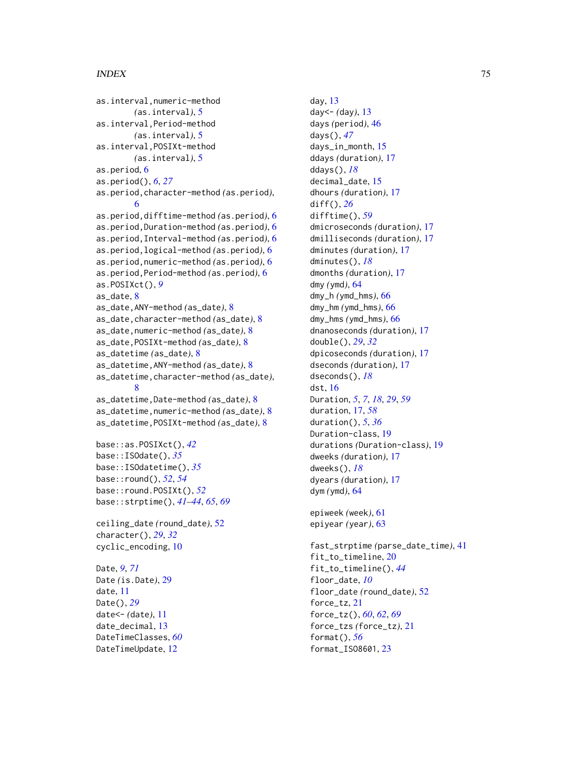as.interval,numeric-method
    (as.interval), 5
as.interval,Period-method
    (as.interval), 5
as.interval,POSIXt-method
    (as.interval), 5
as.period, 6
as.period(), *6*, *27*
as.period,character-method (as.period),
    6
as.period,difftime-method (as.period), 6
as.period,Duration-method (as.period), 6
as.period,Interval-method (as.period), 6
as.period,logical-method (as.period), 6
as.period,numeric-method (as.period), 6
as.period,Period-method (as.period), 6
as.POSIXct(), *9*
as_date, 8
as_date,ANY-method (as_date), 8
as_date,character-method (as_date), 8
as_date,numeric-method (as_date), 8
as_date,POSIXt-method (as_date), 8
as_datetime (as_date), 8
as_datetime,ANY-method (as_date), 8
as_datetime,character-method (as_date),
    8
as_datetime,Date-method (as_date), 8
as_datetime,numeric-method (as_date), 8
as_datetime,POSIXt-method (as_date), 8

base::as.POSIXct(), *42*
base::ISOdate(), *35*
base::ISOdatetime(), *35*
base::round(), *52*, *54*
base::round.POSIXt(), *52*
base::strptime(), *41–44*, *65*, *69*

ceiling_date (round_date), 52
character(), *29*, *32*
cyclic_encoding, 10

Date, *9*, *71*
Date (is.Date), 29
date, 11
Date(), *29*
date<- (date), 11
date_decimal, 13
DateTimeClasses, *60*
DateTimeUpdate, 12

day, 13
day<- (day), 13
days (period), 46
days(), *47*
days_in_month, 15
ddays (duration), 17
ddays(), *18*
decimal_date, 15
dhours (duration), 17
diff(), *26*
difftime(), *59*
dmicroseconds (duration), 17
dmilliseconds (duration), 17
dminutes (duration), 17
dminutes(), *18*
dmonths (duration), 17
dmy (ymd), 64
dmy_h (ymd_hms), 66
dmy_hm (ymd_hms), 66
dmy_hms (ymd_hms), 66
dnanoseconds (duration), 17
double(), *29*, *32*
dpicoseconds (duration), 17
dseconds (duration), 17
dseconds(), *18*
dst, 16
Duration, *5*, *7*, *18*, *29*, *59*
duration, 17, *58*
duration(), *5*, *36*
Duration-class, 19
durations (Duration-class), 19
dweeks (duration), 17
dweeks(), *18*
dyears (duration), 17
dym (ymd), 64

epiweek (week), 61
epiyear (year), 63

fast_strptime (parse_date_time), 41
fit_to_timeline, 20
fit_to_timeline(), *44*
floor_date, *10*
floor_date (round_date), 52
force_tz, 21
force_tz(), *60*, *62*, *69*
force_tzs (force_tz), 21
format(), *56*
format_ISO8601, 23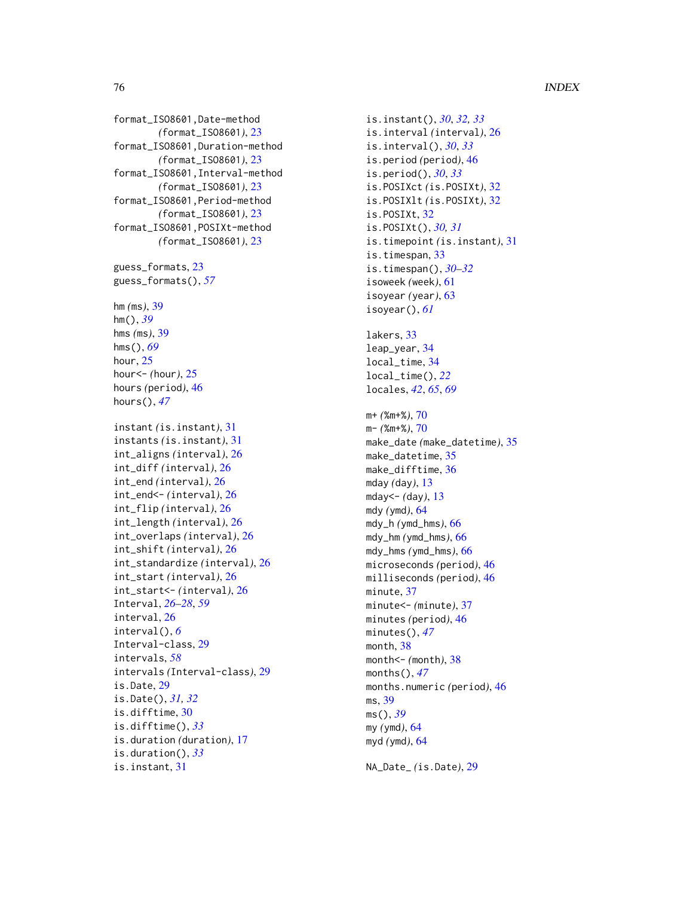format_ISO8601,Date-method
*(*format_ISO8601*)*, 23
format_ISO8601,Duration-method
*(*format_ISO8601*)*, 23
format_ISO8601,Interval-method
*(*format_ISO8601*)*, 23
format_ISO8601,Period-method
*(*format_ISO8601*)*, 23
format_ISO8601,POSIXt-method
*(*format_ISO8601*)*, 23

guess_formats, 23
guess_formats(), *57*

hm *(*ms*)*, 39
hm(), *39*
hms *(*ms*)*, 39
hms(), *69*
hour, 25
hour<- *(*hour*)*, 25
hours *(*period*)*, 46
hours(), *47*

instant *(*is.instant*)*, 31
instants *(*is.instant*)*, 31
int_aligns *(*interval*)*, 26
int_diff *(*interval*)*, 26
int_end *(*interval*)*, 26
int_end<- *(*interval*)*, 26
int_flip *(*interval*)*, 26
int_length *(*interval*)*, 26
int_overlaps *(*interval*)*, 26
int_shift *(*interval*)*, 26
int_standardize *(*interval*)*, 26
int_start *(*interval*)*, 26
int_start<- *(*interval*)*, 26
Interval, *26–28*, *59*
interval, 26
interval(), *6*
Interval-class, 29
intervals, *58*
intervals *(*Interval-class*)*, 29
is.Date, 29
is.Date(), *31, 32*
is.difftime, 30
is.difftime(), *33*
is.duration *(*duration*)*, 17
is.duration(), *33*
is.instant, 31
is.instant(), *30*, *32, 33*
is.interval *(*interval*)*, 26
is.interval(), *30*, *33*
is.period *(*period*)*, 46
is.period(), *30*, *33*
is.POSIXct *(*is.POSIXt*)*, 32
is.POSIXlt *(*is.POSIXt*)*, 32
is.POSIXt, 32
is.POSIXt(), *30, 31*
is.timepoint *(*is.instant*)*, 31
is.timespan, 33
is.timespan(), *30–32*
isoweek *(*week*)*, 61
isoyear *(*year*)*, 63
isoyear(), *61*

lakers, 33
leap_year, 34
local_time, 34
local_time(), *22*
locales, *42*, *65*, *69*

m+ *(*%m+%*)*, 70
m- *(*%m+%*)*, 70
make_date *(*make_datetime*)*, 35
make_datetime, 35
make_difftime, 36
mday *(*day*)*, 13
mday<- *(*day*)*, 13
mdy *(*ymd*)*, 64
mdy_h *(*ymd_hms*)*, 66
mdy_hm *(*ymd_hms*)*, 66
mdy_hms *(*ymd_hms*)*, 66
microseconds *(*period*)*, 46
milliseconds *(*period*)*, 46
minute, 37
minute<- *(*minute*)*, 37
minutes *(*period*)*, 46
minutes(), *47*
month, 38
month<- *(*month*)*, 38
months(), *47*
months.numeric *(*period*)*, 46
ms, 39
ms(), *39*
my *(*ymd*)*, 64
myd *(*ymd*)*, 64

NA_Date_ *(*is.Date*)*, 29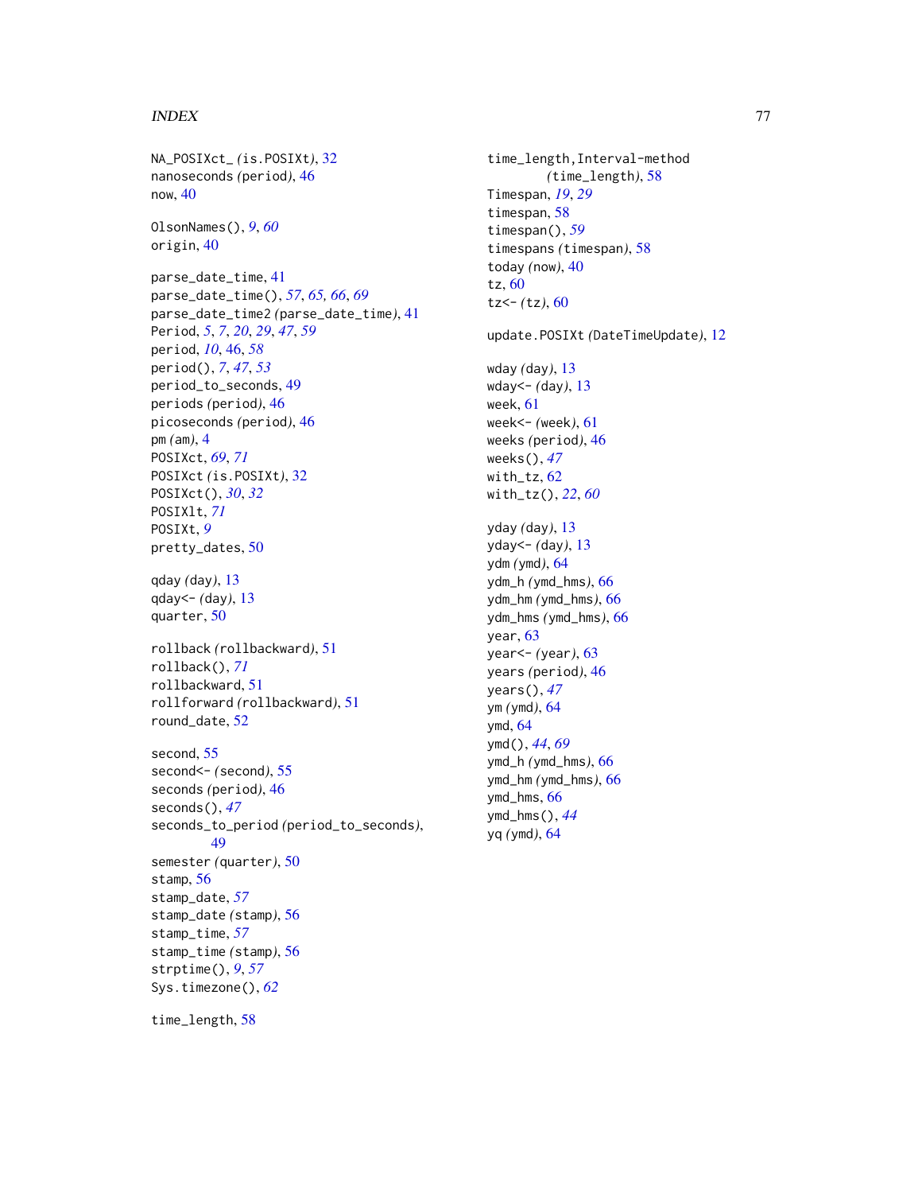NA_POSIXct_ *(is.POSIXt)*, 32
nanoseconds *(period)*, 46
now, 40

OlsonNames(), *9*, *60*
origin, 40

parse_date_time, 41
parse_date_time(), *57*, *65, 66*, *69*
parse_date_time2 *(parse_date_time)*, 41
Period, *5*, *7*, *20*, *29*, *47*, *59*
period, *10*, 46, *58*
period(), *7*, *47*, *53*
period_to_seconds, 49
periods *(period)*, 46
picoseconds *(period)*, 46
pm *(am)*, 4
POSIXct, *69*, *71*
POSIXct *(is.POSIXt)*, 32
POSIXct(), *30*, *32*
POSIXlt, *71*
POSIXt, *9*
pretty_dates, 50

qday *(day)*, 13
qday<- *(day)*, 13
quarter, 50

rollback *(rollbackward)*, 51
rollback(), *71*
rollbackward, 51
rollforward *(rollbackward)*, 51
round_date, 52

second, 55
second<- *(second)*, 55
seconds *(period)*, 46
seconds(), *47*
seconds_to_period *(period_to_seconds)*, 49
semester *(quarter)*, 50
stamp, 56
stamp_date, *57*
stamp_date *(stamp)*, 56
stamp_time, *57*
stamp_time *(stamp)*, 56
strptime(), *9*, *57*
Sys.timezone(), *62*

time_length, 58
time_length,Interval-method *(time_length)*, 58
Timespan, *19*, *29*
timespan, 58
timespan(), *59*
timespans *(timespan)*, 58
today *(now)*, 40
tz, 60
tz<- *(tz)*, 60

update.POSIXt *(DateTimeUpdate)*, 12

wday *(day)*, 13
wday<- *(day)*, 13
week, 61
week<- *(week)*, 61
weeks *(period)*, 46
weeks(), *47*
with_tz, 62
with_tz(), *22*, *60*

yday *(day)*, 13
yday<- *(day)*, 13
ydm *(ymd)*, 64
ydm_h *(ymd_hms)*, 66
ydm_hm *(ymd_hms)*, 66
ydm_hms *(ymd_hms)*, 66
year, 63
year<- *(year)*, 63
years *(period)*, 46
years(), *47*
ym *(ymd)*, 64
ymd, 64
ymd(), *44*, *69*
ymd_h *(ymd_hms)*, 66
ymd_hm *(ymd_hms)*, 66
ymd_hms, 66
ymd_hms(), *44*
yq *(ymd)*, 64